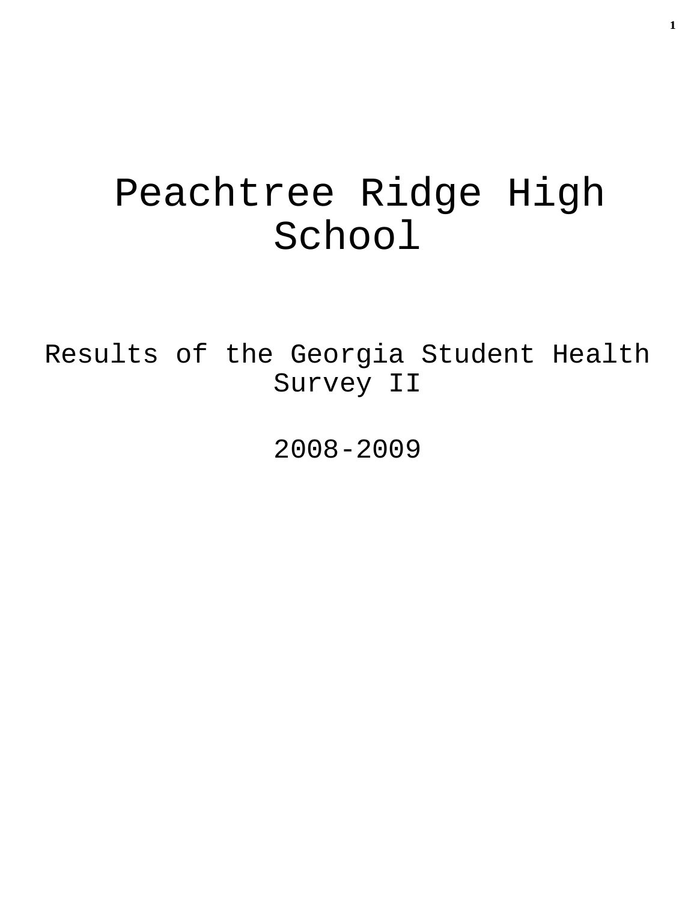# Peachtree Ridge High School

## Results of the Georgia Student Health Survey II

## 2008-2009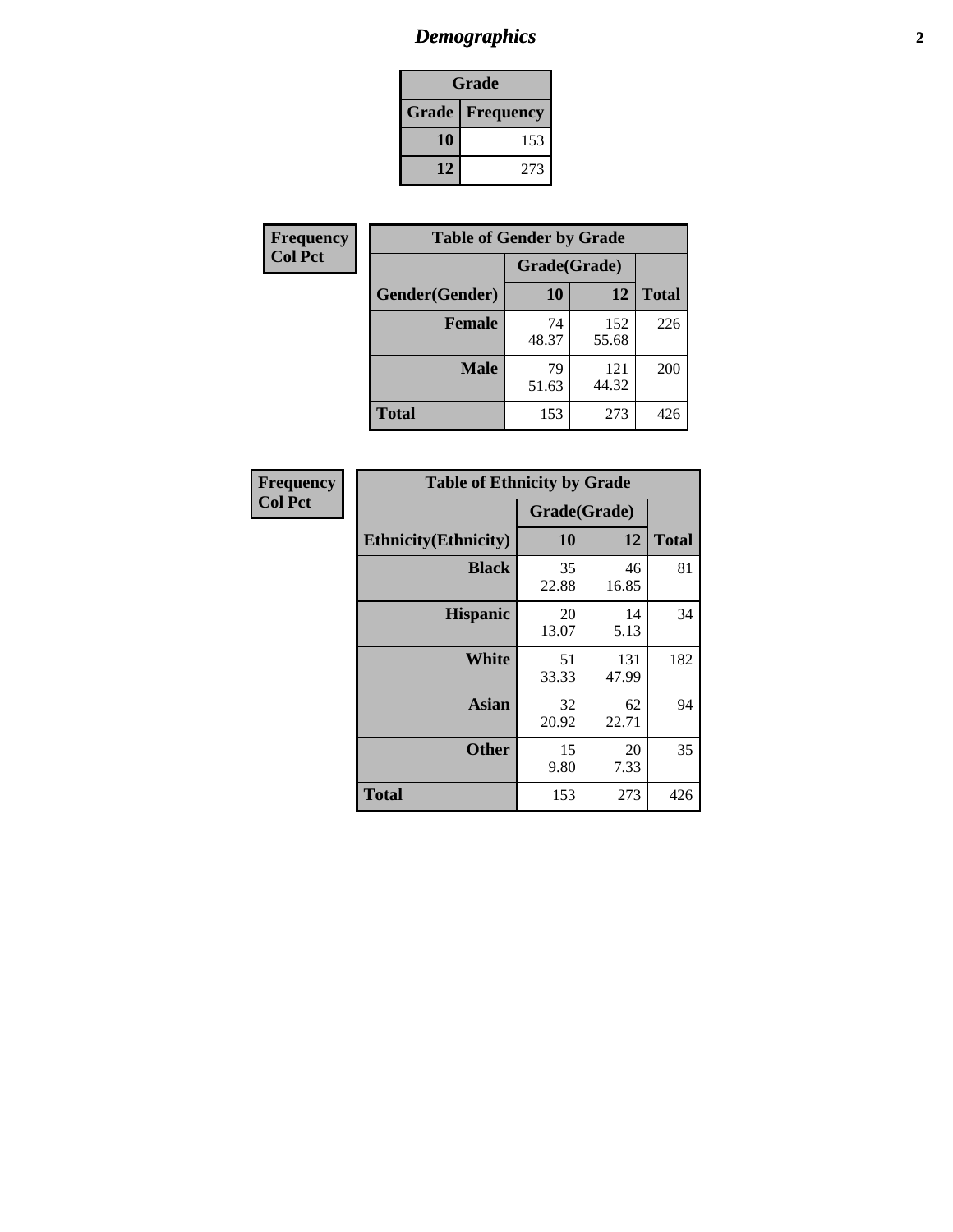## *Demographics*

| Grade | |
|---|---|
| **Grade** | **Frequency** |
| **10** | 153 |
| **12** | 273 |

**Frequency**
**Col Pct**

| Table of Gender by Grade | | | |
|---|---|---|---|
| | Grade(Grade) | | |
| **Gender(Gender)** | **10** | **12** | **Total** |
| **Female** | 74<br>48.37 | 152<br>55.68 | 226 |
| **Male** | 79<br>51.63 | 121<br>44.32 | 200 |
| **Total** | 153 | 273 | 426 |

**Frequency**
**Col Pct**

| Table of Ethnicity by Grade | | | |
|---|---|---|---|
| | Grade(Grade) | | |
| **Ethnicity(Ethnicity)** | **10** | **12** | **Total** |
| **Black** | 35<br>22.88 | 46<br>16.85 | 81 |
| **Hispanic** | 20<br>13.07 | 14<br>5.13 | 34 |
| **White** | 51<br>33.33 | 131<br>47.99 | 182 |
| **Asian** | 32<br>20.92 | 62<br>22.71 | 94 |
| **Other** | 15<br>9.80 | 20<br>7.33 | 35 |
| **Total** | 153 | 273 | 426 |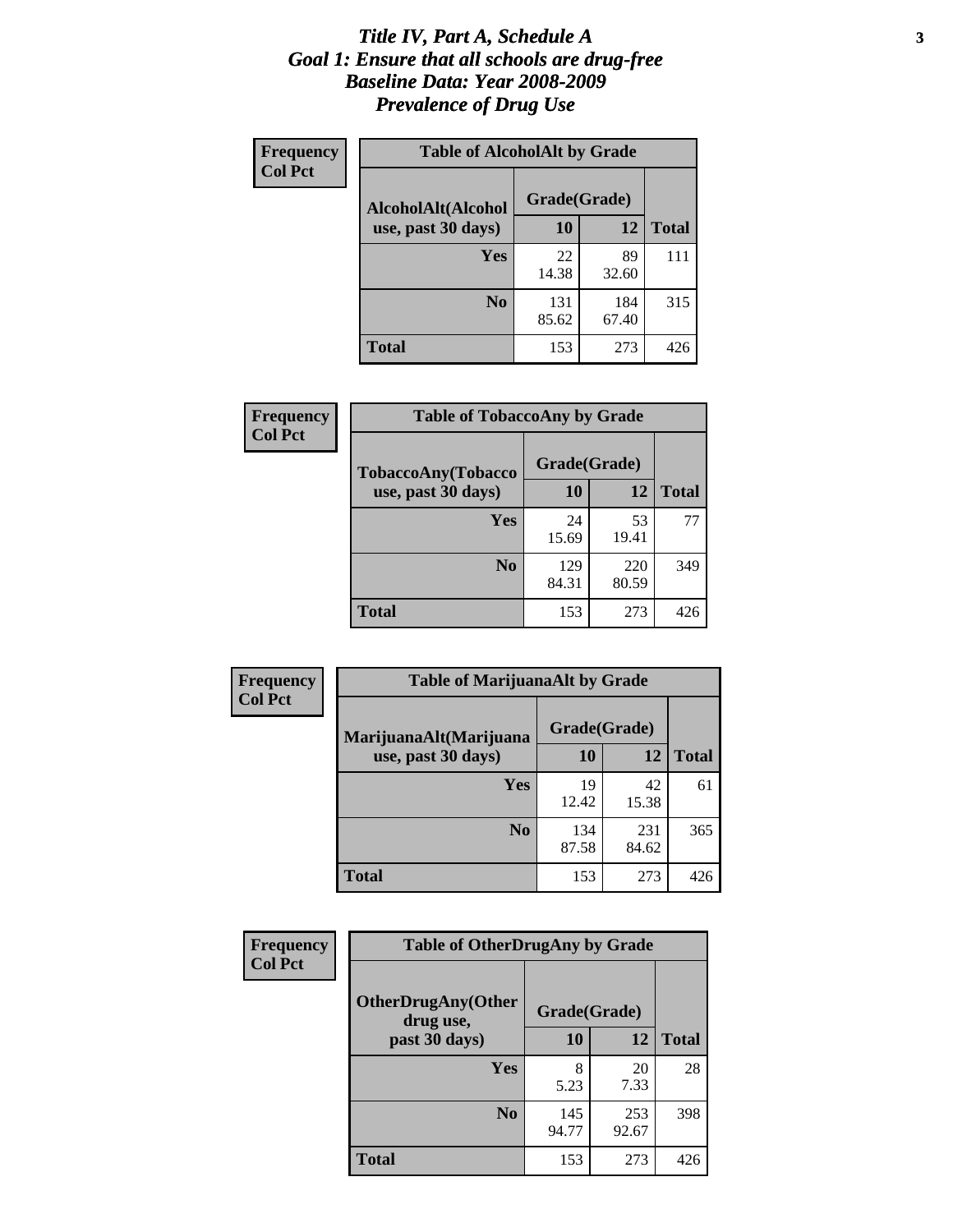# *Title IV, Part A, Schedule A*
# *Goal 1: Ensure that all schools are drug-free*
# *Baseline Data: Year 2008-2009*
# *Prevalence of Drug Use*

**Frequency**
**Col Pct**

**Table of AlcoholAlt by Grade**

| AlcoholAlt(Alcohol use, past 30 days) | Grade(Grade) | | |
|---|---|---|---|
| | **10** | **12** | **Total** |
| **Yes** | 22<br>14.38 | 89<br>32.60 | 111 |
| **No** | 131<br>85.62 | 184<br>67.40 | 315 |
| **Total** | 153 | 273 | 426 |

**Frequency**
**Col Pct**

**Table of TobaccoAny by Grade**

| TobaccoAny(Tobacco use, past 30 days) | Grade(Grade) | | |
|---|---|---|---|
| | **10** | **12** | **Total** |
| **Yes** | 24<br>15.69 | 53<br>19.41 | 77 |
| **No** | 129<br>84.31 | 220<br>80.59 | 349 |
| **Total** | 153 | 273 | 426 |

**Frequency**
**Col Pct**

**Table of MarijuanaAlt by Grade**

| MarijuanaAlt(Marijuana use, past 30 days) | Grade(Grade) | | |
|---|---|---|---|
| | **10** | **12** | **Total** |
| **Yes** | 19<br>12.42 | 42<br>15.38 | 61 |
| **No** | 134<br>87.58 | 231<br>84.62 | 365 |
| **Total** | 153 | 273 | 426 |

**Frequency**
**Col Pct**

**Table of OtherDrugAny by Grade**

| OtherDrugAny(Other drug use, past 30 days) | Grade(Grade) | | |
|---|---|---|---|
| | **10** | **12** | **Total** |
| **Yes** | 8<br>5.23 | 20<br>7.33 | 28 |
| **No** | 145<br>94.77 | 253<br>92.67 | 398 |
| **Total** | 153 | 273 | 426 |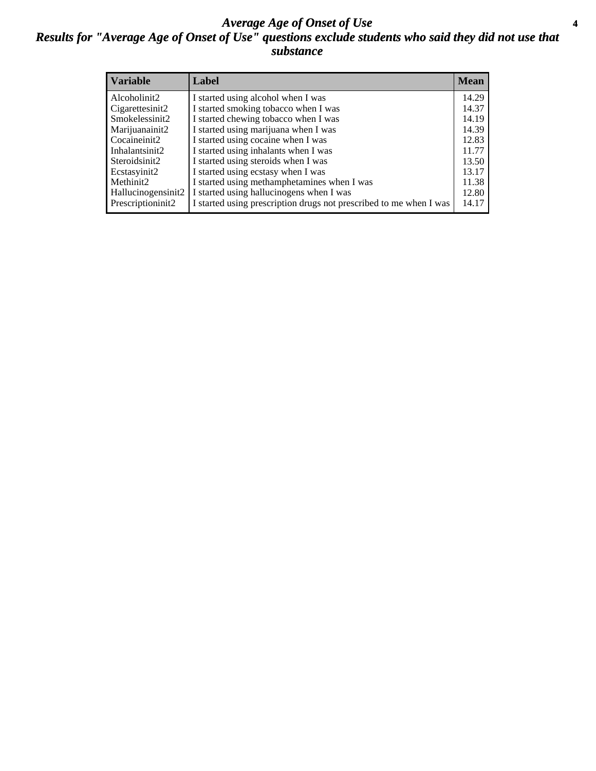# Average Age of Onset of Use

## Results for "Average Age of Onset of Use" questions exclude students who said they did not use that substance

| Variable | Label | Mean |
|---|---|---|
| Alcoholinit2 | I started using alcohol when I was | 14.29 |
| Cigarettesinit2 | I started smoking tobacco when I was | 14.37 |
| Smokelessinit2 | I started chewing tobacco when I was | 14.19 |
| Marijuanainit2 | I started using marijuana when I was | 14.39 |
| Cocaineinit2 | I started using cocaine when I was | 12.83 |
| Inhalantsinit2 | I started using inhalants when I was | 11.77 |
| Steroidsinit2 | I started using steroids when I was | 13.50 |
| Ecstasyinit2 | I started using ecstasy when I was | 13.17 |
| Methinit2 | I started using methamphetamines when I was | 11.38 |
| Hallucinogensinit2 | I started using hallucinogens when I was | 12.80 |
| Prescriptioninit2 | I started using prescription drugs not prescribed to me when I was | 14.17 |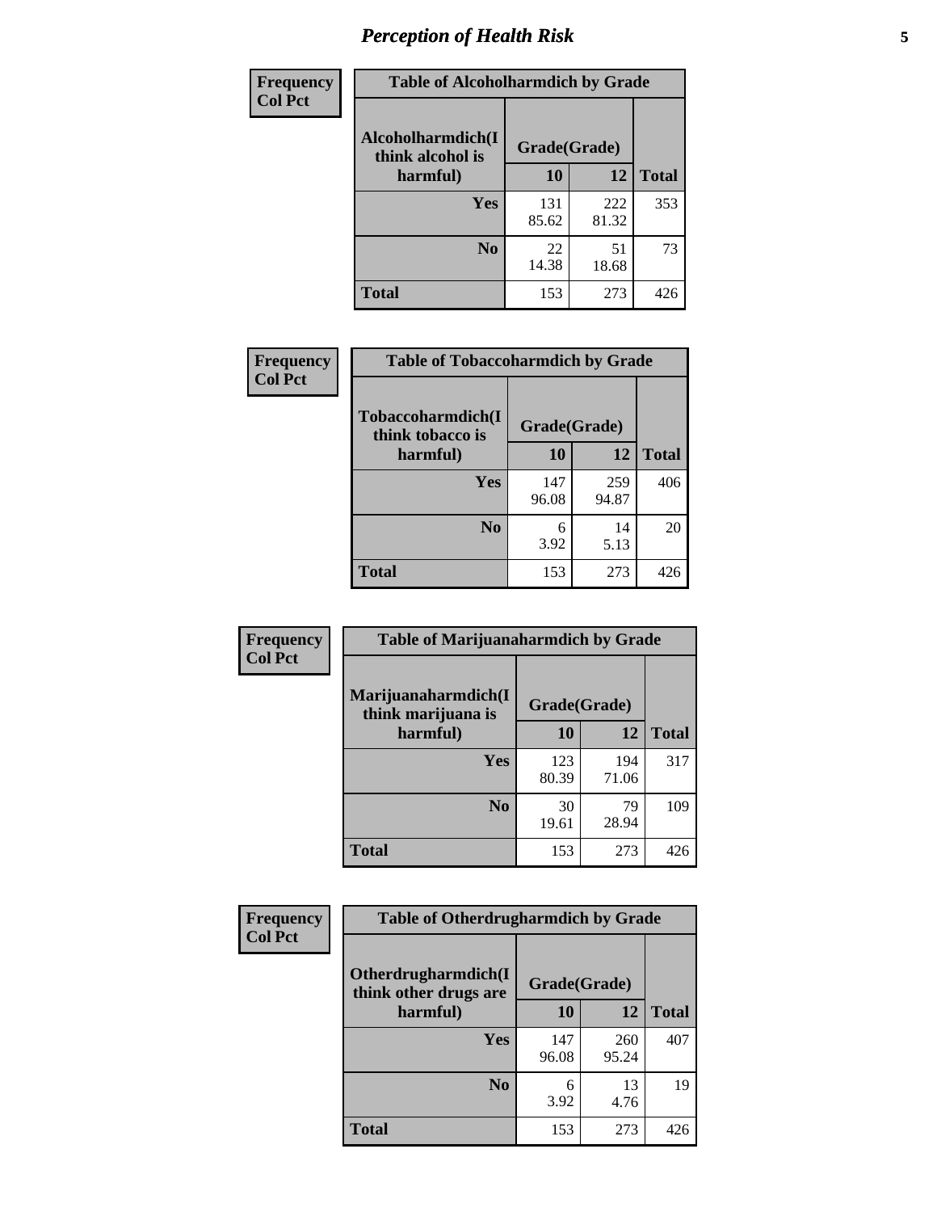## Perception of Health Risk

**Frequency**
**Col Pct**

| Table of Alcoholharmdich by Grade | | | |
|---|---|---|---|
| Alcoholharmdich(I think alcohol is harmful) | Grade(Grade) | | |
| | 10 | 12 | Total |
| Yes | 131<br>85.62 | 222<br>81.32 | 353 |
| No | 22<br>14.38 | 51<br>18.68 | 73 |
| Total | 153 | 273 | 426 |

**Frequency**
**Col Pct**

| Table of Tobaccoharmdich by Grade | | | |
|---|---|---|---|
| Tobaccoharmdich(I think tobacco is harmful) | Grade(Grade) | | |
| | 10 | 12 | Total |
| Yes | 147<br>96.08 | 259<br>94.87 | 406 |
| No | 6<br>3.92 | 14<br>5.13 | 20 |
| Total | 153 | 273 | 426 |

**Frequency**
**Col Pct**

| Table of Marijuanaharmdich by Grade | | | |
|---|---|---|---|
| Marijuanaharmdich(I think marijuana is harmful) | Grade(Grade) | | |
| | 10 | 12 | Total |
| Yes | 123<br>80.39 | 194<br>71.06 | 317 |
| No | 30<br>19.61 | 79<br>28.94 | 109 |
| Total | 153 | 273 | 426 |

**Frequency**
**Col Pct**

| Table of Otherdrugharmdich by Grade | | | |
|---|---|---|---|
| Otherdrugharmdich(I think other drugs are harmful) | Grade(Grade) | | |
| | 10 | 12 | Total |
| Yes | 147<br>96.08 | 260<br>95.24 | 407 |
| No | 6<br>3.92 | 13<br>4.76 | 19 |
| Total | 153 | 273 | 426 |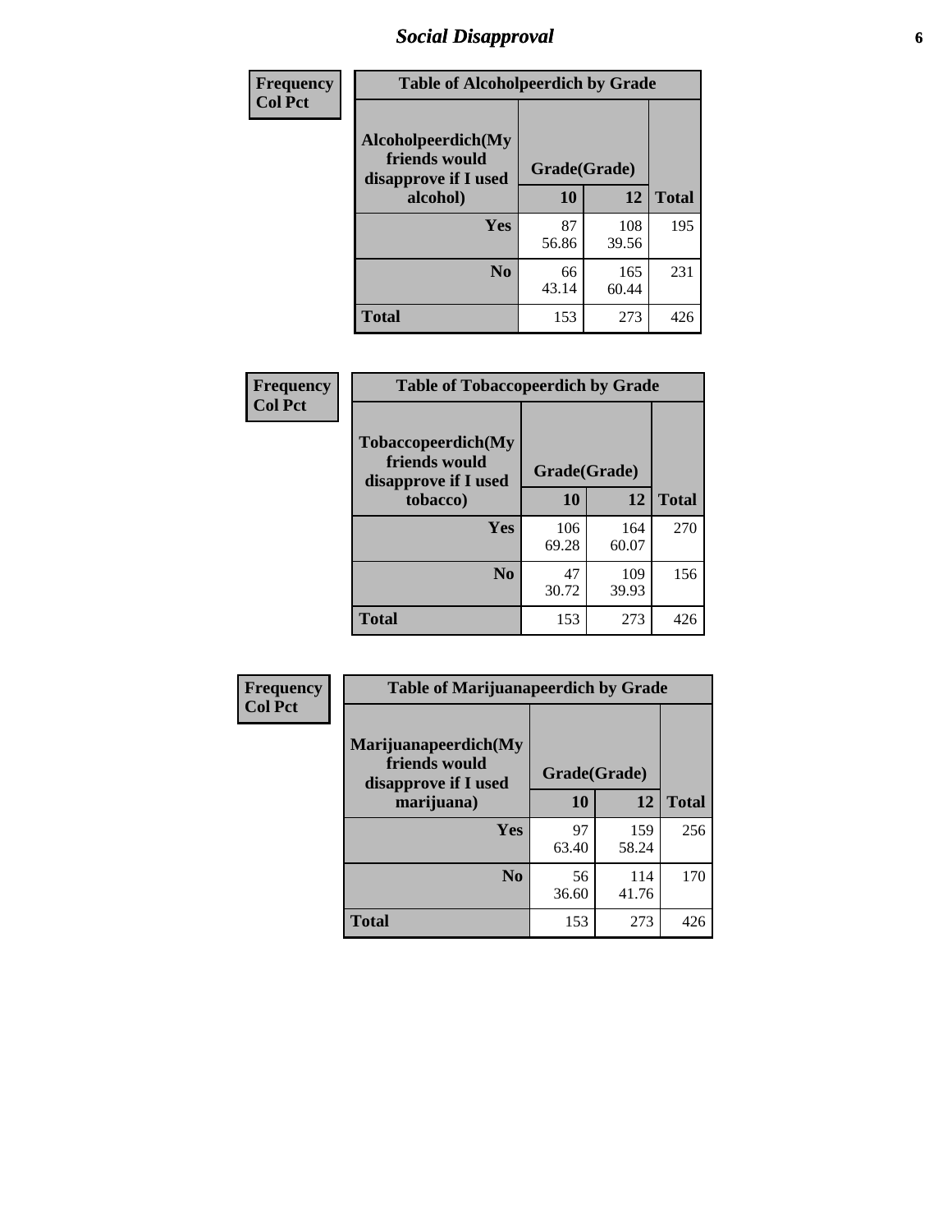## Social Disapproval

| Frequency Col Pct | | | |
|---|---|---|---|
| **Table of Alcoholpeerdich by Grade** | | | |
| **Alcoholpeerdich(My friends would disapprove if I used alcohol)** | **Grade(Grade)** | | |
| | **10** | **12** | **Total** |
| **Yes** | 87<br>56.86 | 108<br>39.56 | 195 |
| **No** | 66<br>43.14 | 165<br>60.44 | 231 |
| **Total** | 153 | 273 | 426 |

| Frequency Col Pct | | | |
|---|---|---|---|
| **Table of Tobaccopeerdich by Grade** | | | |
| **Tobaccopeerdich(My friends would disapprove if I used tobacco)** | **Grade(Grade)** | | |
| | **10** | **12** | **Total** |
| **Yes** | 106<br>69.28 | 164<br>60.07 | 270 |
| **No** | 47<br>30.72 | 109<br>39.93 | 156 |
| **Total** | 153 | 273 | 426 |

| Frequency Col Pct | | | |
|---|---|---|---|
| **Table of Marijuanapeerdich by Grade** | | | |
| **Marijuanapeerdich(My friends would disapprove if I used marijuana)** | **Grade(Grade)** | | |
| | **10** | **12** | **Total** |
| **Yes** | 97<br>63.40 | 159<br>58.24 | 256 |
| **No** | 56<br>36.60 | 114<br>41.76 | 170 |
| **Total** | 153 | 273 | 426 |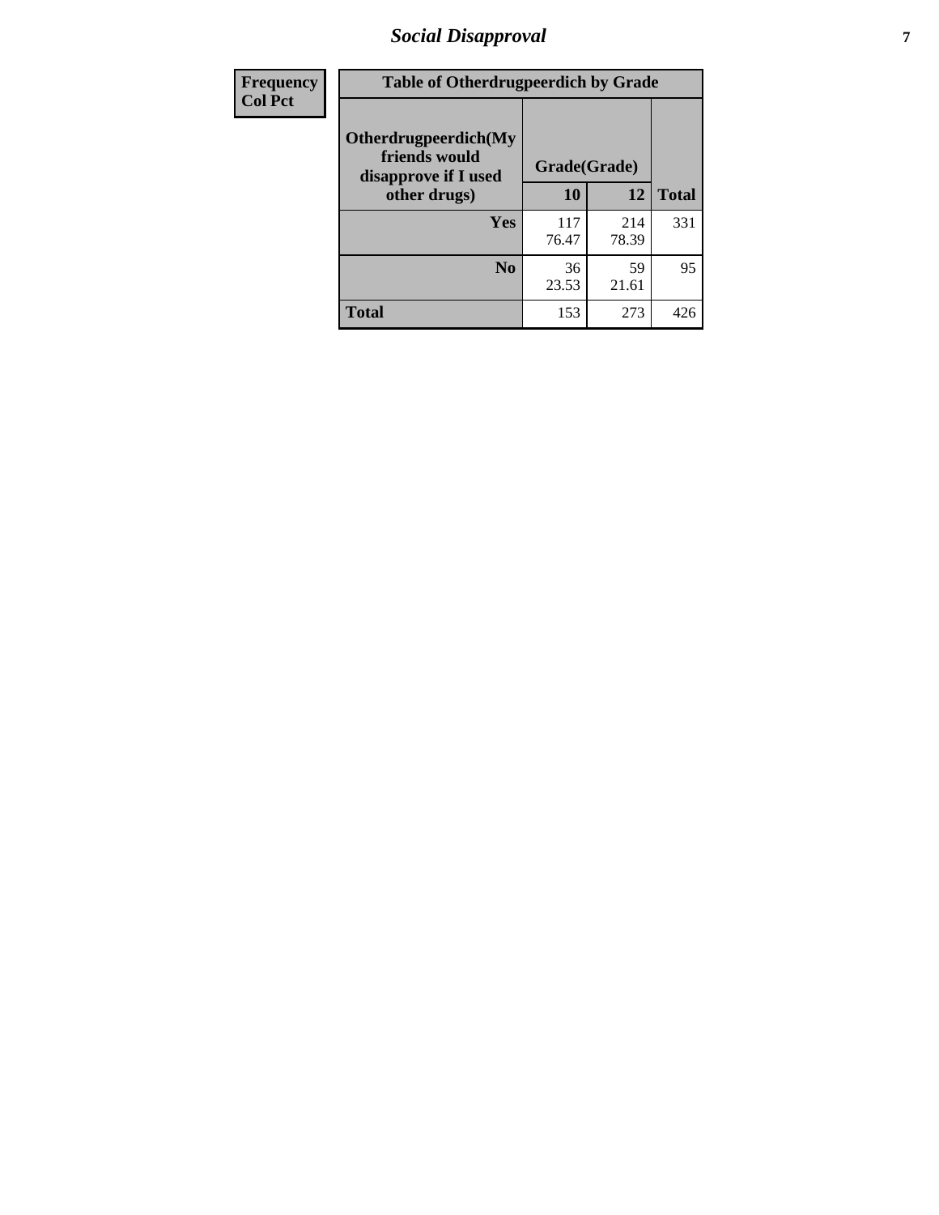| Frequency<br>Col Pct |
|---|

| Table of Otherdrugpeerdich by Grade | | | |
|---|---|---|---|
| Otherdrugpeerdich(My friends would disapprove if I used other drugs) | Grade(Grade) | | Total |
| | 10 | 12 | |
| Yes | 117<br>76.47 | 214<br>78.39 | 331 |
| No | 36<br>23.53 | 59<br>21.61 | 95 |
| Total | 153 | 273 | 426 |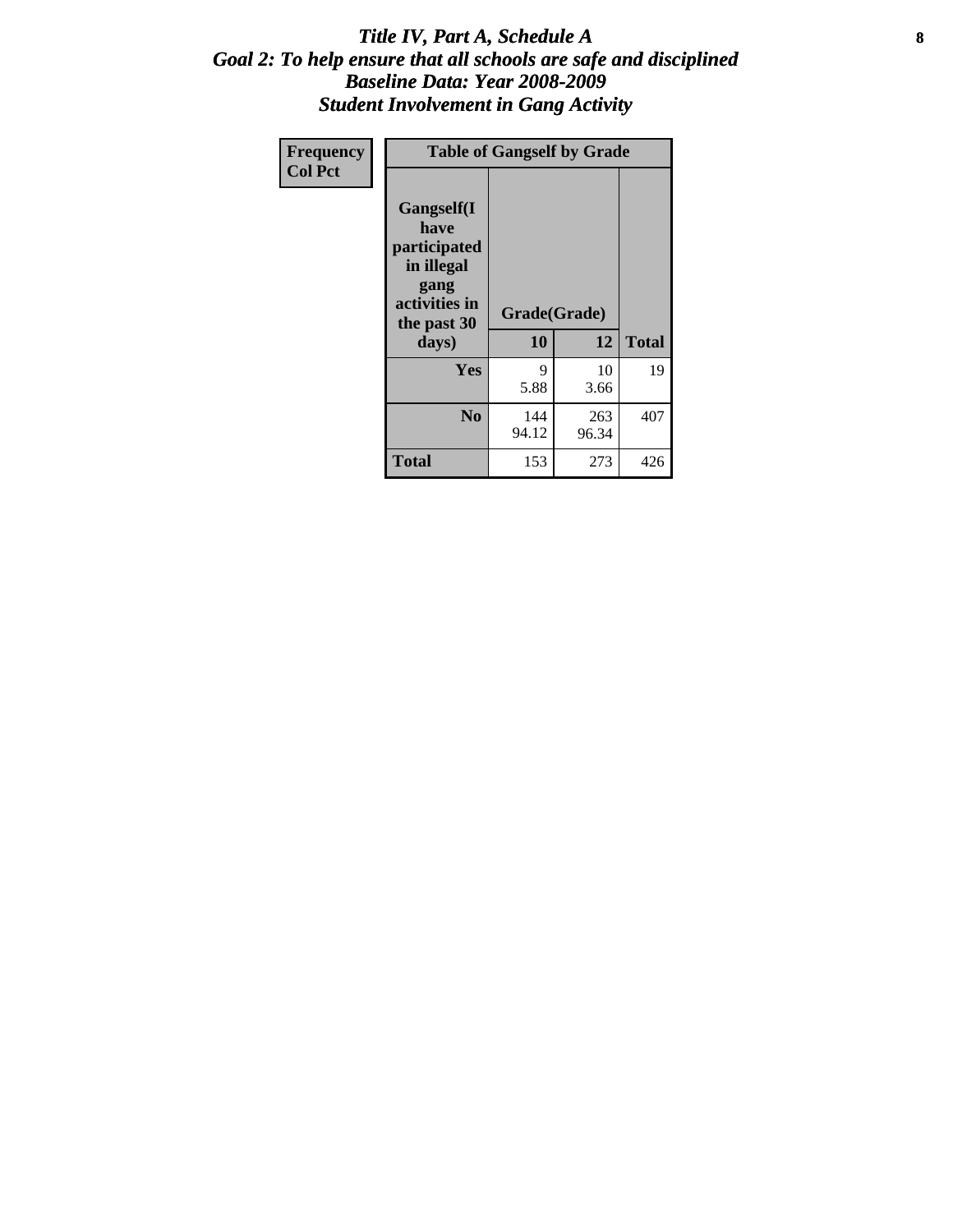# *Title IV, Part A, Schedule A*
## *Goal 2: To help ensure that all schools are safe and disciplined*
## *Baseline Data: Year 2008-2009*
## *Student Involvement in Gang Activity*

| Frequency<br>Col Pct | Table of Gangself by Grade | | |
|---|---|---|---|
| **Gangself(I have participated in illegal gang activities in the past 30 days)** | **Grade(Grade)** | | |
| | **10** | **12** | **Total** |
| **Yes** | 9<br>5.88 | 10<br>3.66 | 19 |
| **No** | 144<br>94.12 | 263<br>96.34 | 407 |
| **Total** | 153 | 273 | 426 |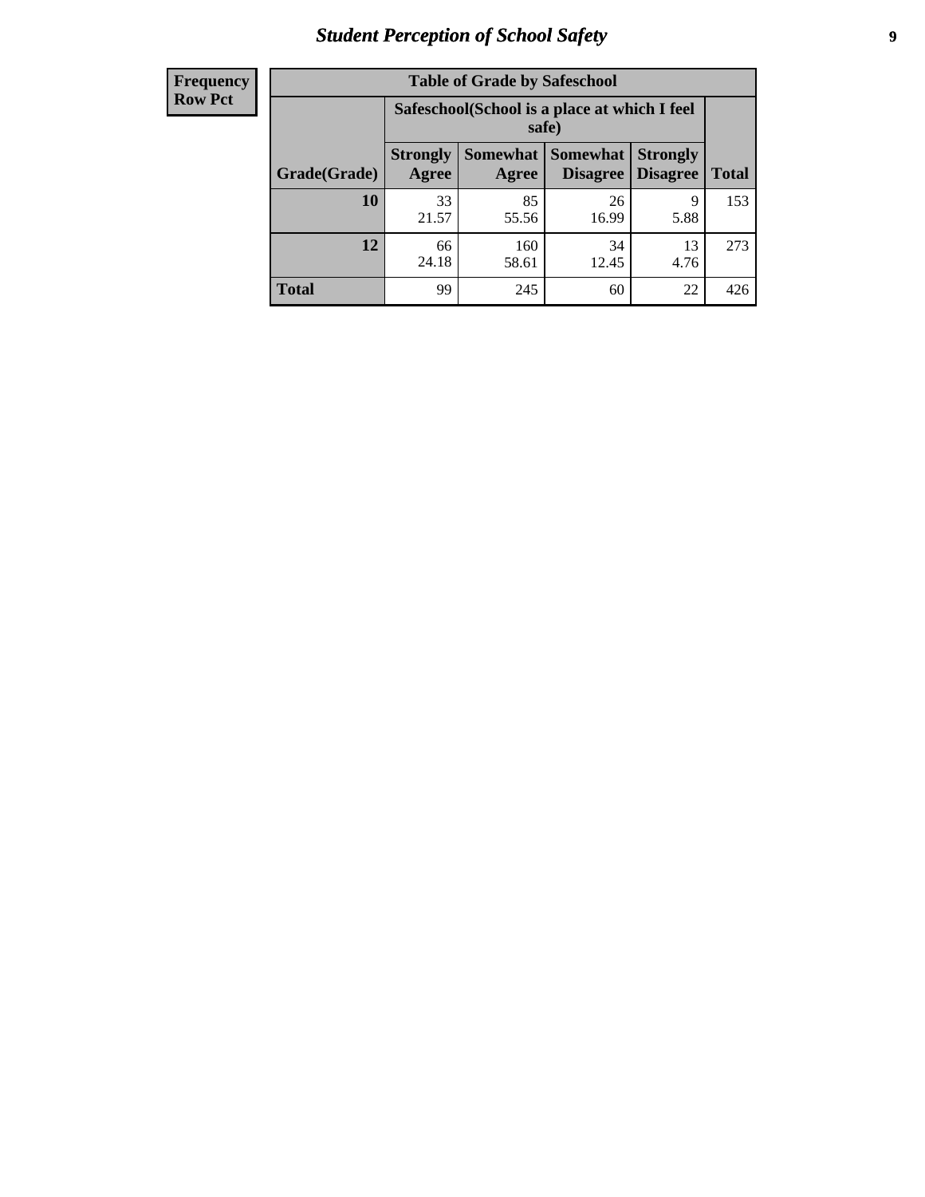## Student Perception of School Safety

| Frequency Row Pct | Table of Grade by Safeschool | | | | |
|---|---|---|---|---|---|
| | Safeschool(School is a place at which I feel safe) | | | | |
| Grade(Grade) | Strongly Agree | Somewhat Agree | Somewhat Disagree | Strongly Disagree | Total |
| 10 | 33<br>21.57 | 85<br>55.56 | 26<br>16.99 | 9<br>5.88 | 153 |
| 12 | 66<br>24.18 | 160<br>58.61 | 34<br>12.45 | 13<br>4.76 | 273 |
| Total | 99 | 245 | 60 | 22 | 426 |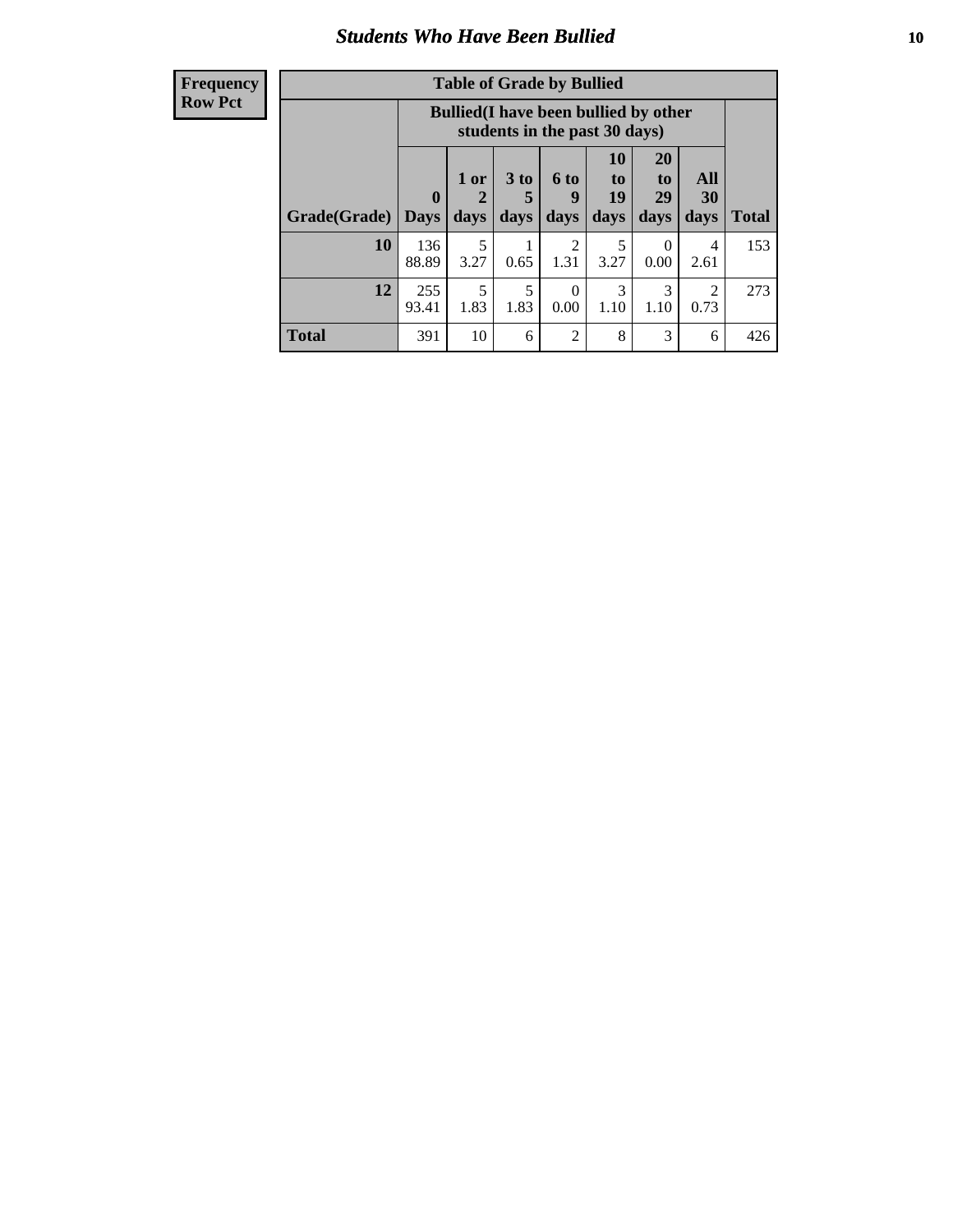# Students Who Have Been Bullied

| Frequency<br>Row Pct |
|---|

**Table of Grade by Bullied**

| Grade(Grade) | Bullied(I have been bullied by other students in the past 30 days) | | | | | | | Total |
|---|---|---|---|---|---|---|---|---|
| | 0 Days | 1 or 2 days | 3 to 5 days | 6 to 9 days | 10 to 19 days | 20 to 29 days | All 30 days | |
| **10** | 136<br>88.89 | 5<br>3.27 | 1<br>0.65 | 2<br>1.31 | 5<br>3.27 | 0<br>0.00 | 4<br>2.61 | 153 |
| **12** | 255<br>93.41 | 5<br>1.83 | 5<br>1.83 | 0<br>0.00 | 3<br>1.10 | 3<br>1.10 | 2<br>0.73 | 273 |
| **Total** | 391 | 10 | 6 | 2 | 8 | 3 | 6 | 426 |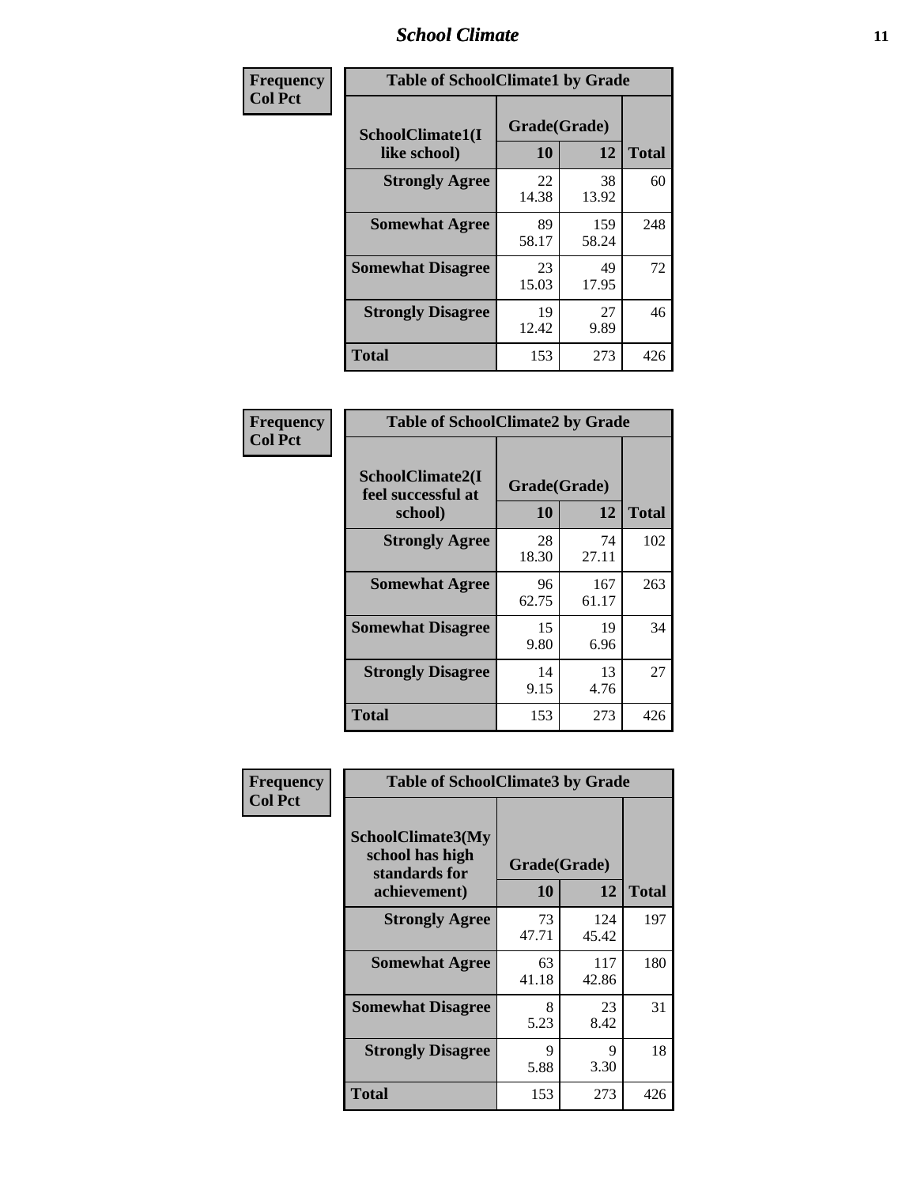| Frequency Col Pct |
|---|

| Table of SchoolClimate1 by Grade | | | |
|---|---|---|---|
| SchoolClimate1(I like school) | Grade(Grade) | | Total |
| | 10 | 12 | |
| Strongly Agree | 22<br>14.38 | 38<br>13.92 | 60 |
| Somewhat Agree | 89<br>58.17 | 159<br>58.24 | 248 |
| Somewhat Disagree | 23<br>15.03 | 49<br>17.95 | 72 |
| Strongly Disagree | 19<br>12.42 | 27<br>9.89 | 46 |
| Total | 153 | 273 | 426 |

| Frequency Col Pct |
|---|

| Table of SchoolClimate2 by Grade | | | |
|---|---|---|---|
| SchoolClimate2(I feel successful at school) | Grade(Grade) | | Total |
| | 10 | 12 | |
| Strongly Agree | 28<br>18.30 | 74<br>27.11 | 102 |
| Somewhat Agree | 96<br>62.75 | 167<br>61.17 | 263 |
| Somewhat Disagree | 15<br>9.80 | 19<br>6.96 | 34 |
| Strongly Disagree | 14<br>9.15 | 13<br>4.76 | 27 |
| Total | 153 | 273 | 426 |

| Frequency Col Pct |
|---|

| Table of SchoolClimate3 by Grade | | | |
|---|---|---|---|
| SchoolClimate3(My school has high standards for achievement) | Grade(Grade) | | Total |
| | 10 | 12 | |
| Strongly Agree | 73<br>47.71 | 124<br>45.42 | 197 |
| Somewhat Agree | 63<br>41.18 | 117<br>42.86 | 180 |
| Somewhat Disagree | 8<br>5.23 | 23<br>8.42 | 31 |
| Strongly Disagree | 9<br>5.88 | 9<br>3.30 | 18 |
| Total | 153 | 273 | 426 |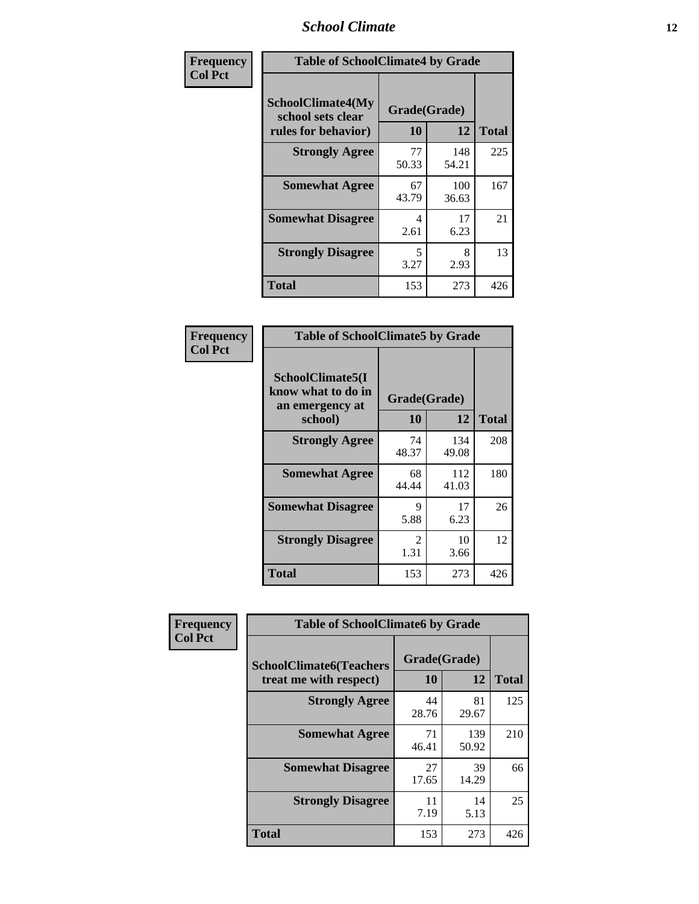| Frequency Col Pct | Table of SchoolClimate4 by Grade | | |
|---|---|---|---|
| SchoolClimate4(My school sets clear rules for behavior) | Grade(Grade) | | |
| | 10 | 12 | Total |
| Strongly Agree | 77<br>50.33 | 148<br>54.21 | 225 |
| Somewhat Agree | 67<br>43.79 | 100<br>36.63 | 167 |
| Somewhat Disagree | 4<br>2.61 | 17<br>6.23 | 21 |
| Strongly Disagree | 5<br>3.27 | 8<br>2.93 | 13 |
| Total | 153 | 273 | 426 |

| Frequency Col Pct | Table of SchoolClimate5 by Grade | | |
|---|---|---|---|
| SchoolClimate5(I know what to do in an emergency at school) | Grade(Grade) | | |
| | 10 | 12 | Total |
| Strongly Agree | 74<br>48.37 | 134<br>49.08 | 208 |
| Somewhat Agree | 68<br>44.44 | 112<br>41.03 | 180 |
| Somewhat Disagree | 9<br>5.88 | 17<br>6.23 | 26 |
| Strongly Disagree | 2<br>1.31 | 10<br>3.66 | 12 |
| Total | 153 | 273 | 426 |

| Frequency Col Pct | Table of SchoolClimate6 by Grade | | |
|---|---|---|---|
| SchoolClimate6(Teachers treat me with respect) | Grade(Grade) | | |
| | 10 | 12 | Total |
| Strongly Agree | 44<br>28.76 | 81<br>29.67 | 125 |
| Somewhat Agree | 71<br>46.41 | 139<br>50.92 | 210 |
| Somewhat Disagree | 27<br>17.65 | 39<br>14.29 | 66 |
| Strongly Disagree | 11<br>7.19 | 14<br>5.13 | 25 |
| Total | 153 | 273 | 426 |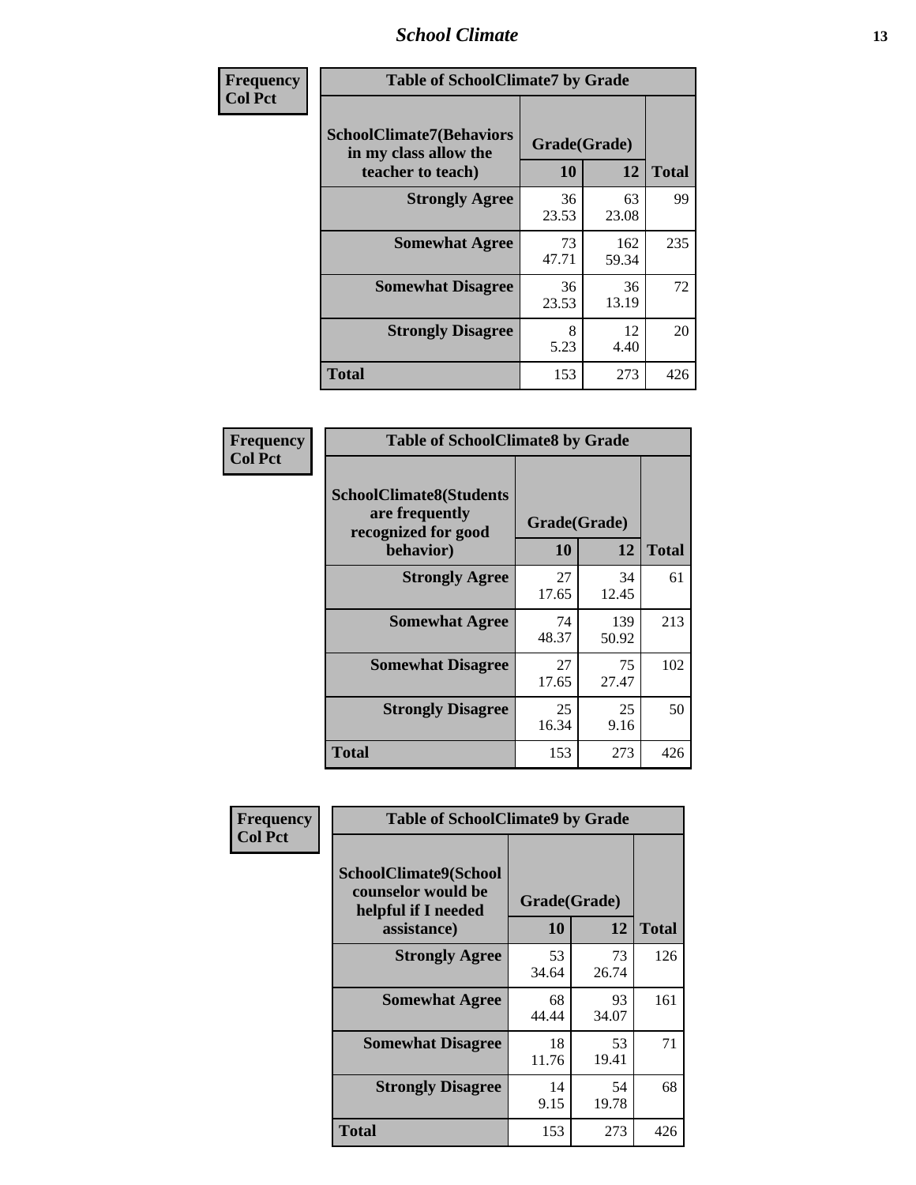| Frequency<br>Col Pct | Table of SchoolClimate7 by Grade | | |
|---|---|---|---|
| SchoolClimate7(Behaviors in my class allow the teacher to teach) | Grade(Grade) | | |
| | 10 | 12 | Total |
| Strongly Agree | 36<br>23.53 | 63<br>23.08 | 99 |
| Somewhat Agree | 73<br>47.71 | 162<br>59.34 | 235 |
| Somewhat Disagree | 36<br>23.53 | 36<br>13.19 | 72 |
| Strongly Disagree | 8<br>5.23 | 12<br>4.40 | 20 |
| Total | 153 | 273 | 426 |

| Frequency<br>Col Pct | Table of SchoolClimate8 by Grade | | |
|---|---|---|---|
| SchoolClimate8(Students are frequently recognized for good behavior) | Grade(Grade) | | |
| | 10 | 12 | Total |
| Strongly Agree | 27<br>17.65 | 34<br>12.45 | 61 |
| Somewhat Agree | 74<br>48.37 | 139<br>50.92 | 213 |
| Somewhat Disagree | 27<br>17.65 | 75<br>27.47 | 102 |
| Strongly Disagree | 25<br>16.34 | 25<br>9.16 | 50 |
| Total | 153 | 273 | 426 |

| Frequency<br>Col Pct | Table of SchoolClimate9 by Grade | | |
|---|---|---|---|
| SchoolClimate9(School counselor would be helpful if I needed assistance) | Grade(Grade) | | |
| | 10 | 12 | Total |
| Strongly Agree | 53<br>34.64 | 73<br>26.74 | 126 |
| Somewhat Agree | 68<br>44.44 | 93<br>34.07 | 161 |
| Somewhat Disagree | 18<br>11.76 | 53<br>19.41 | 71 |
| Strongly Disagree | 14<br>9.15 | 54<br>19.78 | 68 |
| Total | 153 | 273 | 426 |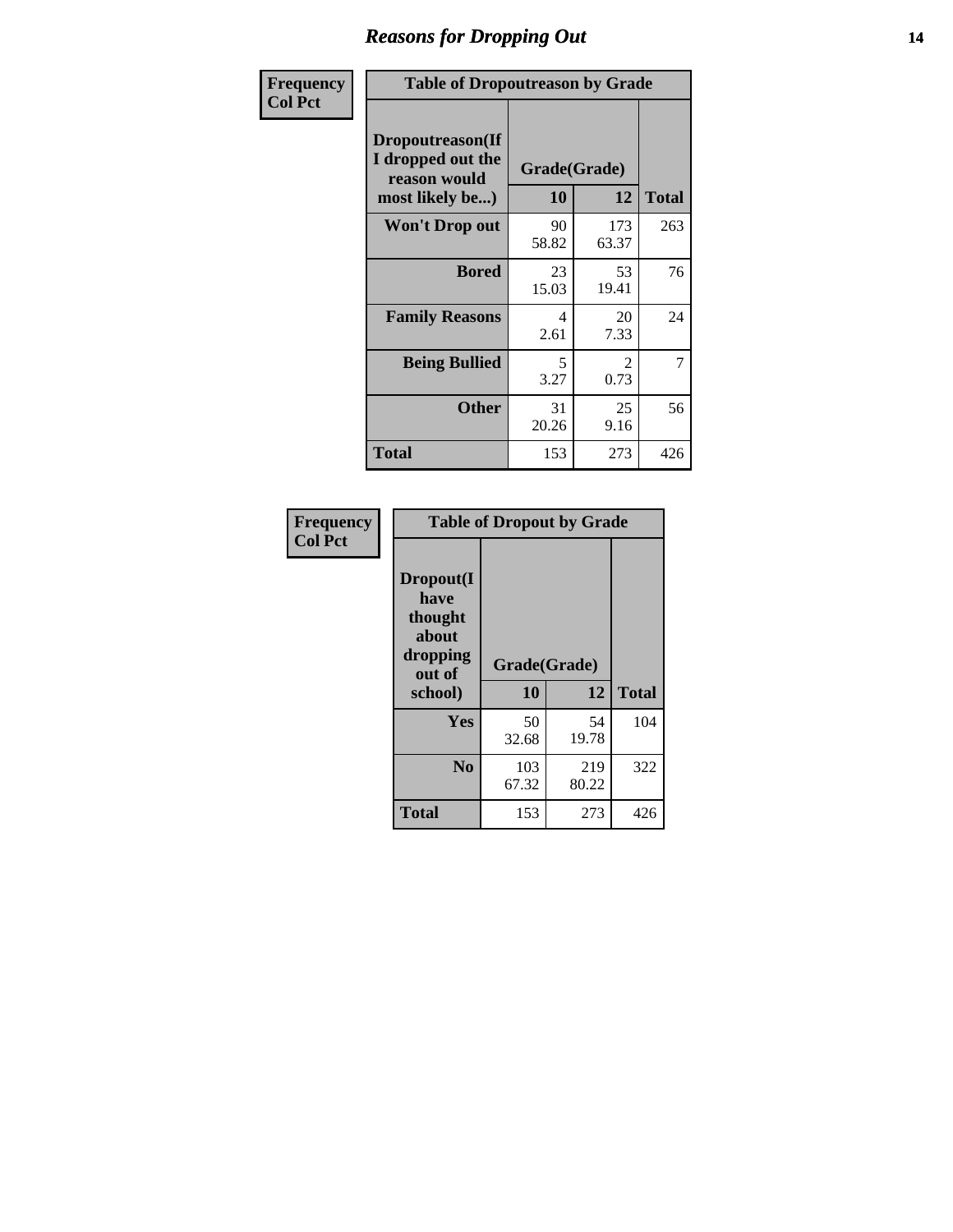# Reasons for Dropping Out

**Frequency**
**Col Pct**

| Table of Dropoutreason by Grade | | | |
|---|---|---|---|
| Dropoutreason(If I dropped out the reason would most likely be...) | Grade(Grade) | | Total |
| | 10 | 12 | |
| **Won't Drop out** | 90<br>58.82 | 173<br>63.37 | 263 |
| **Bored** | 23<br>15.03 | 53<br>19.41 | 76 |
| **Family Reasons** | 4<br>2.61 | 20<br>7.33 | 24 |
| **Being Bullied** | 5<br>3.27 | 2<br>0.73 | 7 |
| **Other** | 31<br>20.26 | 25<br>9.16 | 56 |
| **Total** | 153 | 273 | 426 |

**Frequency**
**Col Pct**

| Table of Dropout by Grade | | | |
|---|---|---|---|
| Dropout(I have thought about dropping out of school) | Grade(Grade) | | Total |
| | 10 | 12 | |
| **Yes** | 50<br>32.68 | 54<br>19.78 | 104 |
| **No** | 103<br>67.32 | 219<br>80.22 | 322 |
| **Total** | 153 | 273 | 426 |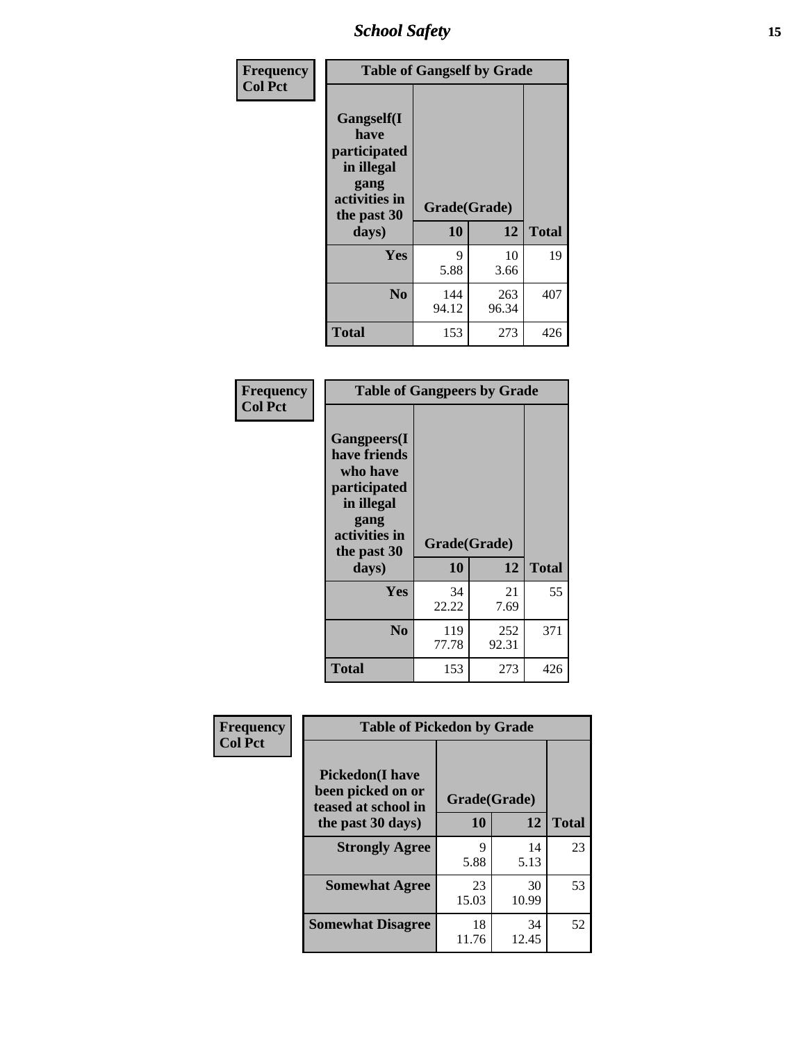| Frequency Col Pct | Table of Gangself by Grade | | |
|---|---|---|---|
| Gangself(I have participated in illegal gang activities in the past 30 days) | Grade(Grade) | | |
| | 10 | 12 | Total |
| Yes | 9<br>5.88 | 10<br>3.66 | 19 |
| No | 144<br>94.12 | 263<br>96.34 | 407 |
| Total | 153 | 273 | 426 |

| Frequency Col Pct | Table of Gangpeers by Grade | | |
|---|---|---|---|
| Gangpeers(I have friends who have participated in illegal gang activities in the past 30 days) | Grade(Grade) | | |
| | 10 | 12 | Total |
| Yes | 34<br>22.22 | 21<br>7.69 | 55 |
| No | 119<br>77.78 | 252<br>92.31 | 371 |
| Total | 153 | 273 | 426 |

| Frequency Col Pct | Table of Pickedon by Grade | | |
|---|---|---|---|
| Pickedon(I have been picked on or teased at school in the past 30 days) | Grade(Grade) | | |
| | 10 | 12 | Total |
| Strongly Agree | 9<br>5.88 | 14<br>5.13 | 23 |
| Somewhat Agree | 23<br>15.03 | 30<br>10.99 | 53 |
| Somewhat Disagree | 18<br>11.76 | 34<br>12.45 | 52 |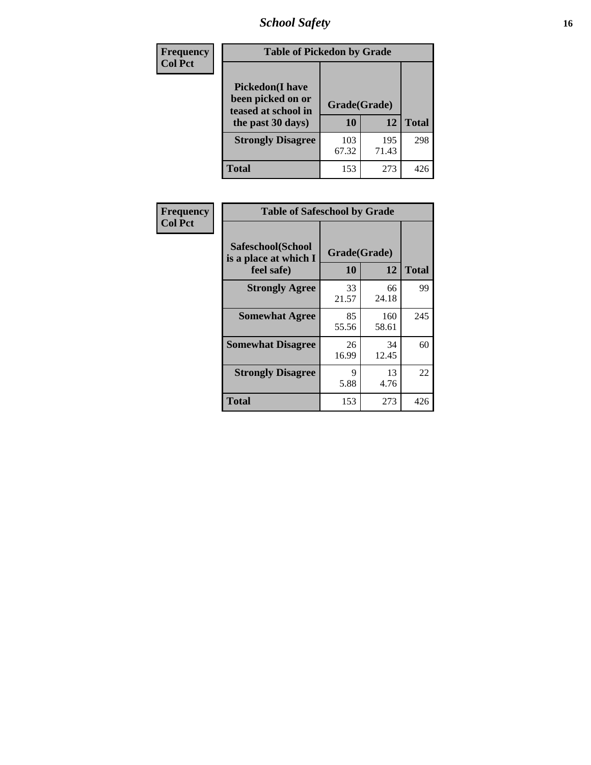Frequency
Col Pct

| Table of Pickedon by Grade | | | |
|---|---|---|---|
| Pickedon(I have been picked on or teased at school in the past 30 days) | Grade(Grade) | | |
| | 10 | 12 | Total |
| **Strongly Disagree** | 103<br>67.32 | 195<br>71.43 | 298 |
| **Total** | 153 | 273 | 426 |

Frequency
Col Pct

| Table of Safeschool by Grade | | | |
|---|---|---|---|
| Safeschool(School is a place at which I feel safe) | Grade(Grade) | | |
| | 10 | 12 | Total |
| **Strongly Agree** | 33<br>21.57 | 66<br>24.18 | 99 |
| **Somewhat Agree** | 85<br>55.56 | 160<br>58.61 | 245 |
| **Somewhat Disagree** | 26<br>16.99 | 34<br>12.45 | 60 |
| **Strongly Disagree** | 9<br>5.88 | 13<br>4.76 | 22 |
| **Total** | 153 | 273 | 426 |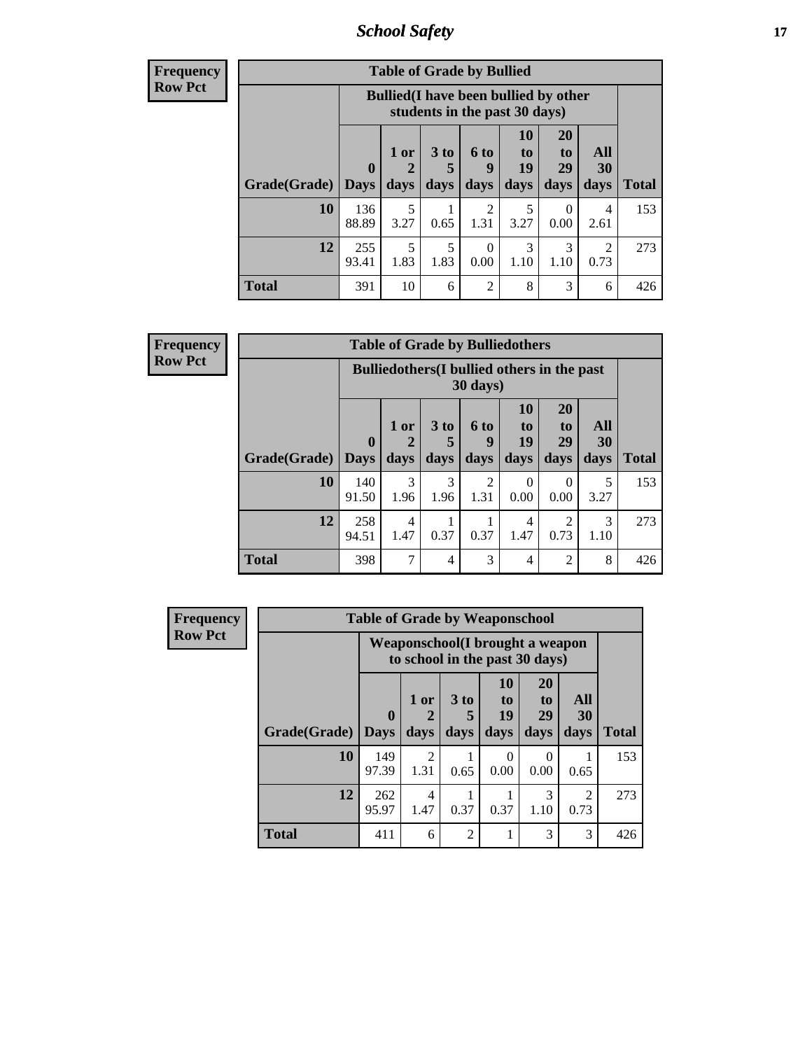**Frequency**
**Row Pct**

| Table of Grade by Bullied | | | | | | | | |
|---|---|---|---|---|---|---|---|---|
| | Bullied(I have been bullied by other students in the past 30 days) | | | | | | | |
| Grade(Grade) | 0 Days | 1 or 2 days | 3 to 5 days | 6 to 9 days | 10 to 19 days | 20 to 29 days | All 30 days | Total |
| 10 | 136<br>88.89 | 5<br>3.27 | 1<br>0.65 | 2<br>1.31 | 5<br>3.27 | 0<br>0.00 | 4<br>2.61 | 153 |
| 12 | 255<br>93.41 | 5<br>1.83 | 5<br>1.83 | 0<br>0.00 | 3<br>1.10 | 3<br>1.10 | 2<br>0.73 | 273 |
| Total | 391 | 10 | 6 | 2 | 8 | 3 | 6 | 426 |

**Frequency**
**Row Pct**

| Table of Grade by Bulliedothers | | | | | | | | |
|---|---|---|---|---|---|---|---|---|
| | Bulliedothers(I bullied others in the past 30 days) | | | | | | | |
| Grade(Grade) | 0 Days | 1 or 2 days | 3 to 5 days | 6 to 9 days | 10 to 19 days | 20 to 29 days | All 30 days | Total |
| 10 | 140<br>91.50 | 3<br>1.96 | 3<br>1.96 | 2<br>1.31 | 0<br>0.00 | 0<br>0.00 | 5<br>3.27 | 153 |
| 12 | 258<br>94.51 | 4<br>1.47 | 1<br>0.37 | 1<br>0.37 | 4<br>1.47 | 2<br>0.73 | 3<br>1.10 | 273 |
| Total | 398 | 7 | 4 | 3 | 4 | 2 | 8 | 426 |

**Frequency**
**Row Pct**

| Table of Grade by Weaponschool | | | | | | | |
|---|---|---|---|---|---|---|---|
| | Weaponschool(I brought a weapon to school in the past 30 days) | | | | | | |
| Grade(Grade) | 0 Days | 1 or 2 days | 3 to 5 days | 10 to 19 days | 20 to 29 days | All 30 days | Total |
| 10 | 149<br>97.39 | 2<br>1.31 | 1<br>0.65 | 0<br>0.00 | 0<br>0.00 | 1<br>0.65 | 153 |
| 12 | 262<br>95.97 | 4<br>1.47 | 1<br>0.37 | 1<br>0.37 | 3<br>1.10 | 2<br>0.73 | 273 |
| Total | 411 | 6 | 2 | 1 | 3 | 3 | 426 |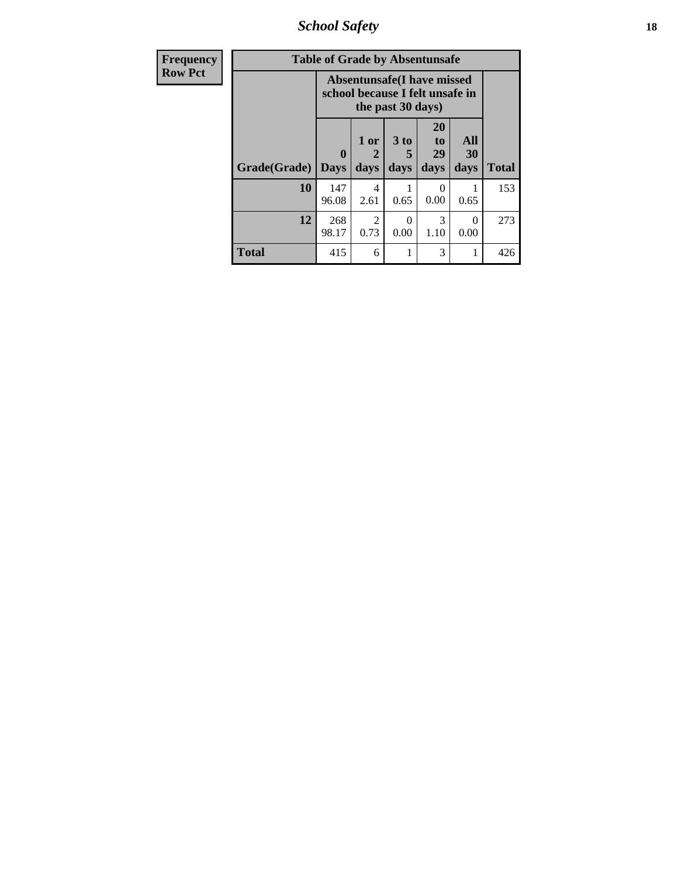| Frequency Row Pct | Table of Grade by Absentunsafe | | | | | |
|---|---|---|---|---|---|---|
| | Absentunsafe(I have missed school because I felt unsafe in the past 30 days) | | | | | |
| Grade(Grade) | 0 Days | 1 or 2 days | 3 to 5 days | 20 to 29 days | All 30 days | Total |
| **10** | 147<br>96.08 | 4<br>2.61 | 1<br>0.65 | 0<br>0.00 | 1<br>0.65 | 153 |
| **12** | 268<br>98.17 | 2<br>0.73 | 0<br>0.00 | 3<br>1.10 | 0<br>0.00 | 273 |
| **Total** | 415 | 6 | 1 | 3 | 1 | 426 |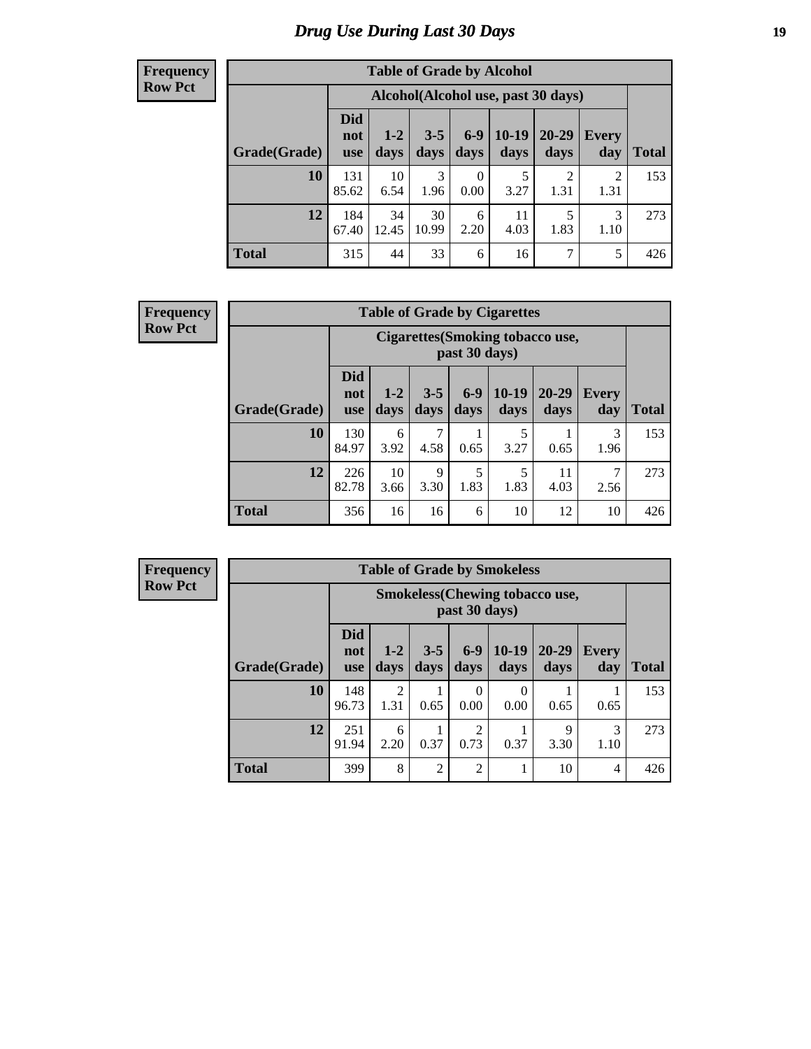# Drug Use During Last 30 Days

**Frequency**
**Row Pct**

| Table of Grade by Alcohol | | | | | | | | |
|---|---|---|---|---|---|---|---|---|
| | Alcohol(Alcohol use, past 30 days) | | | | | | | |
| Grade(Grade) | Did not use | 1-2 days | 3-5 days | 6-9 days | 10-19 days | 20-29 days | Every day | Total |
| 10 | 131<br>85.62 | 10<br>6.54 | 3<br>1.96 | 0<br>0.00 | 5<br>3.27 | 2<br>1.31 | 2<br>1.31 | 153 |
| 12 | 184<br>67.40 | 34<br>12.45 | 30<br>10.99 | 6<br>2.20 | 11<br>4.03 | 5<br>1.83 | 3<br>1.10 | 273 |
| Total | 315 | 44 | 33 | 6 | 16 | 7 | 5 | 426 |

**Frequency**
**Row Pct**

| Table of Grade by Cigarettes | | | | | | | | |
|---|---|---|---|---|---|---|---|---|
| | Cigarettes(Smoking tobacco use, past 30 days) | | | | | | | |
| Grade(Grade) | Did not use | 1-2 days | 3-5 days | 6-9 days | 10-19 days | 20-29 days | Every day | Total |
| 10 | 130<br>84.97 | 6<br>3.92 | 7<br>4.58 | 1<br>0.65 | 5<br>3.27 | 1<br>0.65 | 3<br>1.96 | 153 |
| 12 | 226<br>82.78 | 10<br>3.66 | 9<br>3.30 | 5<br>1.83 | 5<br>1.83 | 11<br>4.03 | 7<br>2.56 | 273 |
| Total | 356 | 16 | 16 | 6 | 10 | 12 | 10 | 426 |

**Frequency**
**Row Pct**

| Table of Grade by Smokeless | | | | | | | | |
|---|---|---|---|---|---|---|---|---|
| | Smokeless(Chewing tobacco use, past 30 days) | | | | | | | |
| Grade(Grade) | Did not use | 1-2 days | 3-5 days | 6-9 days | 10-19 days | 20-29 days | Every day | Total |
| 10 | 148<br>96.73 | 2<br>1.31 | 1<br>0.65 | 0<br>0.00 | 0<br>0.00 | 1<br>0.65 | 1<br>0.65 | 153 |
| 12 | 251<br>91.94 | 6<br>2.20 | 1<br>0.37 | 2<br>0.73 | 1<br>0.37 | 9<br>3.30 | 3<br>1.10 | 273 |
| Total | 399 | 8 | 2 | 2 | 1 | 10 | 4 | 426 |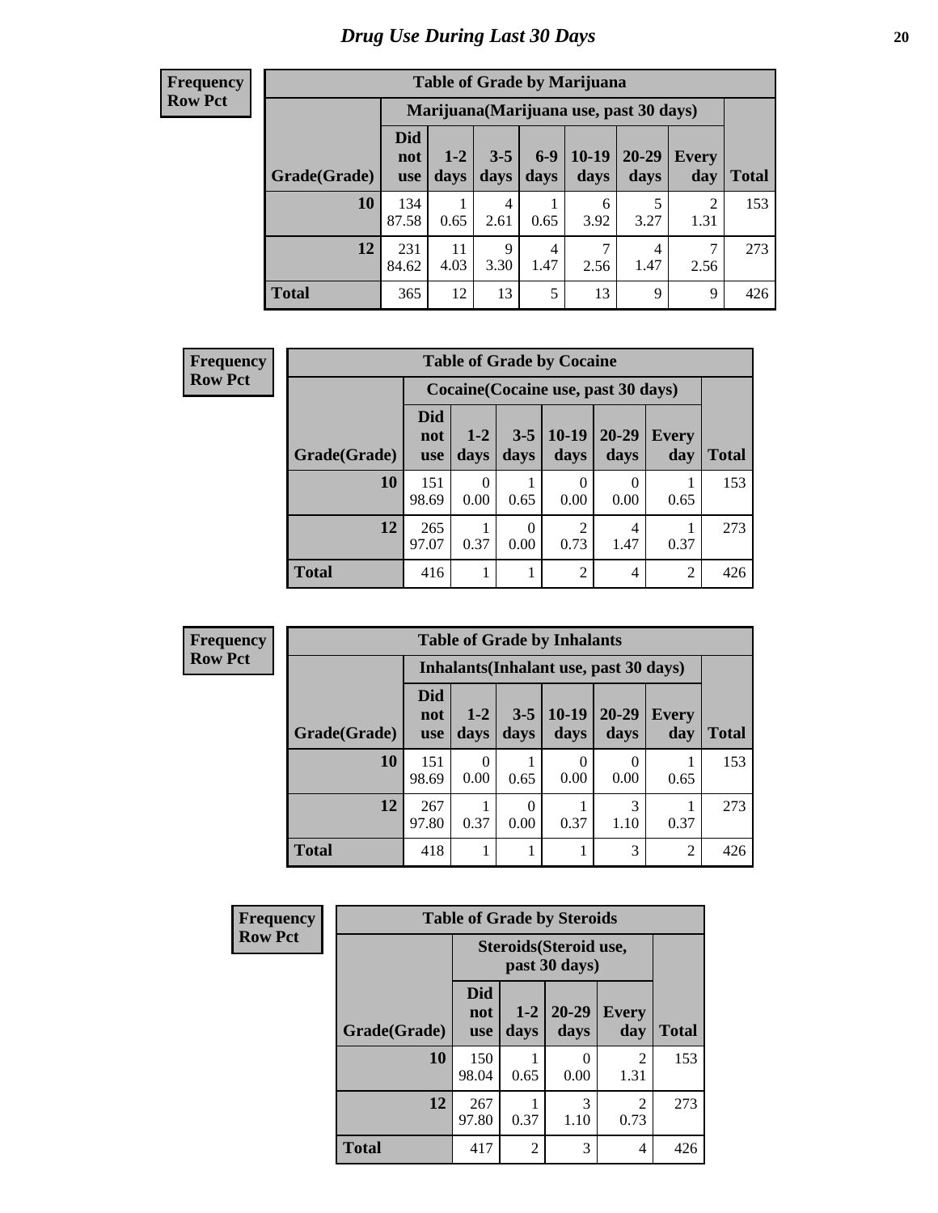# Drug Use During Last 30 Days

**Frequency**
**Row Pct**

| Table of Grade by Marijuana | | | | | | | | |
|---|---|---|---|---|---|---|---|---|
| | Marijuana(Marijuana use, past 30 days) | | | | | | | |
| Grade(Grade) | Did not use | 1-2 days | 3-5 days | 6-9 days | 10-19 days | 20-29 days | Every day | Total |
| **10** | 134<br>87.58 | 1<br>0.65 | 4<br>2.61 | 1<br>0.65 | 6<br>3.92 | 5<br>3.27 | 2<br>1.31 | 153 |
| **12** | 231<br>84.62 | 11<br>4.03 | 9<br>3.30 | 4<br>1.47 | 7<br>2.56 | 4<br>1.47 | 7<br>2.56 | 273 |
| **Total** | 365 | 12 | 13 | 5 | 13 | 9 | 9 | 426 |

**Frequency**
**Row Pct**

| Table of Grade by Cocaine | | | | | | | |
|---|---|---|---|---|---|---|---|
| | Cocaine(Cocaine use, past 30 days) | | | | | | |
| Grade(Grade) | Did not use | 1-2 days | 3-5 days | 10-19 days | 20-29 days | Every day | Total |
| **10** | 151<br>98.69 | 0<br>0.00 | 1<br>0.65 | 0<br>0.00 | 0<br>0.00 | 1<br>0.65 | 153 |
| **12** | 265<br>97.07 | 1<br>0.37 | 0<br>0.00 | 2<br>0.73 | 4<br>1.47 | 1<br>0.37 | 273 |
| **Total** | 416 | 1 | 1 | 2 | 4 | 2 | 426 |

**Frequency**
**Row Pct**

| Table of Grade by Inhalants | | | | | | | |
|---|---|---|---|---|---|---|---|
| | Inhalants(Inhalant use, past 30 days) | | | | | | |
| Grade(Grade) | Did not use | 1-2 days | 3-5 days | 10-19 days | 20-29 days | Every day | Total |
| **10** | 151<br>98.69 | 0<br>0.00 | 1<br>0.65 | 0<br>0.00 | 0<br>0.00 | 1<br>0.65 | 153 |
| **12** | 267<br>97.80 | 1<br>0.37 | 0<br>0.00 | 1<br>0.37 | 3<br>1.10 | 1<br>0.37 | 273 |
| **Total** | 418 | 1 | 1 | 1 | 3 | 2 | 426 |

**Frequency**
**Row Pct**

| Table of Grade by Steroids | | | | | |
|---|---|---|---|---|---|
| | Steroids(Steroid use, past 30 days) | | | | |
| Grade(Grade) | Did not use | 1-2 days | 20-29 days | Every day | Total |
| **10** | 150<br>98.04 | 1<br>0.65 | 0<br>0.00 | 2<br>1.31 | 153 |
| **12** | 267<br>97.80 | 1<br>0.37 | 3<br>1.10 | 2<br>0.73 | 273 |
| **Total** | 417 | 2 | 3 | 4 | 426 |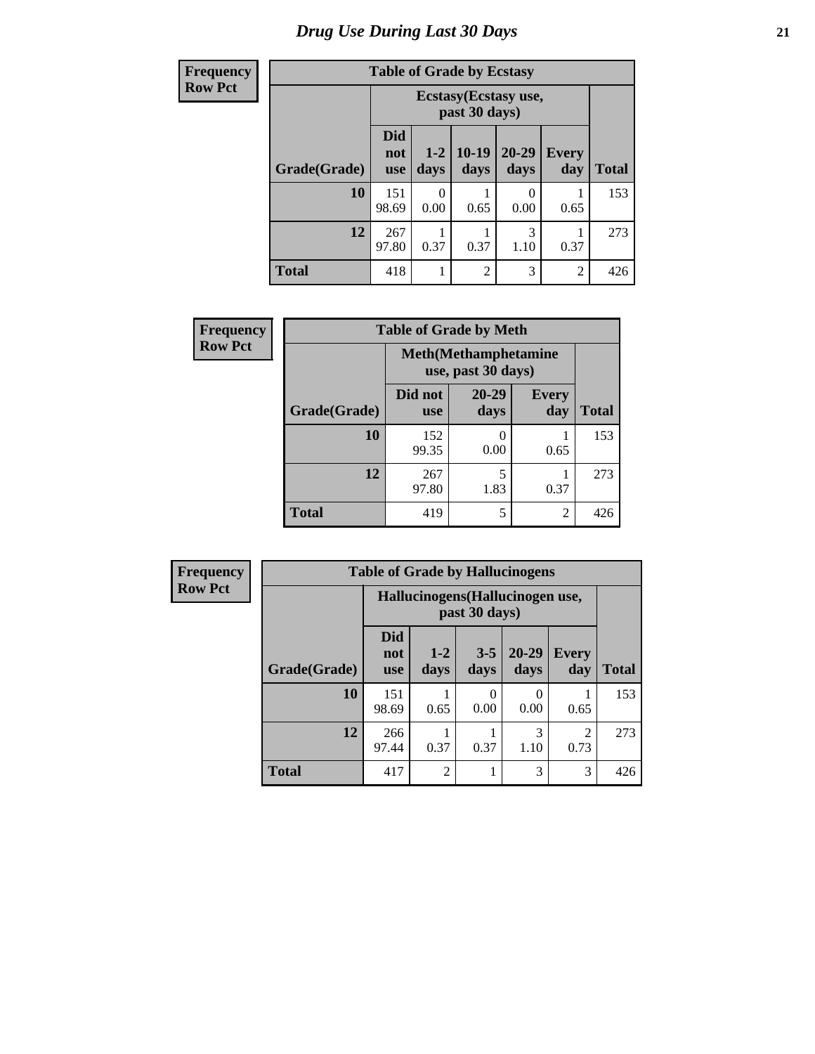# Drug Use During Last 30 Days

**Frequency**
**Row Pct**

| Table of Grade by Ecstasy | | | | | | |
|---|---|---|---|---|---|---|
| | Ecstasy(Ecstasy use, past 30 days) | | | | | |
| Grade(Grade) | Did not use | 1-2 days | 10-19 days | 20-29 days | Every day | Total |
| 10 | 151<br>98.69 | 0<br>0.00 | 1<br>0.65 | 0<br>0.00 | 1<br>0.65 | 153 |
| 12 | 267<br>97.80 | 1<br>0.37 | 1<br>0.37 | 3<br>1.10 | 1<br>0.37 | 273 |
| Total | 418 | 1 | 2 | 3 | 2 | 426 |

**Frequency**
**Row Pct**

| Table of Grade by Meth | | | | |
|---|---|---|---|---|
| | Meth(Methamphetamine use, past 30 days) | | | |
| Grade(Grade) | Did not use | 20-29 days | Every day | Total |
| 10 | 152<br>99.35 | 0<br>0.00 | 1<br>0.65 | 153 |
| 12 | 267<br>97.80 | 5<br>1.83 | 1<br>0.37 | 273 |
| Total | 419 | 5 | 2 | 426 |

**Frequency**
**Row Pct**

| Table of Grade by Hallucinogens | | | | | | |
|---|---|---|---|---|---|---|
| | Hallucinogens(Hallucinogen use, past 30 days) | | | | | |
| Grade(Grade) | Did not use | 1-2 days | 3-5 days | 20-29 days | Every day | Total |
| 10 | 151<br>98.69 | 1<br>0.65 | 0<br>0.00 | 0<br>0.00 | 1<br>0.65 | 153 |
| 12 | 266<br>97.44 | 1<br>0.37 | 1<br>0.37 | 3<br>1.10 | 2<br>0.73 | 273 |
| Total | 417 | 2 | 1 | 3 | 3 | 426 |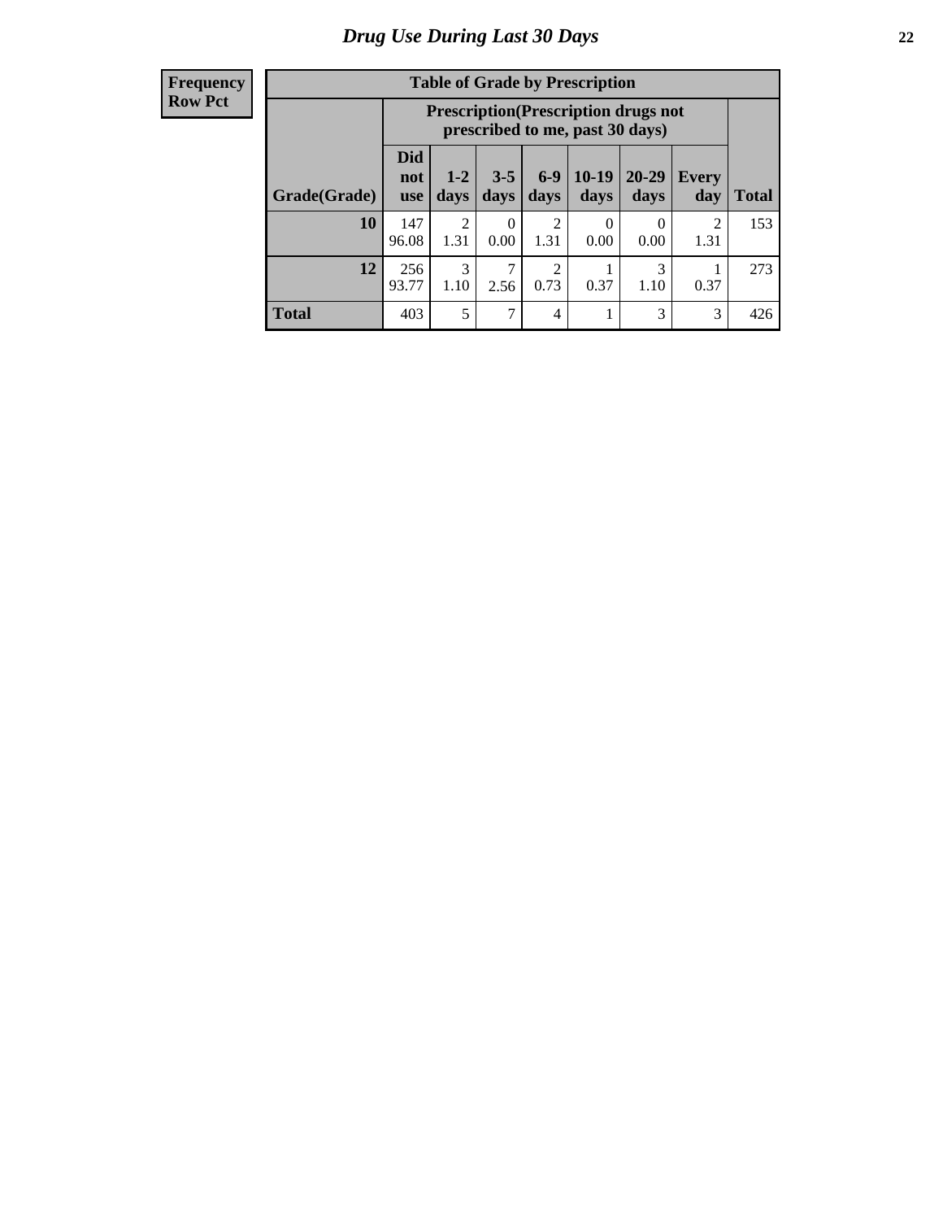# Drug Use During Last 30 Days

| Frequency<br>Row Pct |
|---|

**Table of Grade by Prescription**

| | Prescription(Prescription drugs not prescribed to me, past 30 days) | | | | | | | |
|---|---|---|---|---|---|---|---|---|
| Grade(Grade) | Did not use | 1-2 days | 3-5 days | 6-9 days | 10-19 days | 20-29 days | Every day | Total |
| 10 | 147<br>96.08 | 2<br>1.31 | 0<br>0.00 | 2<br>1.31 | 0<br>0.00 | 0<br>0.00 | 2<br>1.31 | 153 |
| 12 | 256<br>93.77 | 3<br>1.10 | 7<br>2.56 | 2<br>0.73 | 1<br>0.37 | 3<br>1.10 | 1<br>0.37 | 273 |
| Total | 403 | 5 | 7 | 4 | 1 | 3 | 3 | 426 |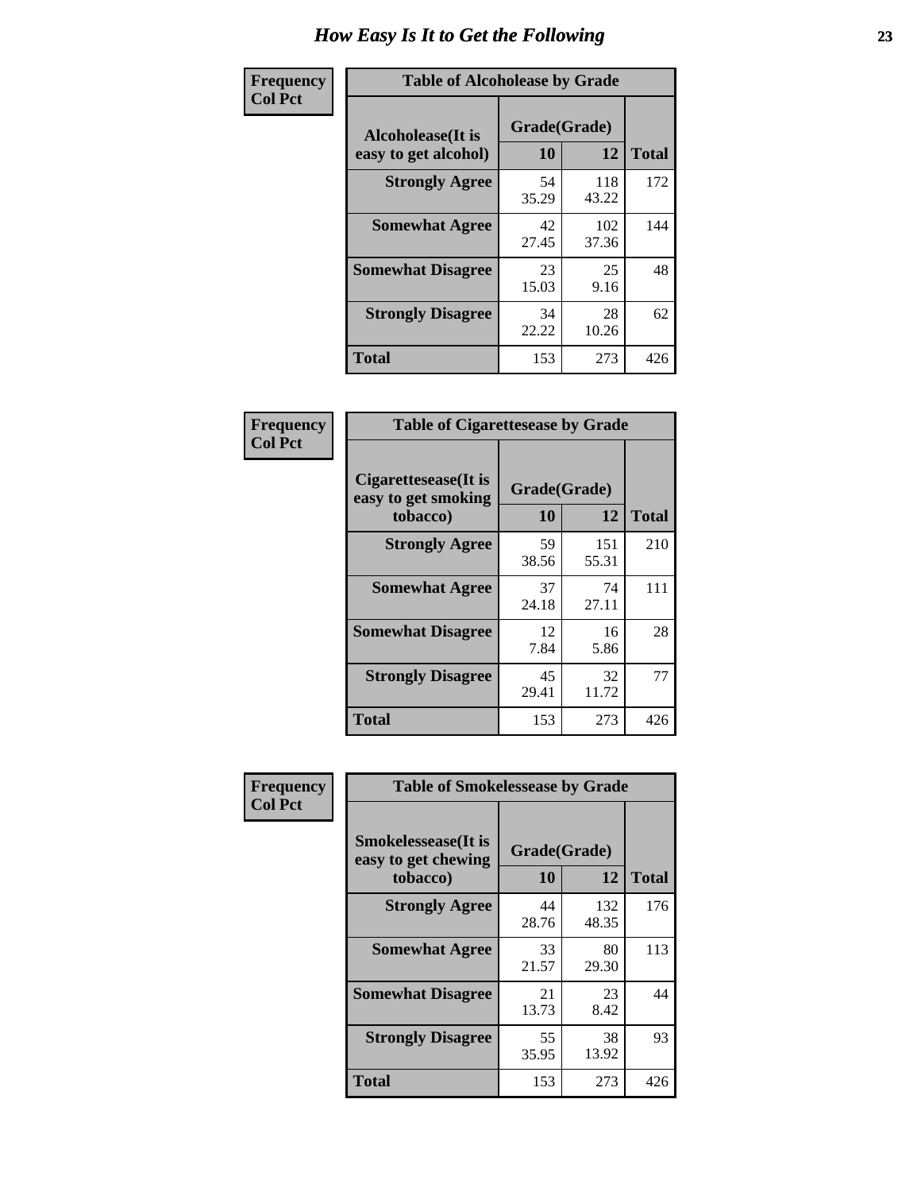# How Easy Is It to Get the Following

| Frequency Col Pct | Table of Alcoholease by Grade | | |
|---|---|---|---|
| **Alcoholease(It is easy to get alcohol)** | **Grade(Grade)** | | |
| | **10** | **12** | **Total** |
| **Strongly Agree** | 54<br>35.29 | 118<br>43.22 | 172 |
| **Somewhat Agree** | 42<br>27.45 | 102<br>37.36 | 144 |
| **Somewhat Disagree** | 23<br>15.03 | 25<br>9.16 | 48 |
| **Strongly Disagree** | 34<br>22.22 | 28<br>10.26 | 62 |
| **Total** | 153 | 273 | 426 |

| Frequency Col Pct | Table of Cigarettesease by Grade | | |
|---|---|---|---|
| **Cigarettesease(It is easy to get smoking tobacco)** | **Grade(Grade)** | | |
| | **10** | **12** | **Total** |
| **Strongly Agree** | 59<br>38.56 | 151<br>55.31 | 210 |
| **Somewhat Agree** | 37<br>24.18 | 74<br>27.11 | 111 |
| **Somewhat Disagree** | 12<br>7.84 | 16<br>5.86 | 28 |
| **Strongly Disagree** | 45<br>29.41 | 32<br>11.72 | 77 |
| **Total** | 153 | 273 | 426 |

| Frequency Col Pct | Table of Smokelessease by Grade | | |
|---|---|---|---|
| **Smokelessease(It is easy to get chewing tobacco)** | **Grade(Grade)** | | |
| | **10** | **12** | **Total** |
| **Strongly Agree** | 44<br>28.76 | 132<br>48.35 | 176 |
| **Somewhat Agree** | 33<br>21.57 | 80<br>29.30 | 113 |
| **Somewhat Disagree** | 21<br>13.73 | 23<br>8.42 | 44 |
| **Strongly Disagree** | 55<br>35.95 | 38<br>13.92 | 93 |
| **Total** | 153 | 273 | 426 |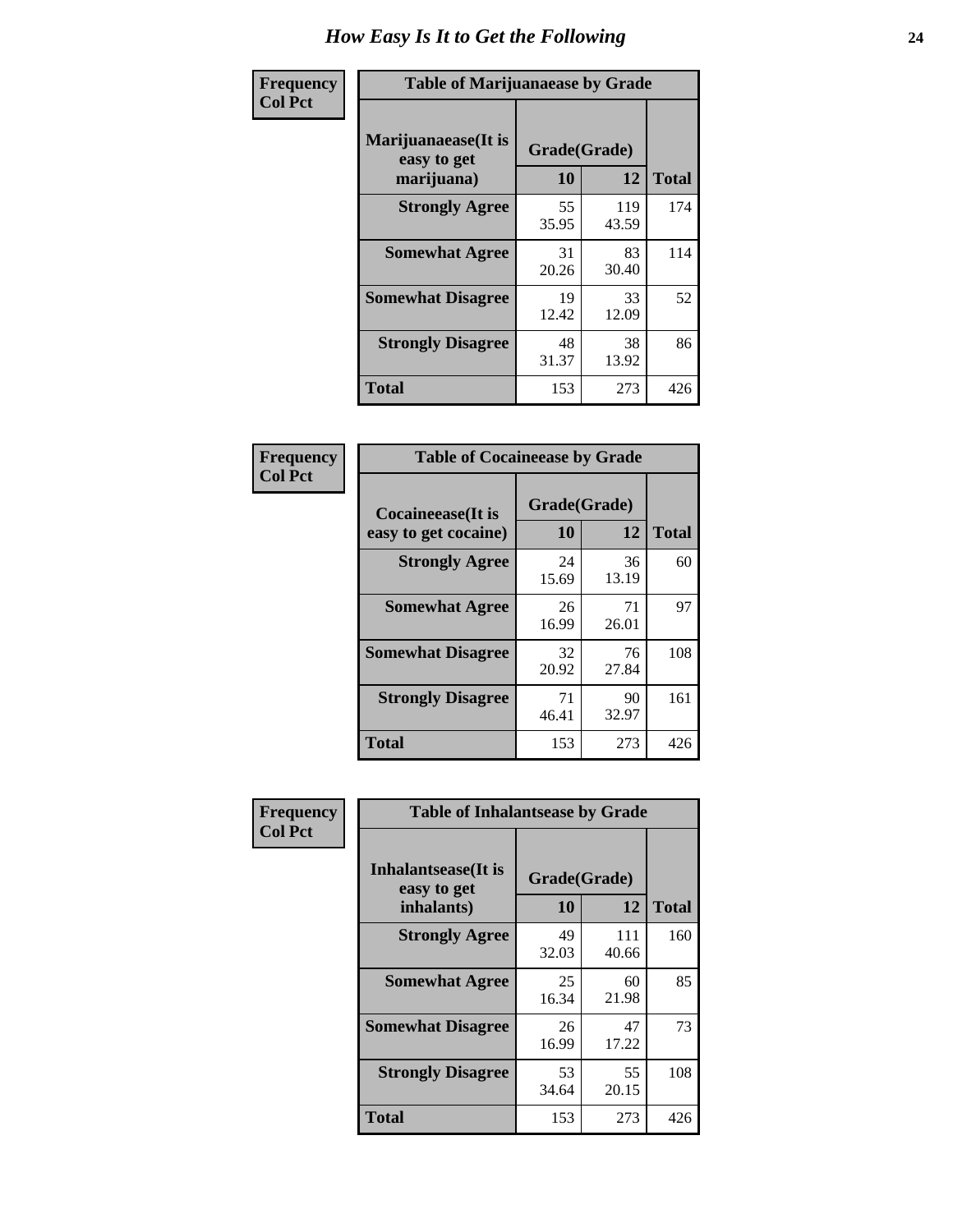# How Easy Is It to Get the Following

**Frequency**
**Col Pct**

**Table of Marijuanaease by Grade**

| Marijuanaease(It is easy to get marijuana) | Grade(Grade) | | Total |
|---|---|---|---|
| | 10 | 12 | |
| **Strongly Agree** | 55<br>35.95 | 119<br>43.59 | 174 |
| **Somewhat Agree** | 31<br>20.26 | 83<br>30.40 | 114 |
| **Somewhat Disagree** | 19<br>12.42 | 33<br>12.09 | 52 |
| **Strongly Disagree** | 48<br>31.37 | 38<br>13.92 | 86 |
| **Total** | 153 | 273 | 426 |

**Frequency**
**Col Pct**

**Table of Cocaineease by Grade**

| Cocaineease(It is easy to get cocaine) | Grade(Grade) | | Total |
|---|---|---|---|
| | 10 | 12 | |
| **Strongly Agree** | 24<br>15.69 | 36<br>13.19 | 60 |
| **Somewhat Agree** | 26<br>16.99 | 71<br>26.01 | 97 |
| **Somewhat Disagree** | 32<br>20.92 | 76<br>27.84 | 108 |
| **Strongly Disagree** | 71<br>46.41 | 90<br>32.97 | 161 |
| **Total** | 153 | 273 | 426 |

**Frequency**
**Col Pct**

**Table of Inhalantsease by Grade**

| Inhalantsease(It is easy to get inhalants) | Grade(Grade) | | Total |
|---|---|---|---|
| | 10 | 12 | |
| **Strongly Agree** | 49<br>32.03 | 111<br>40.66 | 160 |
| **Somewhat Agree** | 25<br>16.34 | 60<br>21.98 | 85 |
| **Somewhat Disagree** | 26<br>16.99 | 47<br>17.22 | 73 |
| **Strongly Disagree** | 53<br>34.64 | 55<br>20.15 | 108 |
| **Total** | 153 | 273 | 426 |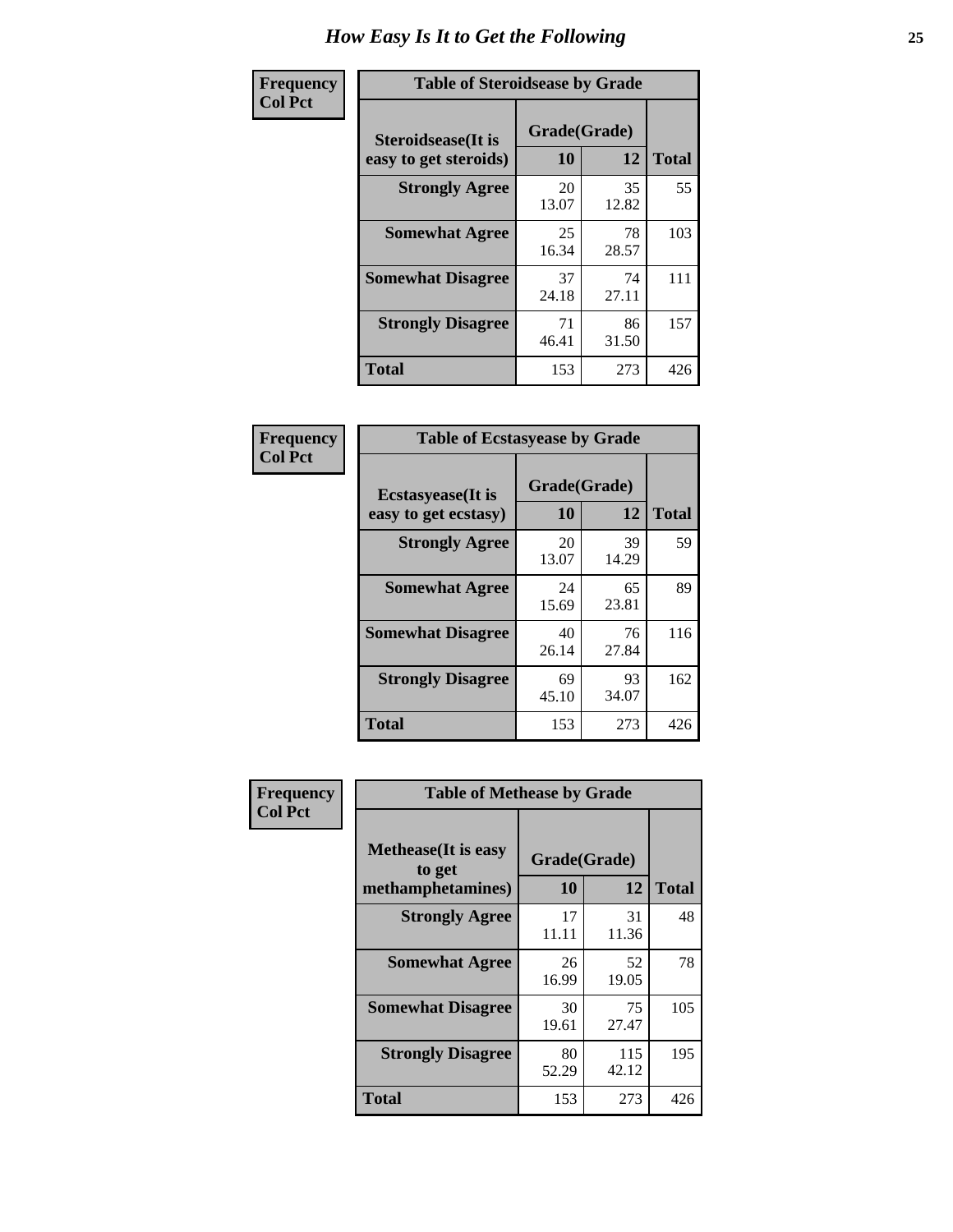# How Easy Is It to Get the Following

**Frequency**
**Col Pct**

| Table of Steroidsease by Grade | | | |
|---|---|---|---|
| **Steroidsease(It is easy to get steroids)** | **Grade(Grade)** | | **Total** |
| | **10** | **12** | |
| **Strongly Agree** | 20<br>13.07 | 35<br>12.82 | 55 |
| **Somewhat Agree** | 25<br>16.34 | 78<br>28.57 | 103 |
| **Somewhat Disagree** | 37<br>24.18 | 74<br>27.11 | 111 |
| **Strongly Disagree** | 71<br>46.41 | 86<br>31.50 | 157 |
| **Total** | 153 | 273 | 426 |

**Frequency**
**Col Pct**

| Table of Ecstasyease by Grade | | | |
|---|---|---|---|
| **Ecstasyease(It is easy to get ecstasy)** | **Grade(Grade)** | | **Total** |
| | **10** | **12** | |
| **Strongly Agree** | 20<br>13.07 | 39<br>14.29 | 59 |
| **Somewhat Agree** | 24<br>15.69 | 65<br>23.81 | 89 |
| **Somewhat Disagree** | 40<br>26.14 | 76<br>27.84 | 116 |
| **Strongly Disagree** | 69<br>45.10 | 93<br>34.07 | 162 |
| **Total** | 153 | 273 | 426 |

**Frequency**
**Col Pct**

| Table of Methease by Grade | | | |
|---|---|---|---|
| **Methease(It is easy to get methamphetamines)** | **Grade(Grade)** | | **Total** |
| | **10** | **12** | |
| **Strongly Agree** | 17<br>11.11 | 31<br>11.36 | 48 |
| **Somewhat Agree** | 26<br>16.99 | 52<br>19.05 | 78 |
| **Somewhat Disagree** | 30<br>19.61 | 75<br>27.47 | 105 |
| **Strongly Disagree** | 80<br>52.29 | 115<br>42.12 | 195 |
| **Total** | 153 | 273 | 426 |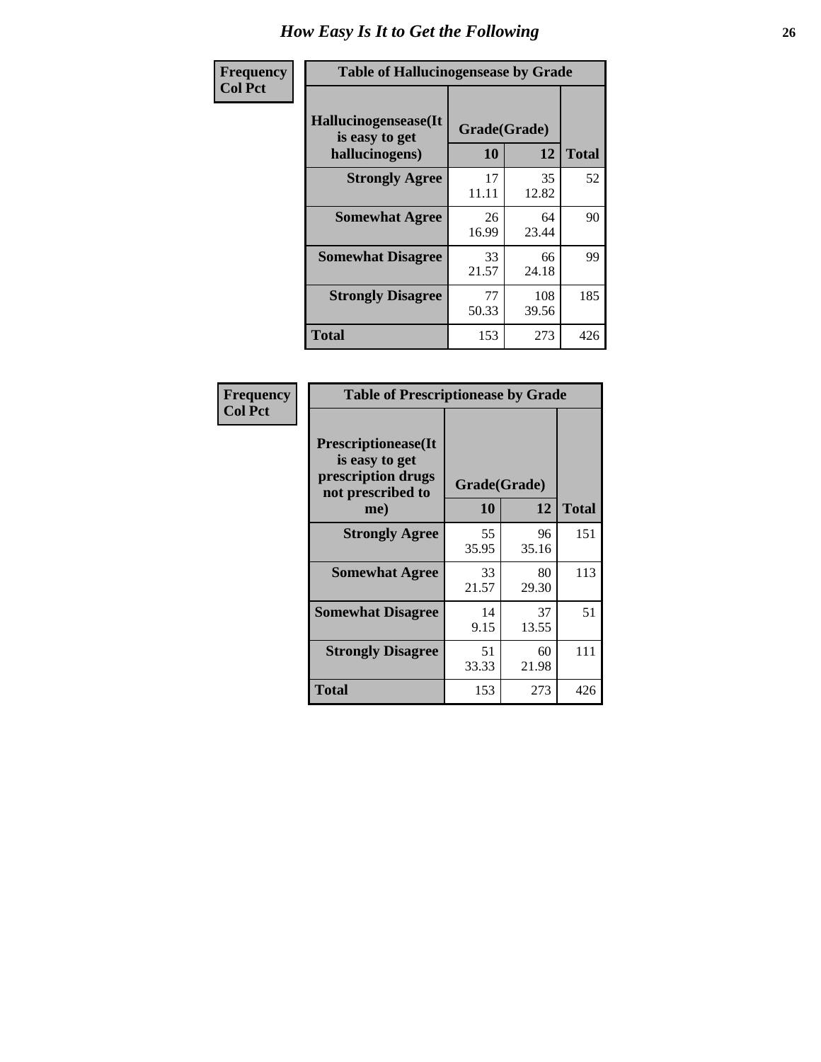# How Easy Is It to Get the Following

**Frequency**
**Col Pct**

**Table of Hallucinogensease by Grade**

| Hallucinogensease(It is easy to get hallucinogens) | Grade(Grade) 10 | 12 | Total |
|---|---|---|---|
| **Strongly Agree** | 17<br>11.11 | 35<br>12.82 | 52 |
| **Somewhat Agree** | 26<br>16.99 | 64<br>23.44 | 90 |
| **Somewhat Disagree** | 33<br>21.57 | 66<br>24.18 | 99 |
| **Strongly Disagree** | 77<br>50.33 | 108<br>39.56 | 185 |
| **Total** | 153 | 273 | 426 |

**Frequency**
**Col Pct**

**Table of Prescriptionease by Grade**

| Prescriptionease(It is easy to get prescription drugs not prescribed to me) | Grade(Grade) 10 | 12 | Total |
|---|---|---|---|
| **Strongly Agree** | 55<br>35.95 | 96<br>35.16 | 151 |
| **Somewhat Agree** | 33<br>21.57 | 80<br>29.30 | 113 |
| **Somewhat Disagree** | 14<br>9.15 | 37<br>13.55 | 51 |
| **Strongly Disagree** | 51<br>33.33 | 60<br>21.98 | 111 |
| **Total** | 153 | 273 | 426 |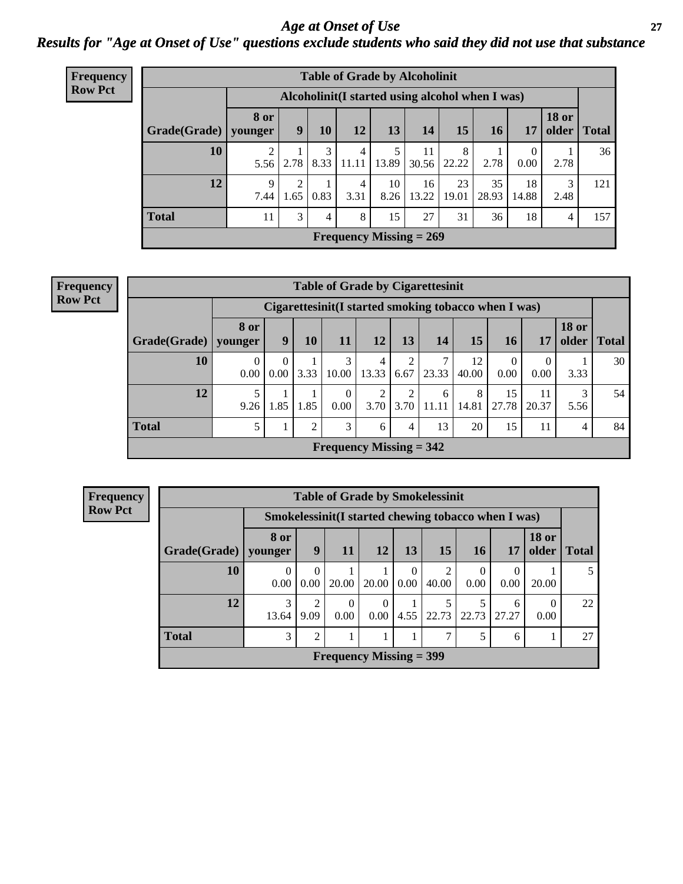# Age at Onset of Use

## Results for "Age at Onset of Use" questions exclude students who said they did not use that substance

**Frequency**
**Row Pct**

| Table of Grade by Alcoholinit | | | | | | | | | | | |
|---|---|---|---|---|---|---|---|---|---|---|---|
| | Alcoholinit(I started using alcohol when I was) | | | | | | | | | | |
| Grade(Grade) | 8 or younger | 9 | 10 | 12 | 13 | 14 | 15 | 16 | 17 | 18 or older | Total |
| 10 | 2<br>5.56 | 1<br>2.78 | 3<br>8.33 | 4<br>11.11 | 5<br>13.89 | 11<br>30.56 | 8<br>22.22 | 1<br>2.78 | 0<br>0.00 | 1<br>2.78 | 36 |
| 12 | 9<br>7.44 | 2<br>1.65 | 1<br>0.83 | 4<br>3.31 | 10<br>8.26 | 16<br>13.22 | 23<br>19.01 | 35<br>28.93 | 18<br>14.88 | 3<br>2.48 | 121 |
| Total | 11 | 3 | 4 | 8 | 15 | 27 | 31 | 36 | 18 | 4 | 157 |
| Frequency Missing = 269 | | | | | | | | | | | |

**Frequency**
**Row Pct**

| Table of Grade by Cigarettesinit | | | | | | | | | | | | |
|---|---|---|---|---|---|---|---|---|---|---|---|---|
| | Cigarettesinit(I started smoking tobacco when I was) | | | | | | | | | | | |
| Grade(Grade) | 8 or younger | 9 | 10 | 11 | 12 | 13 | 14 | 15 | 16 | 17 | 18 or older | Total |
| 10 | 0<br>0.00 | 0<br>0.00 | 1<br>3.33 | 3<br>10.00 | 4<br>13.33 | 2<br>6.67 | 7<br>23.33 | 12<br>40.00 | 0<br>0.00 | 0<br>0.00 | 1<br>3.33 | 30 |
| 12 | 5<br>9.26 | 1<br>1.85 | 1<br>1.85 | 0<br>0.00 | 2<br>3.70 | 2<br>3.70 | 6<br>11.11 | 8<br>14.81 | 15<br>27.78 | 11<br>20.37 | 3<br>5.56 | 54 |
| Total | 5 | 1 | 2 | 3 | 6 | 4 | 13 | 20 | 15 | 11 | 4 | 84 |
| Frequency Missing = 342 | | | | | | | | | | | | |

**Frequency**
**Row Pct**

| Table of Grade by Smokelessinit | | | | | | | | | | |
|---|---|---|---|---|---|---|---|---|---|---|
| | Smokelessinit(I started chewing tobacco when I was) | | | | | | | | | |
| Grade(Grade) | 8 or younger | 9 | 11 | 12 | 13 | 15 | 16 | 17 | 18 or older | Total |
| 10 | 0<br>0.00 | 0<br>0.00 | 1<br>20.00 | 1<br>20.00 | 0<br>0.00 | 2<br>40.00 | 0<br>0.00 | 0<br>0.00 | 1<br>20.00 | 5 |
| 12 | 3<br>13.64 | 2<br>9.09 | 0<br>0.00 | 0<br>0.00 | 1<br>4.55 | 5<br>22.73 | 5<br>22.73 | 6<br>27.27 | 0<br>0.00 | 22 |
| Total | 3 | 2 | 1 | 1 | 1 | 7 | 5 | 6 | 1 | 27 |
| Frequency Missing = 399 | | | | | | | | | | |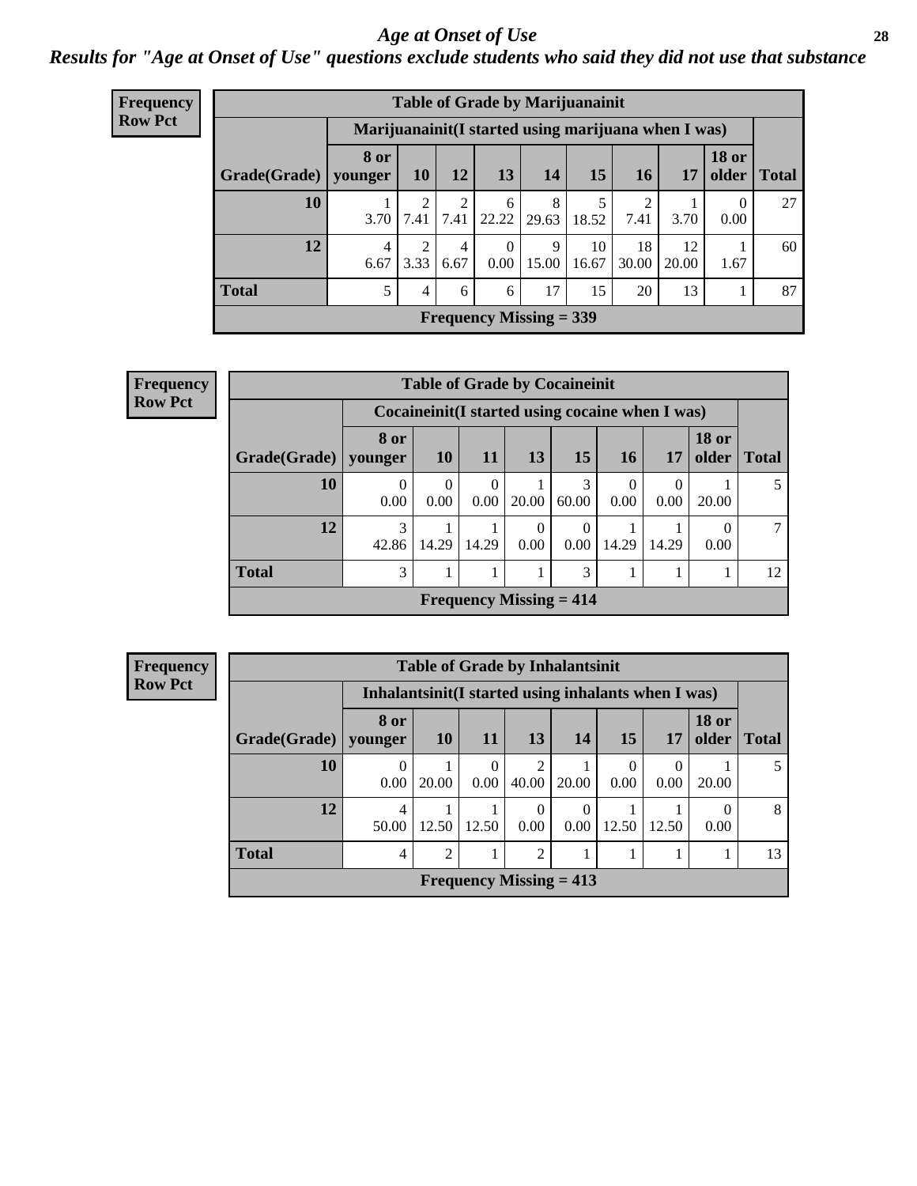# *Age at Onset of Use*

## *Results for "Age at Onset of Use" questions exclude students who said they did not use that substance*

**Frequency**
**Row Pct**

| Table of Grade by Marijuanainit | | | | | | | | | | |
|---|---|---|---|---|---|---|---|---|---|---|
| | Marijuanainit(I started using marijuana when I was) | | | | | | | | | |
| Grade(Grade) | 8 or younger | 10 | 12 | 13 | 14 | 15 | 16 | 17 | 18 or older | Total |
| 10 | 1<br>3.70 | 2<br>7.41 | 2<br>7.41 | 6<br>22.22 | 8<br>29.63 | 5<br>18.52 | 2<br>7.41 | 1<br>3.70 | 0<br>0.00 | 27 |
| 12 | 4<br>6.67 | 2<br>3.33 | 4<br>6.67 | 0<br>0.00 | 9<br>15.00 | 10<br>16.67 | 18<br>30.00 | 12<br>20.00 | 1<br>1.67 | 60 |
| Total | 5 | 4 | 6 | 6 | 17 | 15 | 20 | 13 | 1 | 87 |
| Frequency Missing = 339 | | | | | | | | | | |

**Frequency**
**Row Pct**

| Table of Grade by Cocaineinit | | | | | | | | | |
|---|---|---|---|---|---|---|---|---|---|
| | Cocaineinit(I started using cocaine when I was) | | | | | | | | |
| Grade(Grade) | 8 or younger | 10 | 11 | 13 | 15 | 16 | 17 | 18 or older | Total |
| 10 | 0<br>0.00 | 0<br>0.00 | 0<br>0.00 | 1<br>20.00 | 3<br>60.00 | 0<br>0.00 | 0<br>0.00 | 1<br>20.00 | 5 |
| 12 | 3<br>42.86 | 1<br>14.29 | 1<br>14.29 | 0<br>0.00 | 0<br>0.00 | 1<br>14.29 | 1<br>14.29 | 0<br>0.00 | 7 |
| Total | 3 | 1 | 1 | 1 | 3 | 1 | 1 | 1 | 12 |
| Frequency Missing = 414 | | | | | | | | | |

**Frequency**
**Row Pct**

| Table of Grade by Inhalantsinit | | | | | | | | | |
|---|---|---|---|---|---|---|---|---|---|
| | Inhalantsinit(I started using inhalants when I was) | | | | | | | | |
| Grade(Grade) | 8 or younger | 10 | 11 | 13 | 14 | 15 | 17 | 18 or older | Total |
| 10 | 0<br>0.00 | 1<br>20.00 | 0<br>0.00 | 2<br>40.00 | 1<br>20.00 | 0<br>0.00 | 0<br>0.00 | 1<br>20.00 | 5 |
| 12 | 4<br>50.00 | 1<br>12.50 | 1<br>12.50 | 0<br>0.00 | 0<br>0.00 | 1<br>12.50 | 1<br>12.50 | 0<br>0.00 | 8 |
| Total | 4 | 2 | 1 | 2 | 1 | 1 | 1 | 1 | 13 |
| Frequency Missing = 413 | | | | | | | | | |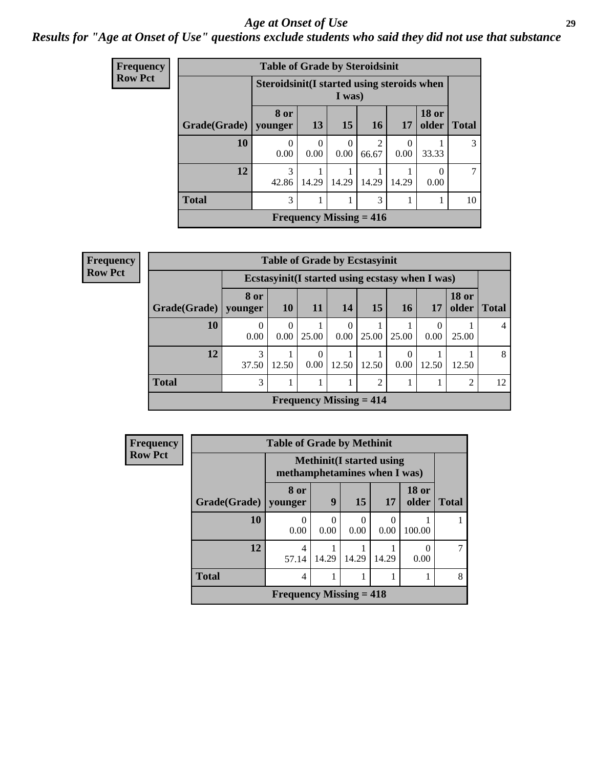## Age at Onset of Use

***Results for "Age at Onset of Use" questions exclude students who said they did not use that substance***

**Frequency**
**Row Pct**

**Table of Grade by Steroidsinit**

| Grade(Grade) | Steroidsinit(I started using steroids when I was) | | | | | | Total |
|---|---|---|---|---|---|---|---|
| | 8 or younger | 13 | 15 | 16 | 17 | 18 or older | |
| 10 | 0<br>0.00 | 0<br>0.00 | 0<br>0.00 | 2<br>66.67 | 0<br>0.00 | 1<br>33.33 | 3 |
| 12 | 3<br>42.86 | 1<br>14.29 | 1<br>14.29 | 1<br>14.29 | 1<br>14.29 | 0<br>0.00 | 7 |
| Total | 3 | 1 | 1 | 3 | 1 | 1 | 10 |

**Frequency Missing = 416**

**Frequency**
**Row Pct**

**Table of Grade by Ecstasyinit**

| Grade(Grade) | Ecstasyinit(I started using ecstasy when I was) | | | | | | | | Total |
|---|---|---|---|---|---|---|---|---|---|
| | 8 or younger | 10 | 11 | 14 | 15 | 16 | 17 | 18 or older | |
| 10 | 0<br>0.00 | 0<br>0.00 | 1<br>25.00 | 0<br>0.00 | 1<br>25.00 | 1<br>25.00 | 0<br>0.00 | 1<br>25.00 | 4 |
| 12 | 3<br>37.50 | 1<br>12.50 | 0<br>0.00 | 1<br>12.50 | 1<br>12.50 | 0<br>0.00 | 1<br>12.50 | 1<br>12.50 | 8 |
| Total | 3 | 1 | 1 | 1 | 2 | 1 | 1 | 2 | 12 |

**Frequency Missing = 414**

**Frequency**
**Row Pct**

**Table of Grade by Methinit**

| Grade(Grade) | Methinit(I started using methamphetamines when I was) | | | | | Total |
|---|---|---|---|---|---|---|
| | 8 or younger | 9 | 15 | 17 | 18 or older | |
| 10 | 0<br>0.00 | 0<br>0.00 | 0<br>0.00 | 0<br>0.00 | 1<br>100.00 | 1 |
| 12 | 4<br>57.14 | 1<br>14.29 | 1<br>14.29 | 1<br>14.29 | 0<br>0.00 | 7 |
| Total | 4 | 1 | 1 | 1 | 1 | 8 |

**Frequency Missing = 418**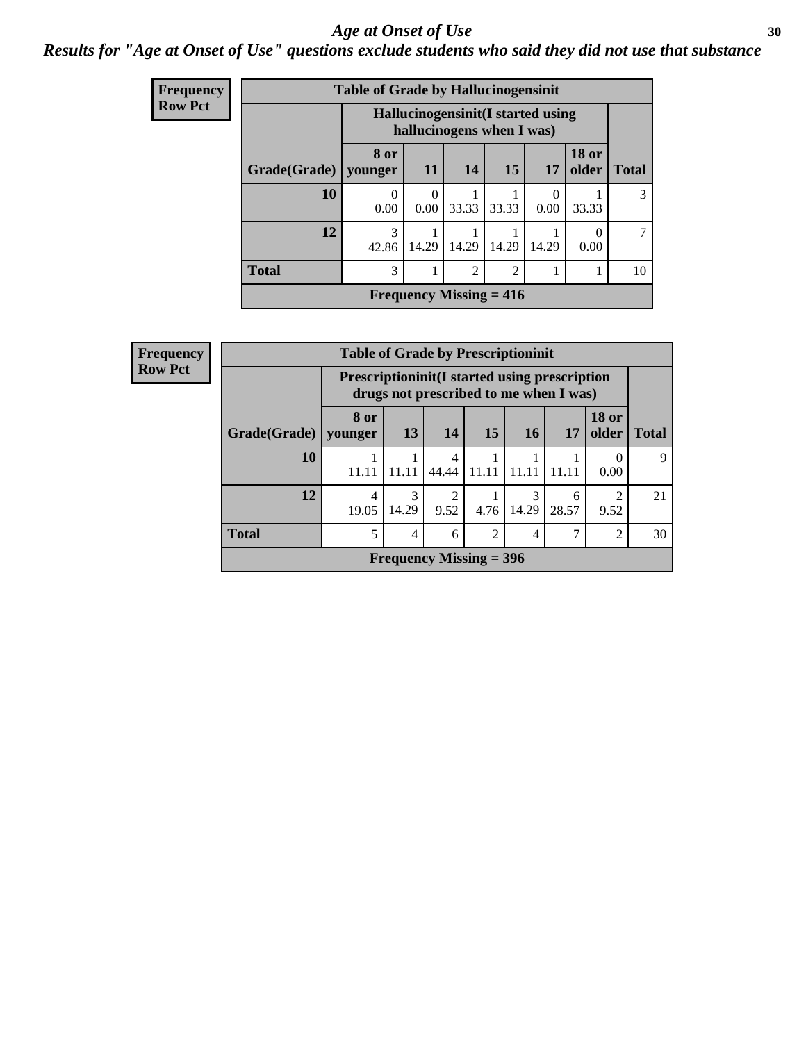# Age at Onset of Use

*Results for "Age at Onset of Use" questions exclude students who said they did not use that substance*

**Frequency**
**Row Pct**

**Table of Grade by Hallucinogensinit**

| | Hallucinogensinit(I started using hallucinogens when I was) | | | | | | |
|---|---|---|---|---|---|---|---|
| Grade(Grade) | 8 or younger | 11 | 14 | 15 | 17 | 18 or older | Total |
| 10 | 0<br>0.00 | 0<br>0.00 | 1<br>33.33 | 1<br>33.33 | 0<br>0.00 | 1<br>33.33 | 3 |
| 12 | 3<br>42.86 | 1<br>14.29 | 1<br>14.29 | 1<br>14.29 | 1<br>14.29 | 0<br>0.00 | 7 |
| Total | 3 | 1 | 2 | 2 | 1 | 1 | 10 |

**Frequency Missing = 416**

**Frequency**
**Row Pct**

**Table of Grade by Prescriptioninit**

| | Prescriptioninit(I started using prescription drugs not prescribed to me when I was) | | | | | | | |
|---|---|---|---|---|---|---|---|---|
| Grade(Grade) | 8 or younger | 13 | 14 | 15 | 16 | 17 | 18 or older | Total |
| 10 | 1<br>11.11 | 1<br>11.11 | 4<br>44.44 | 1<br>11.11 | 1<br>11.11 | 1<br>11.11 | 0<br>0.00 | 9 |
| 12 | 4<br>19.05 | 3<br>14.29 | 2<br>9.52 | 1<br>4.76 | 3<br>14.29 | 6<br>28.57 | 2<br>9.52 | 21 |
| Total | 5 | 4 | 6 | 2 | 4 | 7 | 2 | 30 |

**Frequency Missing = 396**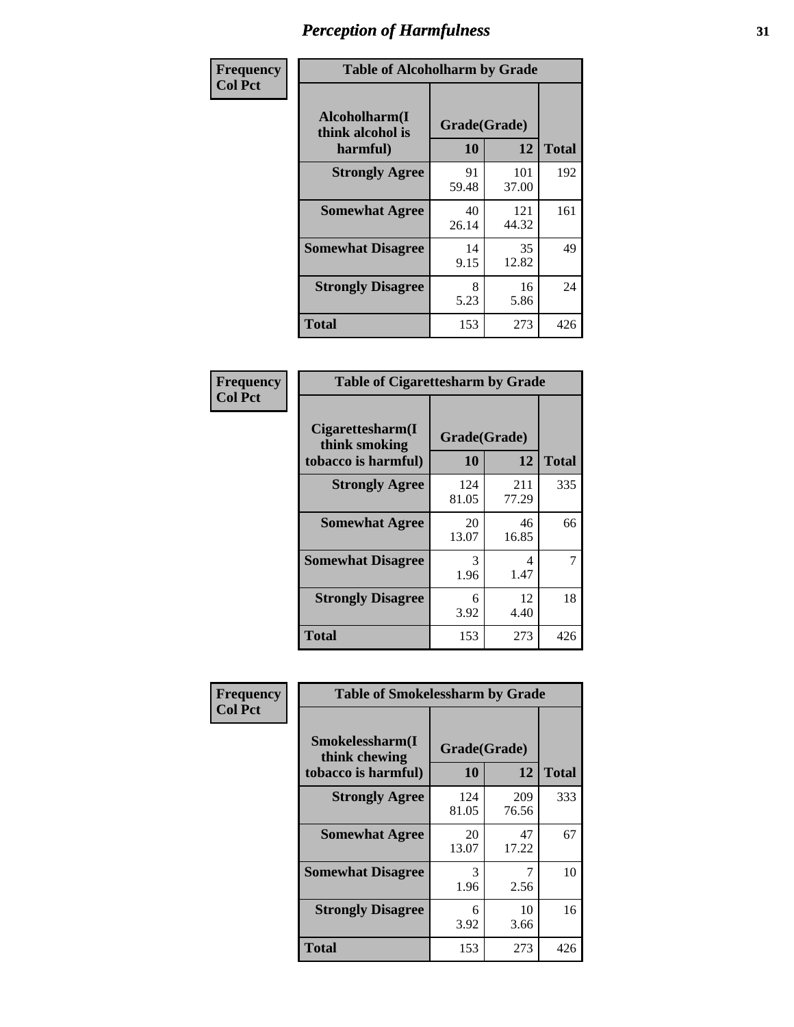## Perception of Harmfulness

| Frequency Col Pct | Table of Alcoholharm by Grade | | |
|---|---|---|---|
| Alcoholharm(I think alcohol is harmful) | Grade(Grade) | | |
| | 10 | 12 | Total |
| Strongly Agree | 91<br>59.48 | 101<br>37.00 | 192 |
| Somewhat Agree | 40<br>26.14 | 121<br>44.32 | 161 |
| Somewhat Disagree | 14<br>9.15 | 35<br>12.82 | 49 |
| Strongly Disagree | 8<br>5.23 | 16<br>5.86 | 24 |
| Total | 153 | 273 | 426 |

| Frequency Col Pct | Table of Cigarettesharm by Grade | | |
|---|---|---|---|
| Cigarettesharm(I think smoking tobacco is harmful) | Grade(Grade) | | |
| | 10 | 12 | Total |
| Strongly Agree | 124<br>81.05 | 211<br>77.29 | 335 |
| Somewhat Agree | 20<br>13.07 | 46<br>16.85 | 66 |
| Somewhat Disagree | 3<br>1.96 | 4<br>1.47 | 7 |
| Strongly Disagree | 6<br>3.92 | 12<br>4.40 | 18 |
| Total | 153 | 273 | 426 |

| Frequency Col Pct | Table of Smokelessharm by Grade | | |
|---|---|---|---|
| Smokelessharm(I think chewing tobacco is harmful) | Grade(Grade) | | |
| | 10 | 12 | Total |
| Strongly Agree | 124<br>81.05 | 209<br>76.56 | 333 |
| Somewhat Agree | 20<br>13.07 | 47<br>17.22 | 67 |
| Somewhat Disagree | 3<br>1.96 | 7<br>2.56 | 10 |
| Strongly Disagree | 6<br>3.92 | 10<br>3.66 | 16 |
| Total | 153 | 273 | 426 |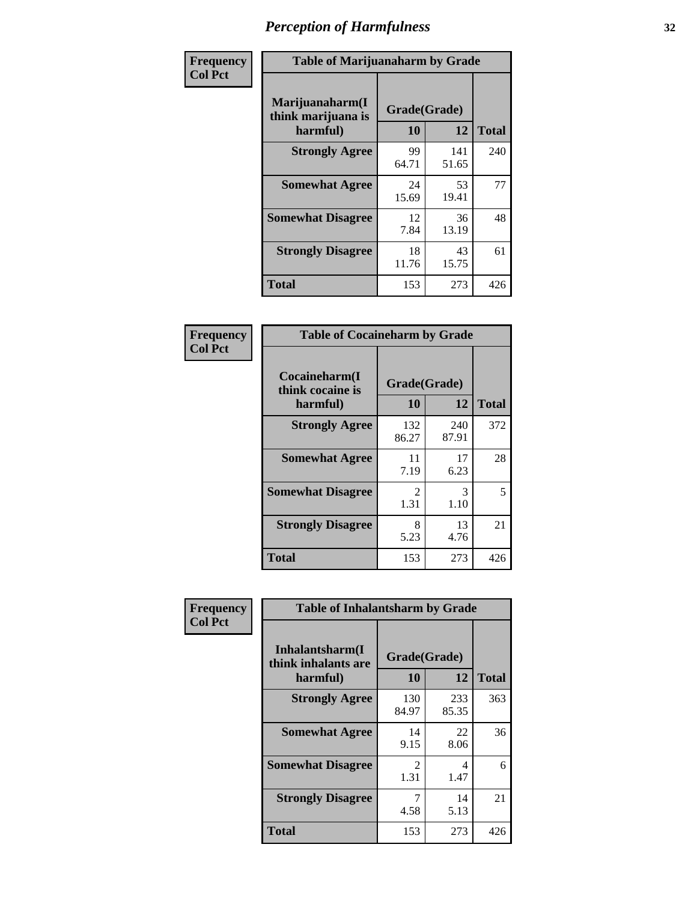| Frequency Col Pct |
|---|

**Table of Marijuanaharm by Grade**

| Marijuanaharm(I think marijuana is harmful) | Grade(Grade) 10 | 12 | Total |
|---|---|---|---|
| **Strongly Agree** | 99<br>64.71 | 141<br>51.65 | 240 |
| **Somewhat Agree** | 24<br>15.69 | 53<br>19.41 | 77 |
| **Somewhat Disagree** | 12<br>7.84 | 36<br>13.19 | 48 |
| **Strongly Disagree** | 18<br>11.76 | 43<br>15.75 | 61 |
| **Total** | 153 | 273 | 426 |

| Frequency Col Pct |
|---|

**Table of Cocaineharm by Grade**

| Cocaineharm(I think cocaine is harmful) | Grade(Grade) 10 | 12 | Total |
|---|---|---|---|
| **Strongly Agree** | 132<br>86.27 | 240<br>87.91 | 372 |
| **Somewhat Agree** | 11<br>7.19 | 17<br>6.23 | 28 |
| **Somewhat Disagree** | 2<br>1.31 | 3<br>1.10 | 5 |
| **Strongly Disagree** | 8<br>5.23 | 13<br>4.76 | 21 |
| **Total** | 153 | 273 | 426 |

| Frequency Col Pct |
|---|

**Table of Inhalantsharm by Grade**

| Inhalantsharm(I think inhalants are harmful) | Grade(Grade) 10 | 12 | Total |
|---|---|---|---|
| **Strongly Agree** | 130<br>84.97 | 233<br>85.35 | 363 |
| **Somewhat Agree** | 14<br>9.15 | 22<br>8.06 | 36 |
| **Somewhat Disagree** | 2<br>1.31 | 4<br>1.47 | 6 |
| **Strongly Disagree** | 7<br>4.58 | 14<br>5.13 | 21 |
| **Total** | 153 | 273 | 426 |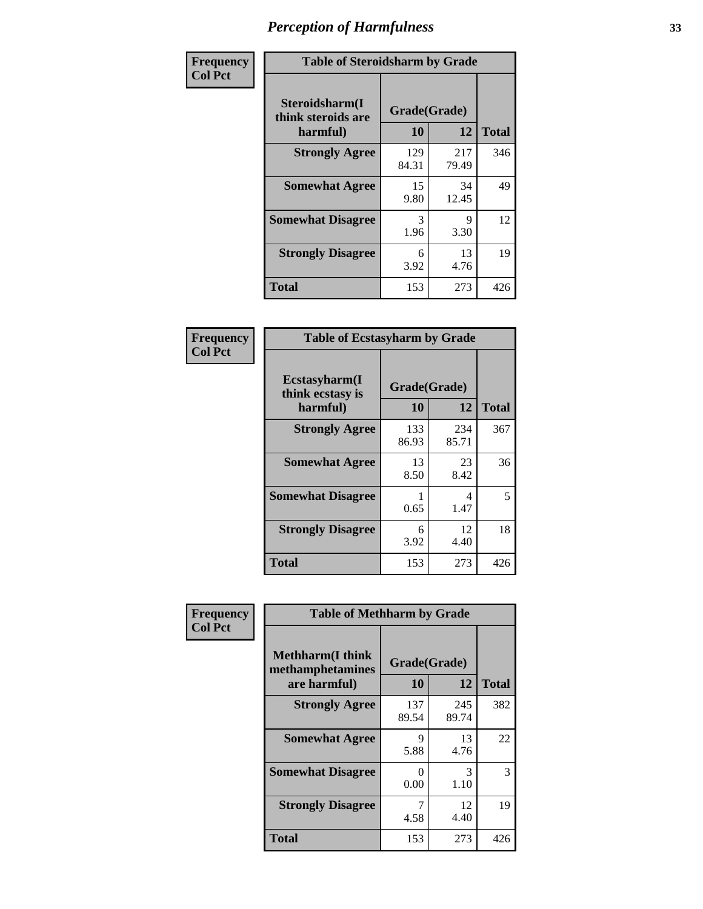# Perception of Harmfulness

| Frequency<br>Col Pct | | | |
|---|---|---|---|

**Table of Steroidsharm by Grade**

| Steroidsharm(I think steroids are harmful) | Grade(Grade) 10 | 12 | Total |
|---|---|---|---|
| **Strongly Agree** | 129<br>84.31 | 217<br>79.49 | 346 |
| **Somewhat Agree** | 15<br>9.80 | 34<br>12.45 | 49 |
| **Somewhat Disagree** | 3<br>1.96 | 9<br>3.30 | 12 |
| **Strongly Disagree** | 6<br>3.92 | 13<br>4.76 | 19 |
| **Total** | 153 | 273 | 426 |

**Frequency**
**Col Pct**

**Table of Ecstasyharm by Grade**

| Ecstasyharm(I think ecstasy is harmful) | Grade(Grade) 10 | 12 | Total |
|---|---|---|---|
| **Strongly Agree** | 133<br>86.93 | 234<br>85.71 | 367 |
| **Somewhat Agree** | 13<br>8.50 | 23<br>8.42 | 36 |
| **Somewhat Disagree** | 1<br>0.65 | 4<br>1.47 | 5 |
| **Strongly Disagree** | 6<br>3.92 | 12<br>4.40 | 18 |
| **Total** | 153 | 273 | 426 |

**Frequency**
**Col Pct**

**Table of Methharm by Grade**

| Methharm(I think methamphetamines are harmful) | Grade(Grade) 10 | 12 | Total |
|---|---|---|---|
| **Strongly Agree** | 137<br>89.54 | 245<br>89.74 | 382 |
| **Somewhat Agree** | 9<br>5.88 | 13<br>4.76 | 22 |
| **Somewhat Disagree** | 0<br>0.00 | 3<br>1.10 | 3 |
| **Strongly Disagree** | 7<br>4.58 | 12<br>4.40 | 19 |
| **Total** | 153 | 273 | 426 |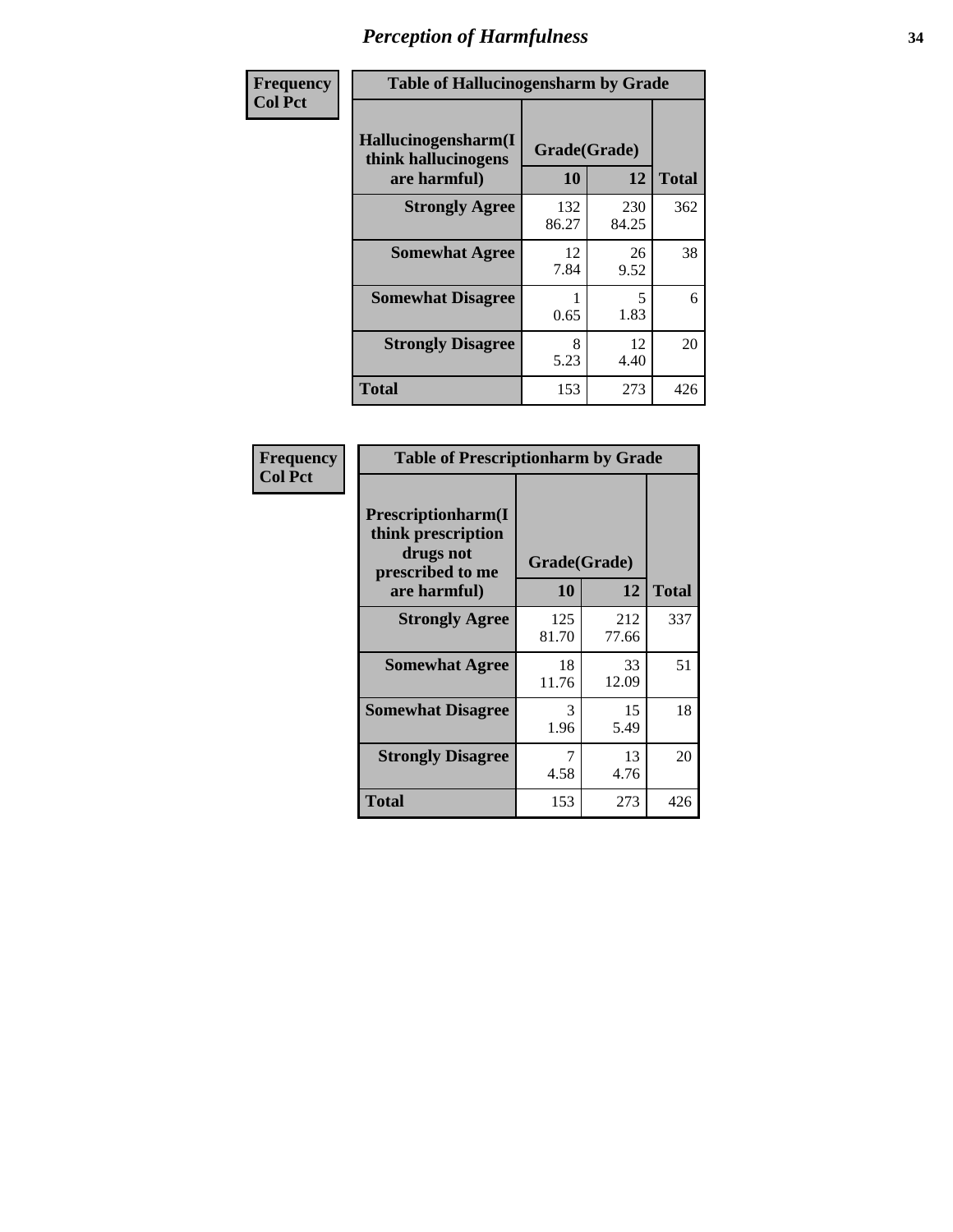# Perception of Harmfulness

| Frequency Col Pct | Table of Hallucinogensharm by Grade | | |
|---|---|---|---|
| Hallucinogensharm(I think hallucinogens are harmful) | Grade(Grade) | | |
| | 10 | 12 | Total |
| Strongly Agree | 132<br>86.27 | 230<br>84.25 | 362 |
| Somewhat Agree | 12<br>7.84 | 26<br>9.52 | 38 |
| Somewhat Disagree | 1<br>0.65 | 5<br>1.83 | 6 |
| Strongly Disagree | 8<br>5.23 | 12<br>4.40 | 20 |
| Total | 153 | 273 | 426 |

| Frequency Col Pct | Table of Prescriptionharm by Grade | | |
|---|---|---|---|
| Prescriptionharm(I think prescription drugs not prescribed to me are harmful) | Grade(Grade) | | |
| | 10 | 12 | Total |
| Strongly Agree | 125<br>81.70 | 212<br>77.66 | 337 |
| Somewhat Agree | 18<br>11.76 | 33<br>12.09 | 51 |
| Somewhat Disagree | 3<br>1.96 | 15<br>5.49 | 18 |
| Strongly Disagree | 7<br>4.58 | 13<br>4.76 | 20 |
| Total | 153 | 273 | 426 |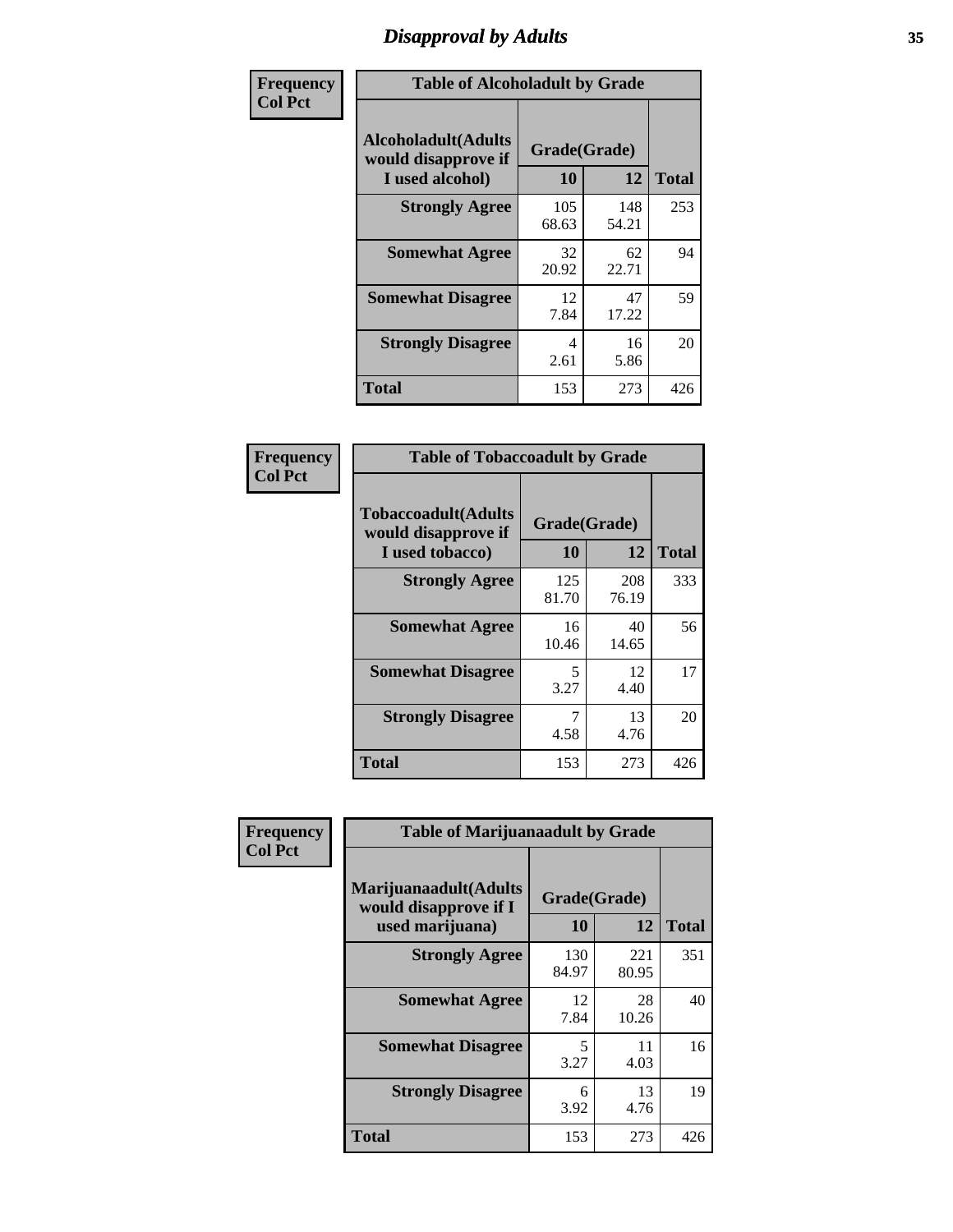# Disapproval by Adults

**Frequency**
**Col Pct**

**Table of Alcoholadult by Grade**

| Alcoholadult(Adults would disapprove if I used alcohol) | Grade(Grade) 10 | 12 | Total |
|---|---|---|---|
| **Strongly Agree** | 105<br>68.63 | 148<br>54.21 | 253 |
| **Somewhat Agree** | 32<br>20.92 | 62<br>22.71 | 94 |
| **Somewhat Disagree** | 12<br>7.84 | 47<br>17.22 | 59 |
| **Strongly Disagree** | 4<br>2.61 | 16<br>5.86 | 20 |
| **Total** | 153 | 273 | 426 |

**Frequency**
**Col Pct**

**Table of Tobaccoadult by Grade**

| Tobaccoadult(Adults would disapprove if I used tobacco) | Grade(Grade) 10 | 12 | Total |
|---|---|---|---|
| **Strongly Agree** | 125<br>81.70 | 208<br>76.19 | 333 |
| **Somewhat Agree** | 16<br>10.46 | 40<br>14.65 | 56 |
| **Somewhat Disagree** | 5<br>3.27 | 12<br>4.40 | 17 |
| **Strongly Disagree** | 7<br>4.58 | 13<br>4.76 | 20 |
| **Total** | 153 | 273 | 426 |

**Frequency**
**Col Pct**

**Table of Marijuanaadult by Grade**

| Marijuanaadult(Adults would disapprove if I used marijuana) | Grade(Grade) 10 | 12 | Total |
|---|---|---|---|
| **Strongly Agree** | 130<br>84.97 | 221<br>80.95 | 351 |
| **Somewhat Agree** | 12<br>7.84 | 28<br>10.26 | 40 |
| **Somewhat Disagree** | 5<br>3.27 | 11<br>4.03 | 16 |
| **Strongly Disagree** | 6<br>3.92 | 13<br>4.76 | 19 |
| **Total** | 153 | 273 | 426 |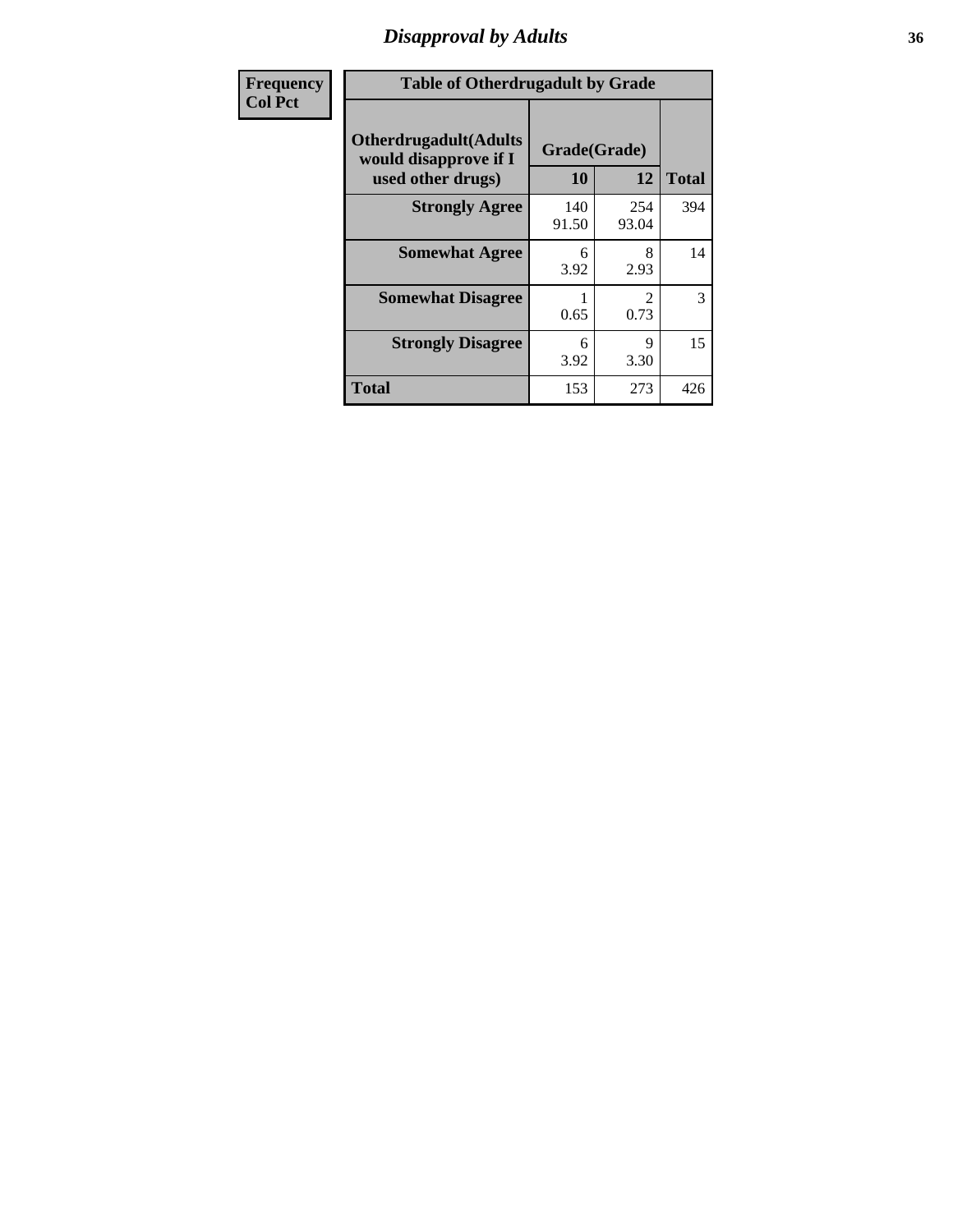# Disapproval by Adults

| Frequency Col Pct | | | |
|---|---|---|---|

**Table of Otherdrugadult by Grade**

| Otherdrugadult(Adults would disapprove if I used other drugs) | Grade(Grade) | | |
|---|---|---|---|
| | 10 | 12 | Total |
| **Strongly Agree** | 140<br>91.50 | 254<br>93.04 | 394 |
| **Somewhat Agree** | 6<br>3.92 | 8<br>2.93 | 14 |
| **Somewhat Disagree** | 1<br>0.65 | 2<br>0.73 | 3 |
| **Strongly Disagree** | 6<br>3.92 | 9<br>3.30 | 15 |
| **Total** | 153 | 273 | 426 |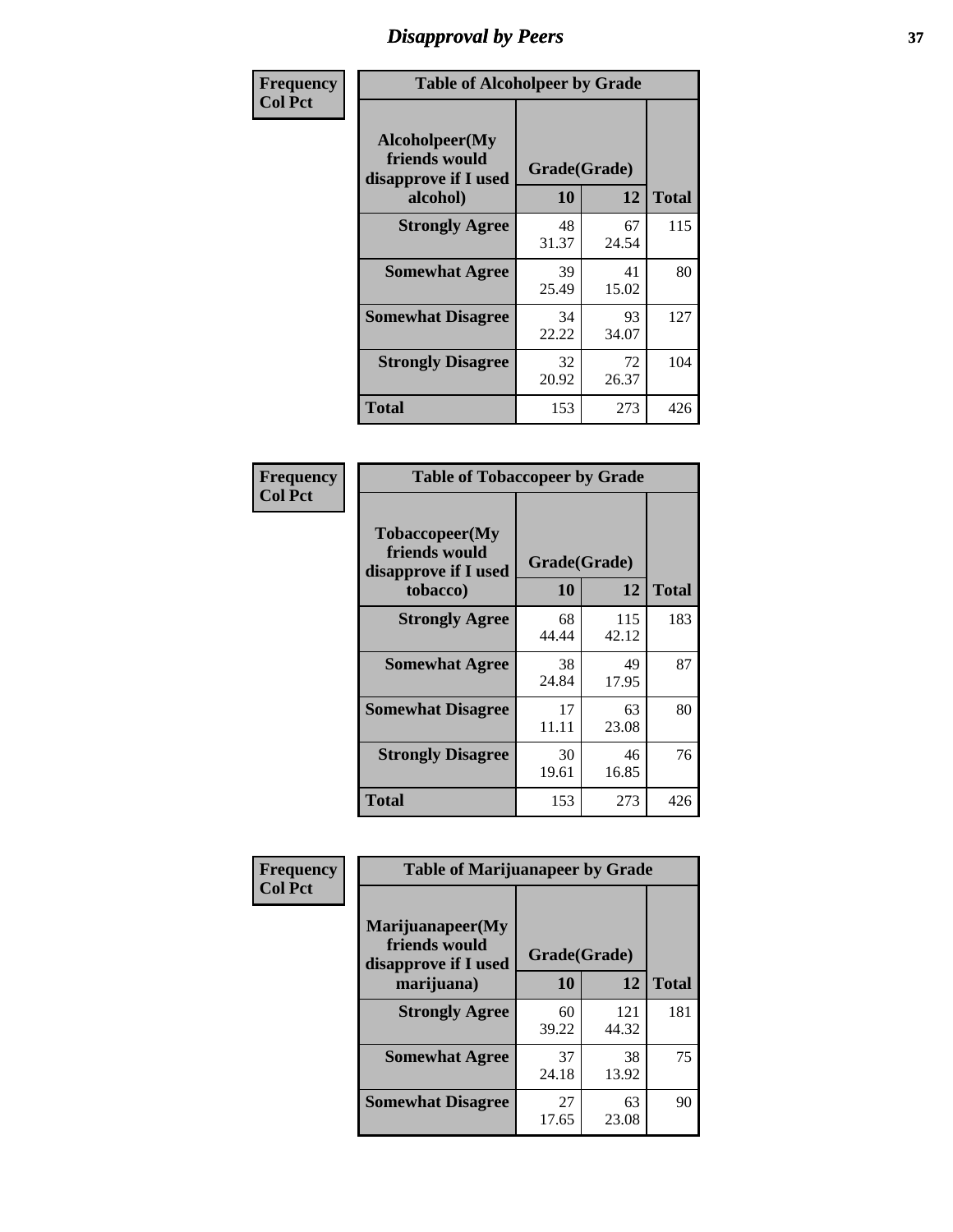# Disapproval by Peers

**Frequency**
**Col Pct**

| Table of Alcoholpeer by Grade | | | |
|---|---|---|---|
| Alcoholpeer(My friends would disapprove if I used alcohol) | Grade(Grade) | | |
| | 10 | 12 | Total |
| Strongly Agree | 48<br>31.37 | 67<br>24.54 | 115 |
| Somewhat Agree | 39<br>25.49 | 41<br>15.02 | 80 |
| Somewhat Disagree | 34<br>22.22 | 93<br>34.07 | 127 |
| Strongly Disagree | 32<br>20.92 | 72<br>26.37 | 104 |
| Total | 153 | 273 | 426 |

**Frequency**
**Col Pct**

| Table of Tobaccopeer by Grade | | | |
|---|---|---|---|
| Tobaccopeer(My friends would disapprove if I used tobacco) | Grade(Grade) | | |
| | 10 | 12 | Total |
| Strongly Agree | 68<br>44.44 | 115<br>42.12 | 183 |
| Somewhat Agree | 38<br>24.84 | 49<br>17.95 | 87 |
| Somewhat Disagree | 17<br>11.11 | 63<br>23.08 | 80 |
| Strongly Disagree | 30<br>19.61 | 46<br>16.85 | 76 |
| Total | 153 | 273 | 426 |

**Frequency**
**Col Pct**

| Table of Marijuanapeer by Grade | | | |
|---|---|---|---|
| Marijuanapeer(My friends would disapprove if I used marijuana) | Grade(Grade) | | |
| | 10 | 12 | Total |
| Strongly Agree | 60<br>39.22 | 121<br>44.32 | 181 |
| Somewhat Agree | 37<br>24.18 | 38<br>13.92 | 75 |
| Somewhat Disagree | 27<br>17.65 | 63<br>23.08 | 90 |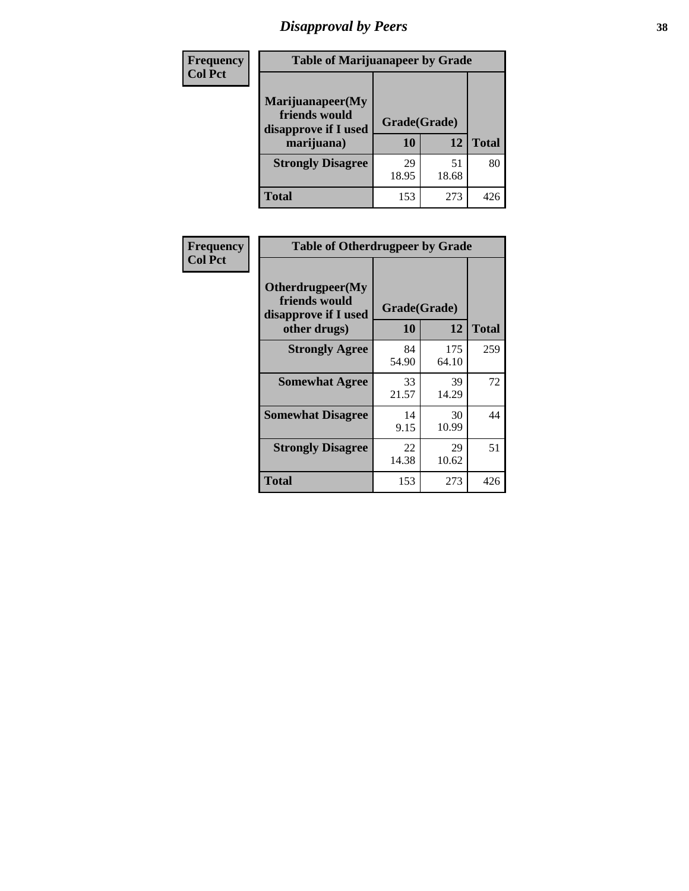# Disapproval by Peers

| Frequency<br>Col Pct |
|---|

**Table of Marijuanapeer by Grade**

| Marijuanapeer(My friends would disapprove if I used marijuana) | Grade(Grade) 10 | 12 | Total |
|---|---|---|---|
| **Strongly Disagree** | 29<br>18.95 | 51<br>18.68 | 80 |
| **Total** | 153 | 273 | 426 |

| Frequency<br>Col Pct |
|---|

**Table of Otherdrugpeer by Grade**

| Otherdrugpeer(My friends would disapprove if I used other drugs) | Grade(Grade) 10 | 12 | Total |
|---|---|---|---|
| **Strongly Agree** | 84<br>54.90 | 175<br>64.10 | 259 |
| **Somewhat Agree** | 33<br>21.57 | 39<br>14.29 | 72 |
| **Somewhat Disagree** | 14<br>9.15 | 30<br>10.99 | 44 |
| **Strongly Disagree** | 22<br>14.38 | 29<br>10.62 | 51 |
| **Total** | 153 | 273 | 426 |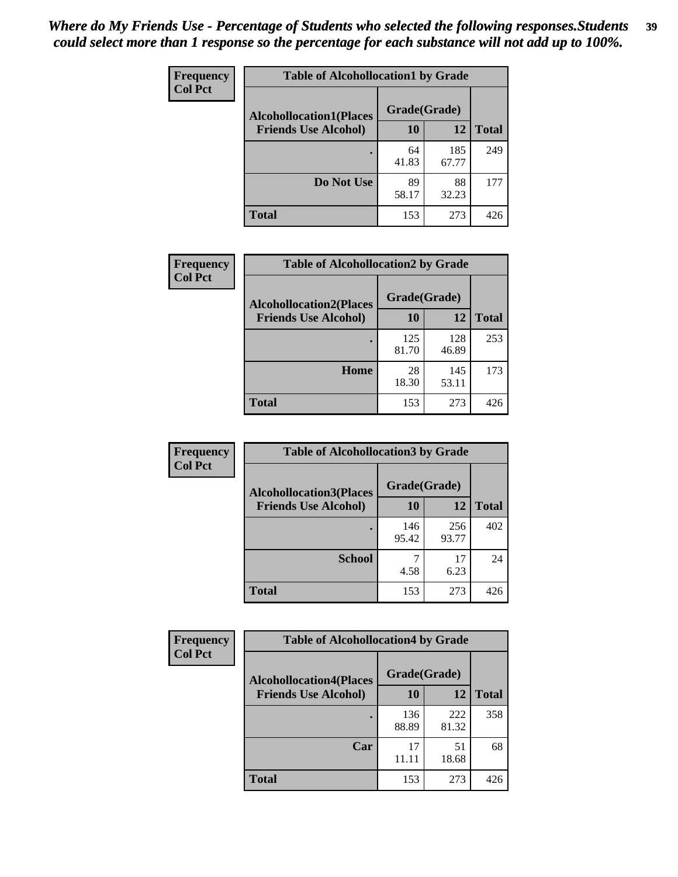*Where do My Friends Use - Percentage of Students who selected the following responses.Students could select more than 1 response so the percentage for each substance will not add up to 100%.*

| Frequency Col Pct | Table of Alcohollocation1 by Grade | | |
|---|---|---|---|
| Alcohollocation1(Places Friends Use Alcohol) | Grade(Grade) | | |
| | 10 | 12 | Total |
| . | 64<br>41.83 | 185<br>67.77 | 249 |
| Do Not Use | 89<br>58.17 | 88<br>32.23 | 177 |
| Total | 153 | 273 | 426 |

| Frequency Col Pct | Table of Alcohollocation2 by Grade | | |
|---|---|---|---|
| Alcohollocation2(Places Friends Use Alcohol) | Grade(Grade) | | |
| | 10 | 12 | Total |
| . | 125<br>81.70 | 128<br>46.89 | 253 |
| Home | 28<br>18.30 | 145<br>53.11 | 173 |
| Total | 153 | 273 | 426 |

| Frequency Col Pct | Table of Alcohollocation3 by Grade | | |
|---|---|---|---|
| Alcohollocation3(Places Friends Use Alcohol) | Grade(Grade) | | |
| | 10 | 12 | Total |
| . | 146<br>95.42 | 256<br>93.77 | 402 |
| School | 7<br>4.58 | 17<br>6.23 | 24 |
| Total | 153 | 273 | 426 |

| Frequency Col Pct | Table of Alcohollocation4 by Grade | | |
|---|---|---|---|
| Alcohollocation4(Places Friends Use Alcohol) | Grade(Grade) | | |
| | 10 | 12 | Total |
| . | 136<br>88.89 | 222<br>81.32 | 358 |
| Car | 17<br>11.11 | 51<br>18.68 | 68 |
| Total | 153 | 273 | 426 |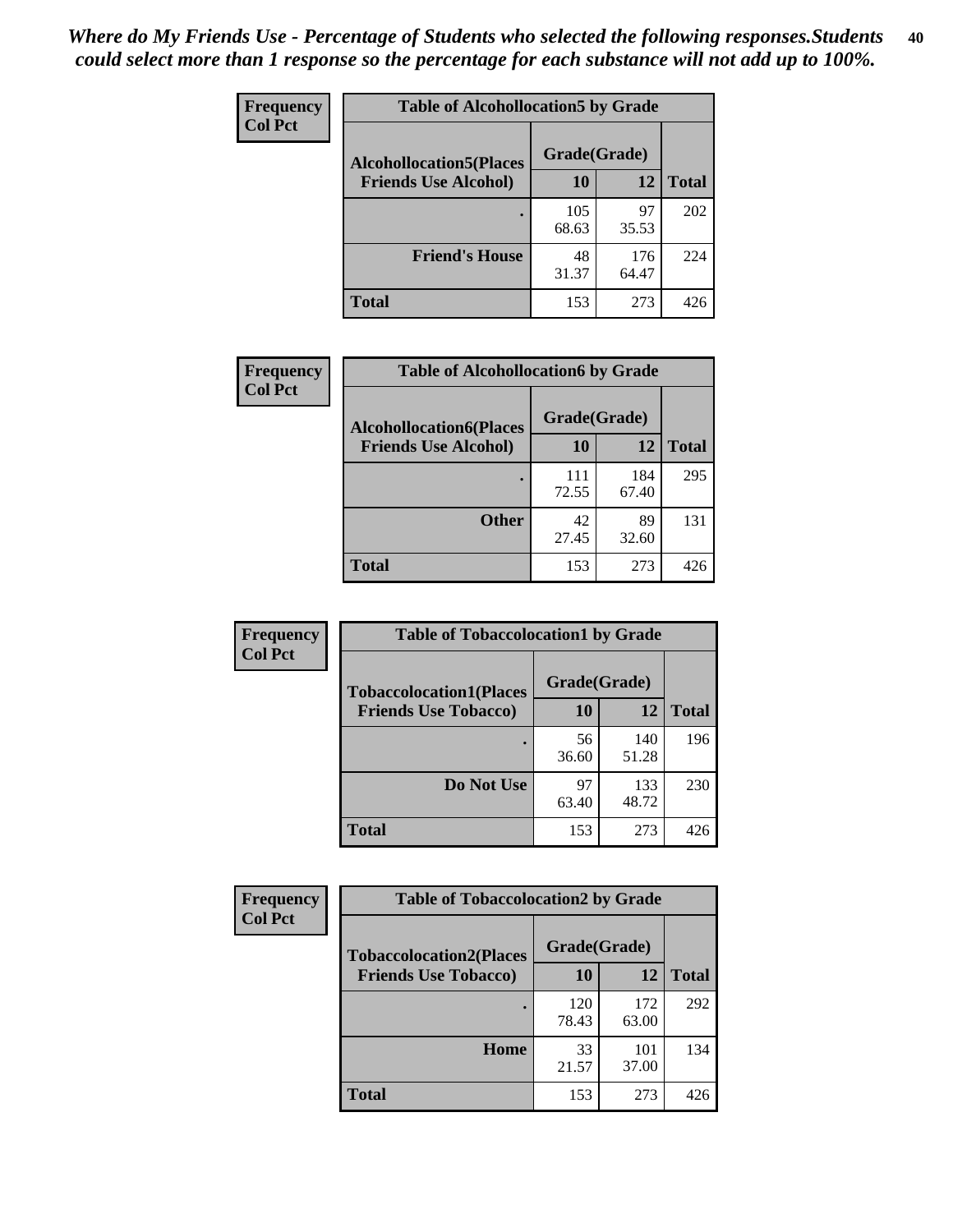*Where do My Friends Use - Percentage of Students who selected the following responses.Students could select more than 1 response so the percentage for each substance will not add up to 100%.*

**Frequency**
**Col Pct**

| Table of Alcohollocation5 by Grade | | | |
|---|---|---|---|
| **Alcohollocation5(Places Friends Use Alcohol)** | **Grade(Grade)** | | **Total** |
| | **10** | **12** | |
| . | 105<br>68.63 | 97<br>35.53 | 202 |
| **Friend's House** | 48<br>31.37 | 176<br>64.47 | 224 |
| **Total** | 153 | 273 | 426 |

**Frequency**
**Col Pct**

| Table of Alcohollocation6 by Grade | | | |
|---|---|---|---|
| **Alcohollocation6(Places Friends Use Alcohol)** | **Grade(Grade)** | | **Total** |
| | **10** | **12** | |
| . | 111<br>72.55 | 184<br>67.40 | 295 |
| **Other** | 42<br>27.45 | 89<br>32.60 | 131 |
| **Total** | 153 | 273 | 426 |

**Frequency**
**Col Pct**

| Table of Tobaccolocation1 by Grade | | | |
|---|---|---|---|
| **Tobaccolocation1(Places Friends Use Tobacco)** | **Grade(Grade)** | | **Total** |
| | **10** | **12** | |
| . | 56<br>36.60 | 140<br>51.28 | 196 |
| **Do Not Use** | 97<br>63.40 | 133<br>48.72 | 230 |
| **Total** | 153 | 273 | 426 |

**Frequency**
**Col Pct**

| Table of Tobaccolocation2 by Grade | | | |
|---|---|---|---|
| **Tobaccolocation2(Places Friends Use Tobacco)** | **Grade(Grade)** | | **Total** |
| | **10** | **12** | |
| . | 120<br>78.43 | 172<br>63.00 | 292 |
| **Home** | 33<br>21.57 | 101<br>37.00 | 134 |
| **Total** | 153 | 273 | 426 |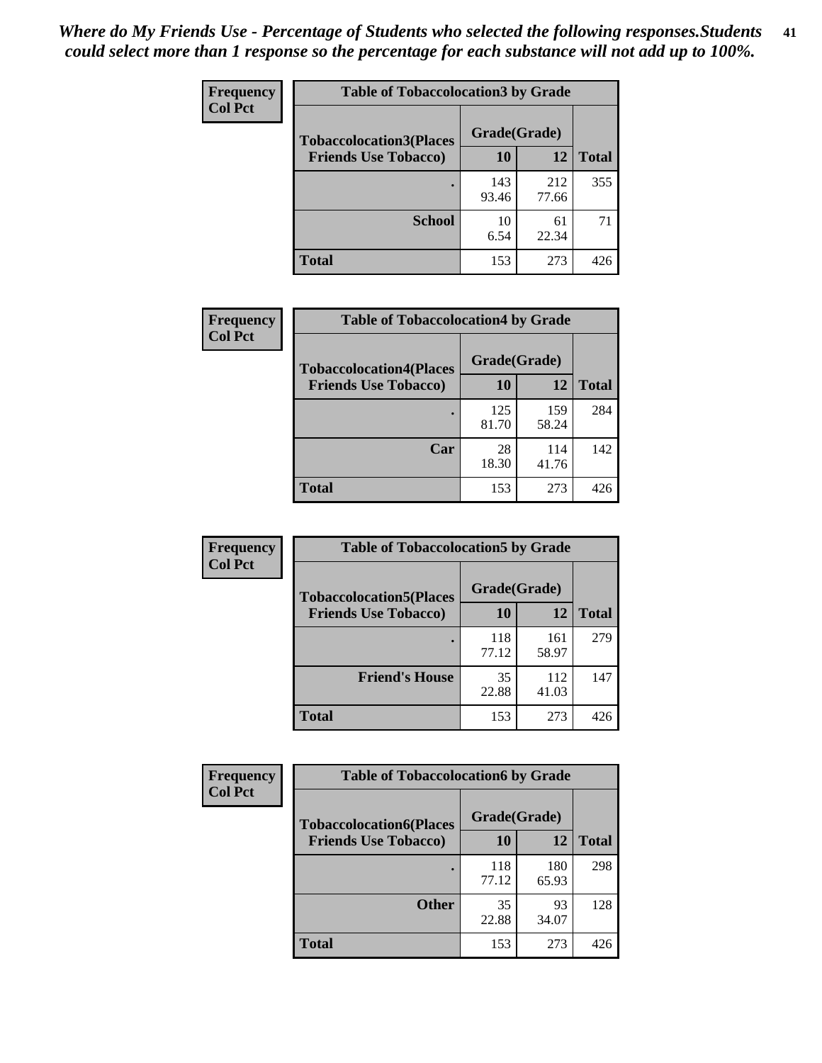*Where do My Friends Use - Percentage of Students who selected the following responses.Students could select more than 1 response so the percentage for each substance will not add up to 100%.*

**Frequency**
**Col Pct**

| Table of Tobaccolocation3 by Grade | | | |
|---|---|---|---|
| **Tobaccolocation3(Places Friends Use Tobacco)** | **Grade(Grade)** | | **Total** |
| | **10** | **12** | |
| **.** | 143<br>93.46 | 212<br>77.66 | 355 |
| **School** | 10<br>6.54 | 61<br>22.34 | 71 |
| **Total** | 153 | 273 | 426 |

**Frequency**
**Col Pct**

| Table of Tobaccolocation4 by Grade | | | |
|---|---|---|---|
| **Tobaccolocation4(Places Friends Use Tobacco)** | **Grade(Grade)** | | **Total** |
| | **10** | **12** | |
| **.** | 125<br>81.70 | 159<br>58.24 | 284 |
| **Car** | 28<br>18.30 | 114<br>41.76 | 142 |
| **Total** | 153 | 273 | 426 |

**Frequency**
**Col Pct**

| Table of Tobaccolocation5 by Grade | | | |
|---|---|---|---|
| **Tobaccolocation5(Places Friends Use Tobacco)** | **Grade(Grade)** | | **Total** |
| | **10** | **12** | |
| **.** | 118<br>77.12 | 161<br>58.97 | 279 |
| **Friend's House** | 35<br>22.88 | 112<br>41.03 | 147 |
| **Total** | 153 | 273 | 426 |

**Frequency**
**Col Pct**

| Table of Tobaccolocation6 by Grade | | | |
|---|---|---|---|
| **Tobaccolocation6(Places Friends Use Tobacco)** | **Grade(Grade)** | | **Total** |
| | **10** | **12** | |
| **.** | 118<br>77.12 | 180<br>65.93 | 298 |
| **Other** | 35<br>22.88 | 93<br>34.07 | 128 |
| **Total** | 153 | 273 | 426 |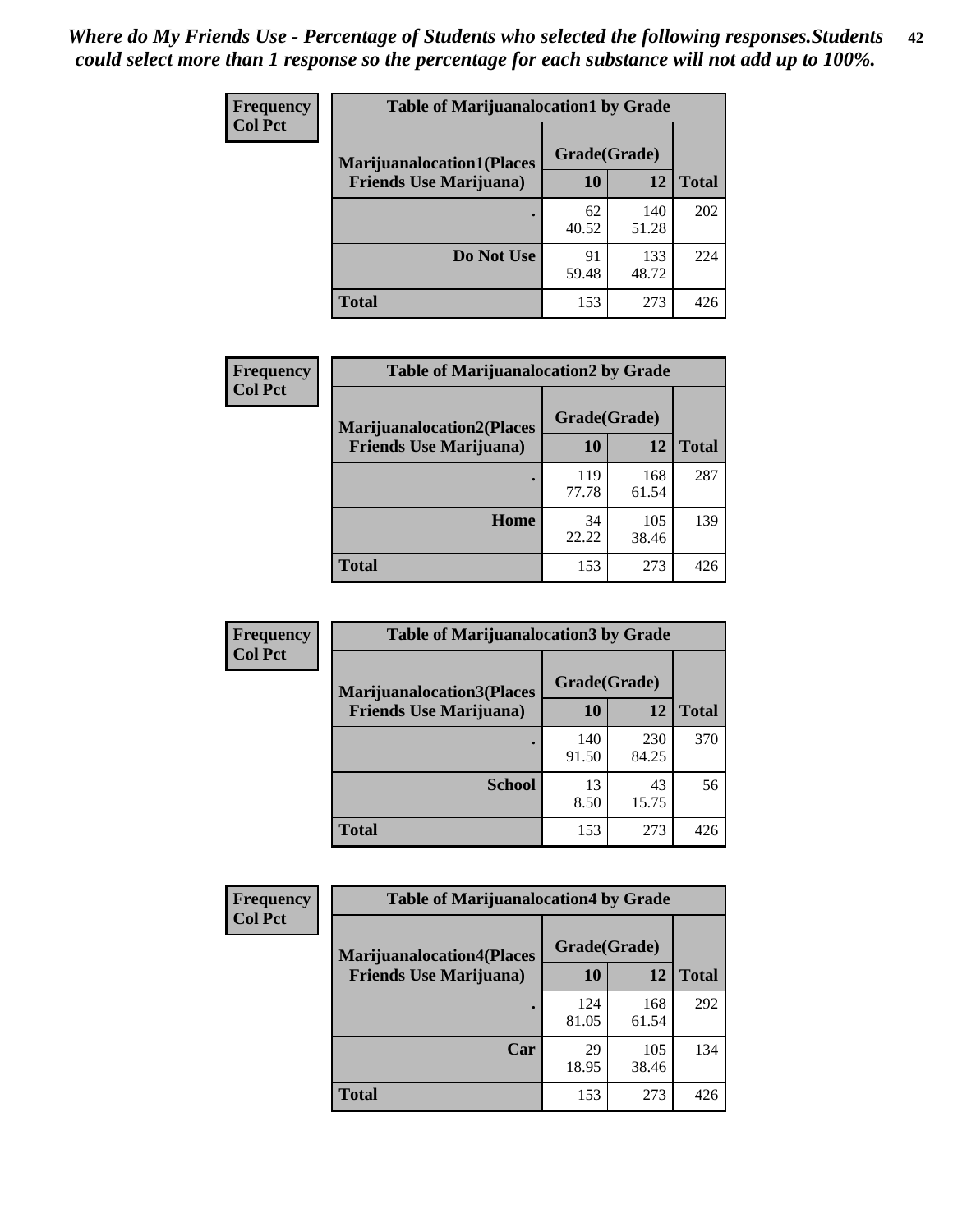*Where do My Friends Use - Percentage of Students who selected the following responses.Students could select more than 1 response so the percentage for each substance will not add up to 100%.*

**Frequency**
**Col Pct**

| Table of Marijuanalocation1 by Grade | | | |
|---|---|---|---|
| **Marijuanalocation1(Places Friends Use Marijuana)** | **Grade(Grade)** | | **Total** |
| | **10** | **12** | |
| . | 62<br>40.52 | 140<br>51.28 | 202 |
| **Do Not Use** | 91<br>59.48 | 133<br>48.72 | 224 |
| **Total** | 153 | 273 | 426 |

**Frequency**
**Col Pct**

| Table of Marijuanalocation2 by Grade | | | |
|---|---|---|---|
| **Marijuanalocation2(Places Friends Use Marijuana)** | **Grade(Grade)** | | **Total** |
| | **10** | **12** | |
| . | 119<br>77.78 | 168<br>61.54 | 287 |
| **Home** | 34<br>22.22 | 105<br>38.46 | 139 |
| **Total** | 153 | 273 | 426 |

**Frequency**
**Col Pct**

| Table of Marijuanalocation3 by Grade | | | |
|---|---|---|---|
| **Marijuanalocation3(Places Friends Use Marijuana)** | **Grade(Grade)** | | **Total** |
| | **10** | **12** | |
| . | 140<br>91.50 | 230<br>84.25 | 370 |
| **School** | 13<br>8.50 | 43<br>15.75 | 56 |
| **Total** | 153 | 273 | 426 |

**Frequency**
**Col Pct**

| Table of Marijuanalocation4 by Grade | | | |
|---|---|---|---|
| **Marijuanalocation4(Places Friends Use Marijuana)** | **Grade(Grade)** | | **Total** |
| | **10** | **12** | |
| . | 124<br>81.05 | 168<br>61.54 | 292 |
| **Car** | 29<br>18.95 | 105<br>38.46 | 134 |
| **Total** | 153 | 273 | 426 |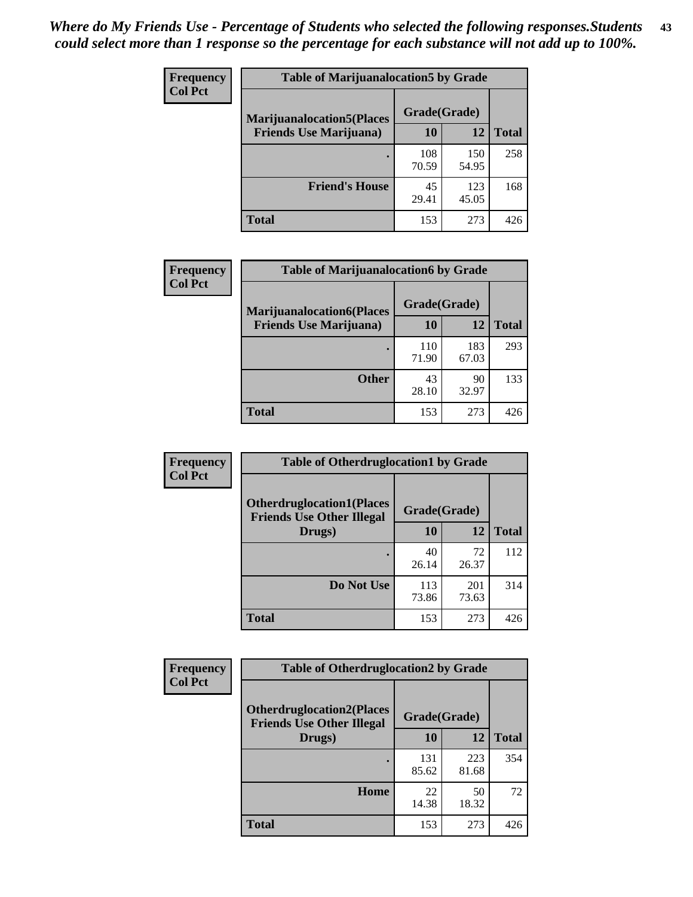*Where do My Friends Use - Percentage of Students who selected the following responses.Students could select more than 1 response so the percentage for each substance will not add up to 100%.*

**Frequency**
**Col Pct**

**Table of Marijuanalocation5 by Grade**

| Marijuanalocation5(Places Friends Use Marijuana) | Grade(Grade) 10 | 12 | Total |
|---|---|---|---|
| . | 108<br>70.59 | 150<br>54.95 | 258 |
| Friend's House | 45<br>29.41 | 123<br>45.05 | 168 |
| Total | 153 | 273 | 426 |

**Frequency**
**Col Pct**

**Table of Marijuanalocation6 by Grade**

| Marijuanalocation6(Places Friends Use Marijuana) | Grade(Grade) 10 | 12 | Total |
|---|---|---|---|
| . | 110<br>71.90 | 183<br>67.03 | 293 |
| Other | 43<br>28.10 | 90<br>32.97 | 133 |
| Total | 153 | 273 | 426 |

**Frequency**
**Col Pct**

**Table of Otherdruglocation1 by Grade**

| Otherdruglocation1(Places Friends Use Other Illegal Drugs) | Grade(Grade) 10 | 12 | Total |
|---|---|---|---|
| . | 40<br>26.14 | 72<br>26.37 | 112 |
| Do Not Use | 113<br>73.86 | 201<br>73.63 | 314 |
| Total | 153 | 273 | 426 |

**Frequency**
**Col Pct**

**Table of Otherdruglocation2 by Grade**

| Otherdruglocation2(Places Friends Use Other Illegal Drugs) | Grade(Grade) 10 | 12 | Total |
|---|---|---|---|
| . | 131<br>85.62 | 223<br>81.68 | 354 |
| Home | 22<br>14.38 | 50<br>18.32 | 72 |
| Total | 153 | 273 | 426 |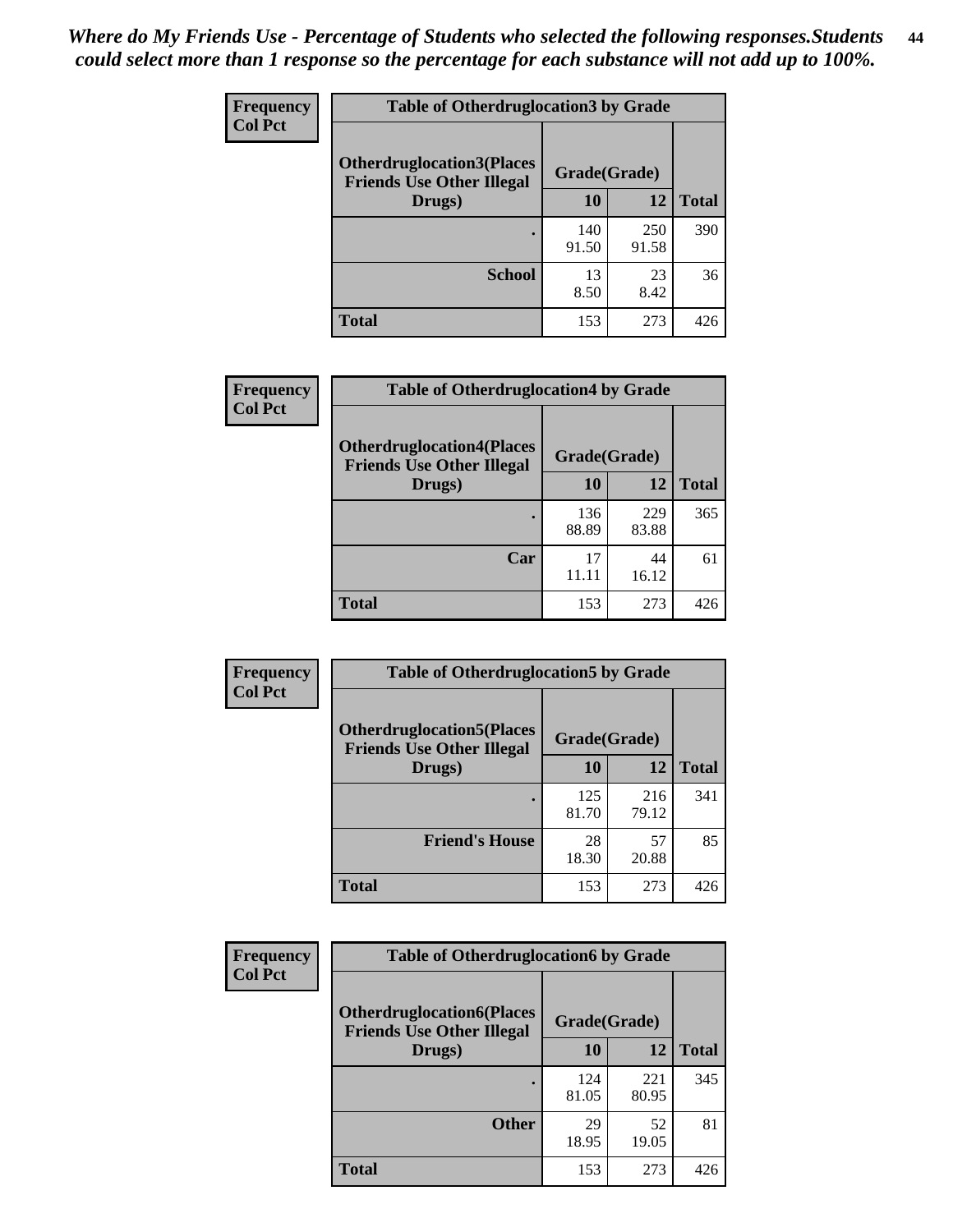*Where do My Friends Use - Percentage of Students who selected the following responses.Students could select more than 1 response so the percentage for each substance will not add up to 100%.*

**Frequency**
**Col Pct**

| Table of Otherdruglocation3 by Grade | | | |
|---|---|---|---|
| **Otherdruglocation3(Places Friends Use Other Illegal Drugs)** | **Grade(Grade)** | | |
| | **10** | **12** | **Total** |
| **.** | 140<br>91.50 | 250<br>91.58 | 390 |
| **School** | 13<br>8.50 | 23<br>8.42 | 36 |
| **Total** | 153 | 273 | 426 |

**Frequency**
**Col Pct**

| Table of Otherdruglocation4 by Grade | | | |
|---|---|---|---|
| **Otherdruglocation4(Places Friends Use Other Illegal Drugs)** | **Grade(Grade)** | | |
| | **10** | **12** | **Total** |
| **.** | 136<br>88.89 | 229<br>83.88 | 365 |
| **Car** | 17<br>11.11 | 44<br>16.12 | 61 |
| **Total** | 153 | 273 | 426 |

**Frequency**
**Col Pct**

| Table of Otherdruglocation5 by Grade | | | |
|---|---|---|---|
| **Otherdruglocation5(Places Friends Use Other Illegal Drugs)** | **Grade(Grade)** | | |
| | **10** | **12** | **Total** |
| **.** | 125<br>81.70 | 216<br>79.12 | 341 |
| **Friend's House** | 28<br>18.30 | 57<br>20.88 | 85 |
| **Total** | 153 | 273 | 426 |

**Frequency**
**Col Pct**

| Table of Otherdruglocation6 by Grade | | | |
|---|---|---|---|
| **Otherdruglocation6(Places Friends Use Other Illegal Drugs)** | **Grade(Grade)** | | |
| | **10** | **12** | **Total** |
| **.** | 124<br>81.05 | 221<br>80.95 | 345 |
| **Other** | 29<br>18.95 | 52<br>19.05 | 81 |
| **Total** | 153 | 273 | 426 |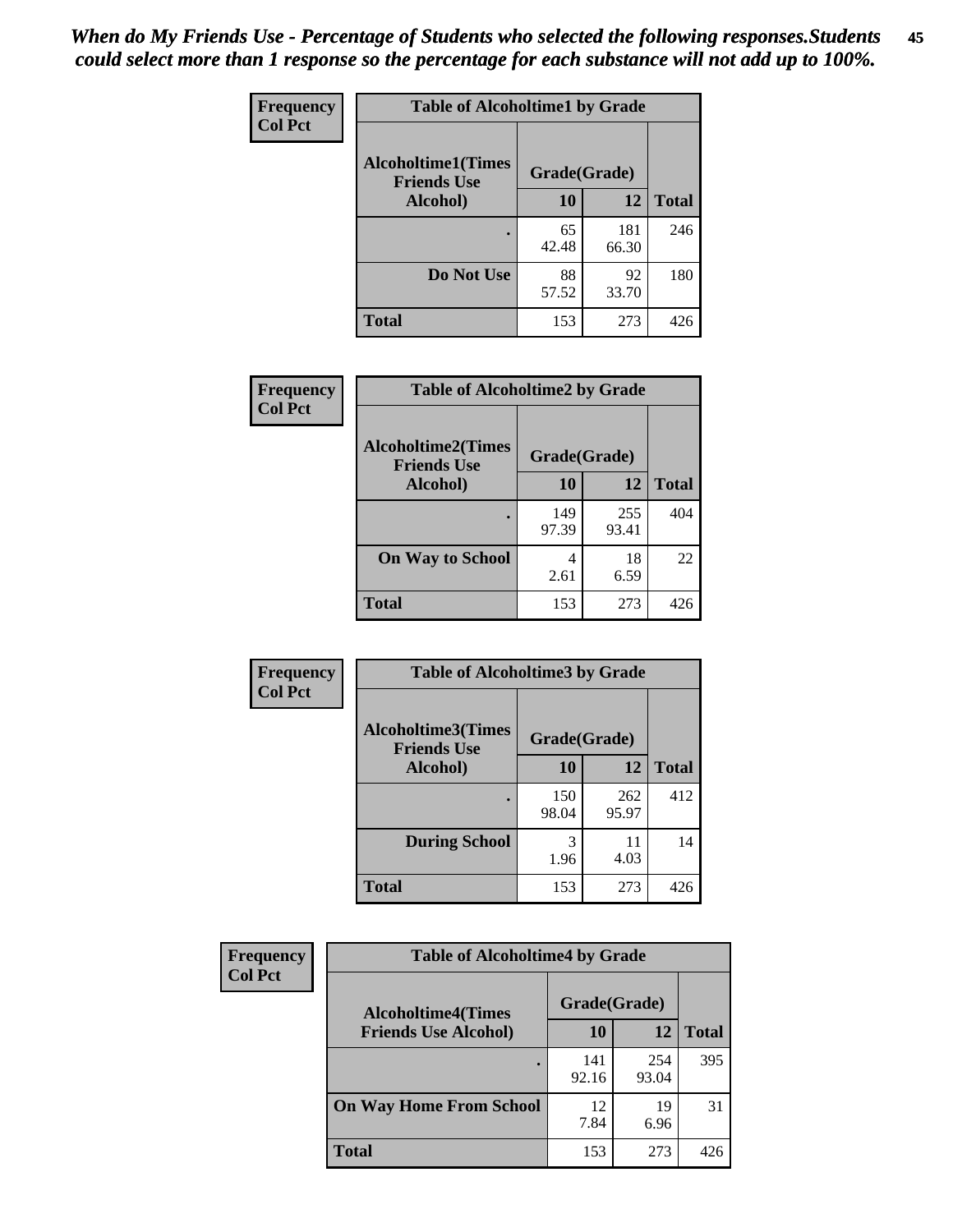*When do My Friends Use - Percentage of Students who selected the following responses.Students could select more than 1 response so the percentage for each substance will not add up to 100%.*

**Frequency**
**Col Pct**

| Table of Alcoholtime1 by Grade | | | |
|---|---|---|---|
| **Alcoholtime1(Times Friends Use Alcohol)** | **Grade(Grade)** | | |
| | **10** | **12** | **Total** |
| . | 65<br>42.48 | 181<br>66.30 | 246 |
| **Do Not Use** | 88<br>57.52 | 92<br>33.70 | 180 |
| **Total** | 153 | 273 | 426 |

**Frequency**
**Col Pct**

| Table of Alcoholtime2 by Grade | | | |
|---|---|---|---|
| **Alcoholtime2(Times Friends Use Alcohol)** | **Grade(Grade)** | | |
| | **10** | **12** | **Total** |
| . | 149<br>97.39 | 255<br>93.41 | 404 |
| **On Way to School** | 4<br>2.61 | 18<br>6.59 | 22 |
| **Total** | 153 | 273 | 426 |

**Frequency**
**Col Pct**

| Table of Alcoholtime3 by Grade | | | |
|---|---|---|---|
| **Alcoholtime3(Times Friends Use Alcohol)** | **Grade(Grade)** | | |
| | **10** | **12** | **Total** |
| . | 150<br>98.04 | 262<br>95.97 | 412 |
| **During School** | 3<br>1.96 | 11<br>4.03 | 14 |
| **Total** | 153 | 273 | 426 |

**Frequency**
**Col Pct**

| Table of Alcoholtime4 by Grade | | | |
|---|---|---|---|
| **Alcoholtime4(Times Friends Use Alcohol)** | **Grade(Grade)** | | |
| | **10** | **12** | **Total** |
| . | 141<br>92.16 | 254<br>93.04 | 395 |
| **On Way Home From School** | 12<br>7.84 | 19<br>6.96 | 31 |
| **Total** | 153 | 273 | 426 |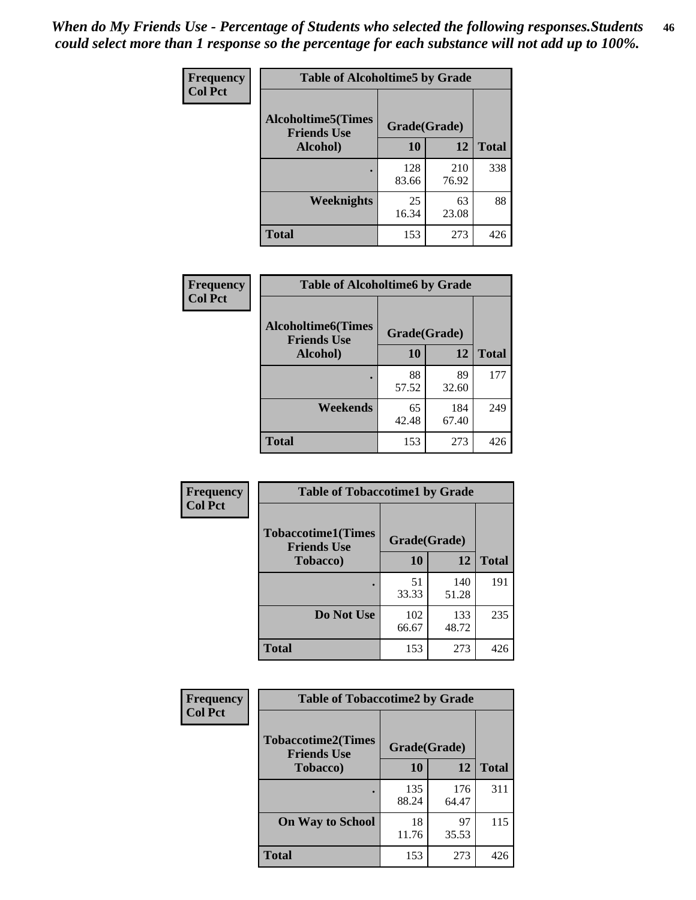*When do My Friends Use - Percentage of Students who selected the following responses.Students could select more than 1 response so the percentage for each substance will not add up to 100%.*

**Frequency**
**Col Pct**

| Table of Alcoholtime5 by Grade | | | |
|---|---|---|---|
| **Alcoholtime5(Times Friends Use Alcohol)** | **Grade(Grade)** | | **Total** |
| | **10** | **12** | |
| **.** | 128<br>83.66 | 210<br>76.92 | 338 |
| **Weeknights** | 25<br>16.34 | 63<br>23.08 | 88 |
| **Total** | 153 | 273 | 426 |

**Frequency**
**Col Pct**

| Table of Alcoholtime6 by Grade | | | |
|---|---|---|---|
| **Alcoholtime6(Times Friends Use Alcohol)** | **Grade(Grade)** | | **Total** |
| | **10** | **12** | |
| **.** | 88<br>57.52 | 89<br>32.60 | 177 |
| **Weekends** | 65<br>42.48 | 184<br>67.40 | 249 |
| **Total** | 153 | 273 | 426 |

**Frequency**
**Col Pct**

| Table of Tobaccotime1 by Grade | | | |
|---|---|---|---|
| **Tobaccotime1(Times Friends Use Tobacco)** | **Grade(Grade)** | | **Total** |
| | **10** | **12** | |
| **.** | 51<br>33.33 | 140<br>51.28 | 191 |
| **Do Not Use** | 102<br>66.67 | 133<br>48.72 | 235 |
| **Total** | 153 | 273 | 426 |

**Frequency**
**Col Pct**

| Table of Tobaccotime2 by Grade | | | |
|---|---|---|---|
| **Tobaccotime2(Times Friends Use Tobacco)** | **Grade(Grade)** | | **Total** |
| | **10** | **12** | |
| **.** | 135<br>88.24 | 176<br>64.47 | 311 |
| **On Way to School** | 18<br>11.76 | 97<br>35.53 | 115 |
| **Total** | 153 | 273 | 426 |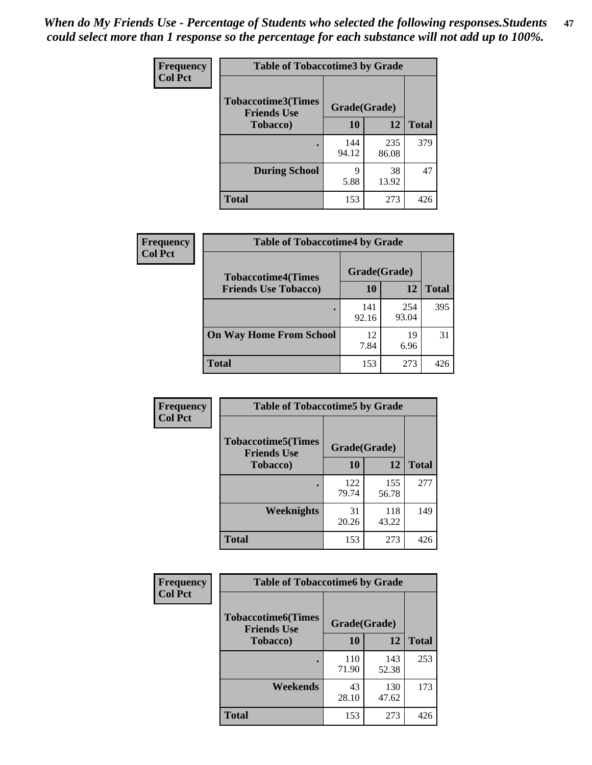*When do My Friends Use - Percentage of Students who selected the following responses.Students could select more than 1 response so the percentage for each substance will not add up to 100%.*

**Frequency**
**Col Pct**

**Table of Tobaccotime3 by Grade**

| Tobaccotime3(Times Friends Use Tobacco) | Grade(Grade) | | Total |
|---|---|---|---|
| | 10 | 12 | |
| . | 144<br>94.12 | 235<br>86.08 | 379 |
| During School | 9<br>5.88 | 38<br>13.92 | 47 |
| Total | 153 | 273 | 426 |

**Frequency**
**Col Pct**

**Table of Tobaccotime4 by Grade**

| Tobaccotime4(Times Friends Use Tobacco) | Grade(Grade) | | Total |
|---|---|---|---|
| | 10 | 12 | |
| . | 141<br>92.16 | 254<br>93.04 | 395 |
| On Way Home From School | 12<br>7.84 | 19<br>6.96 | 31 |
| Total | 153 | 273 | 426 |

**Frequency**
**Col Pct**

**Table of Tobaccotime5 by Grade**

| Tobaccotime5(Times Friends Use Tobacco) | Grade(Grade) | | Total |
|---|---|---|---|
| | 10 | 12 | |
| . | 122<br>79.74 | 155<br>56.78 | 277 |
| Weeknights | 31<br>20.26 | 118<br>43.22 | 149 |
| Total | 153 | 273 | 426 |

**Frequency**
**Col Pct**

**Table of Tobaccotime6 by Grade**

| Tobaccotime6(Times Friends Use Tobacco) | Grade(Grade) | | Total |
|---|---|---|---|
| | 10 | 12 | |
| . | 110<br>71.90 | 143<br>52.38 | 253 |
| Weekends | 43<br>28.10 | 130<br>47.62 | 173 |
| Total | 153 | 273 | 426 |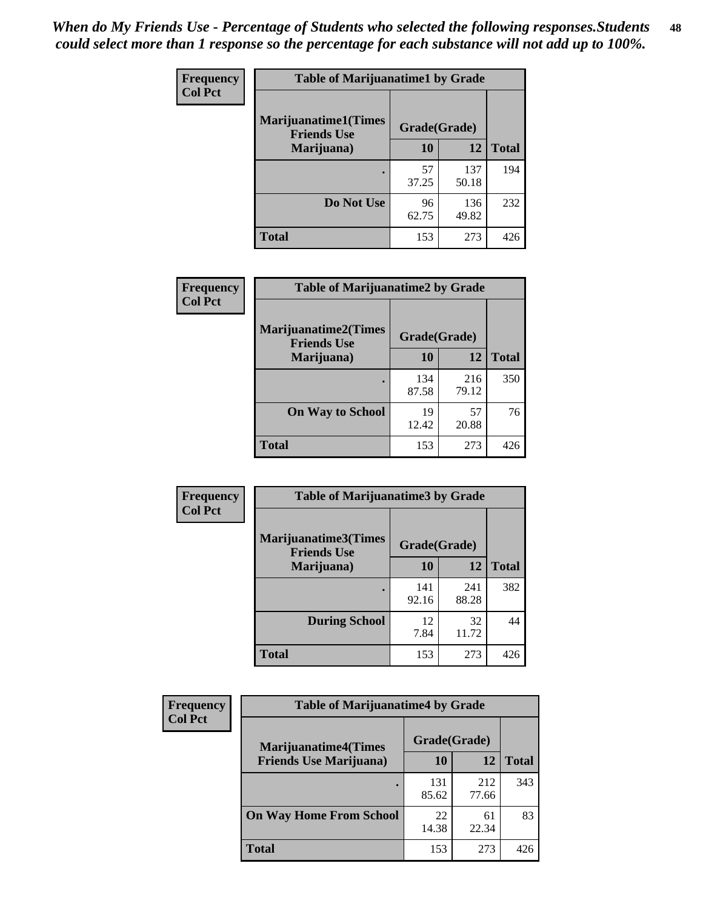*When do My Friends Use - Percentage of Students who selected the following responses.Students could select more than 1 response so the percentage for each substance will not add up to 100%.*

**Frequency**
**Col Pct**

| Table of Marijuanatime1 by Grade | | | |
|---|---|---|---|
| **Marijuanatime1(Times Friends Use Marijuana)** | **Grade(Grade)** | | **Total** |
| | **10** | **12** | |
| **.** | 57<br>37.25 | 137<br>50.18 | 194 |
| **Do Not Use** | 96<br>62.75 | 136<br>49.82 | 232 |
| **Total** | 153 | 273 | 426 |

**Frequency**
**Col Pct**

| Table of Marijuanatime2 by Grade | | | |
|---|---|---|---|
| **Marijuanatime2(Times Friends Use Marijuana)** | **Grade(Grade)** | | **Total** |
| | **10** | **12** | |
| **.** | 134<br>87.58 | 216<br>79.12 | 350 |
| **On Way to School** | 19<br>12.42 | 57<br>20.88 | 76 |
| **Total** | 153 | 273 | 426 |

**Frequency**
**Col Pct**

| Table of Marijuanatime3 by Grade | | | |
|---|---|---|---|
| **Marijuanatime3(Times Friends Use Marijuana)** | **Grade(Grade)** | | **Total** |
| | **10** | **12** | |
| **.** | 141<br>92.16 | 241<br>88.28 | 382 |
| **During School** | 12<br>7.84 | 32<br>11.72 | 44 |
| **Total** | 153 | 273 | 426 |

**Frequency**
**Col Pct**

| Table of Marijuanatime4 by Grade | | | |
|---|---|---|---|
| **Marijuanatime4(Times Friends Use Marijuana)** | **Grade(Grade)** | | **Total** |
| | **10** | **12** | |
| **.** | 131<br>85.62 | 212<br>77.66 | 343 |
| **On Way Home From School** | 22<br>14.38 | 61<br>22.34 | 83 |
| **Total** | 153 | 273 | 426 |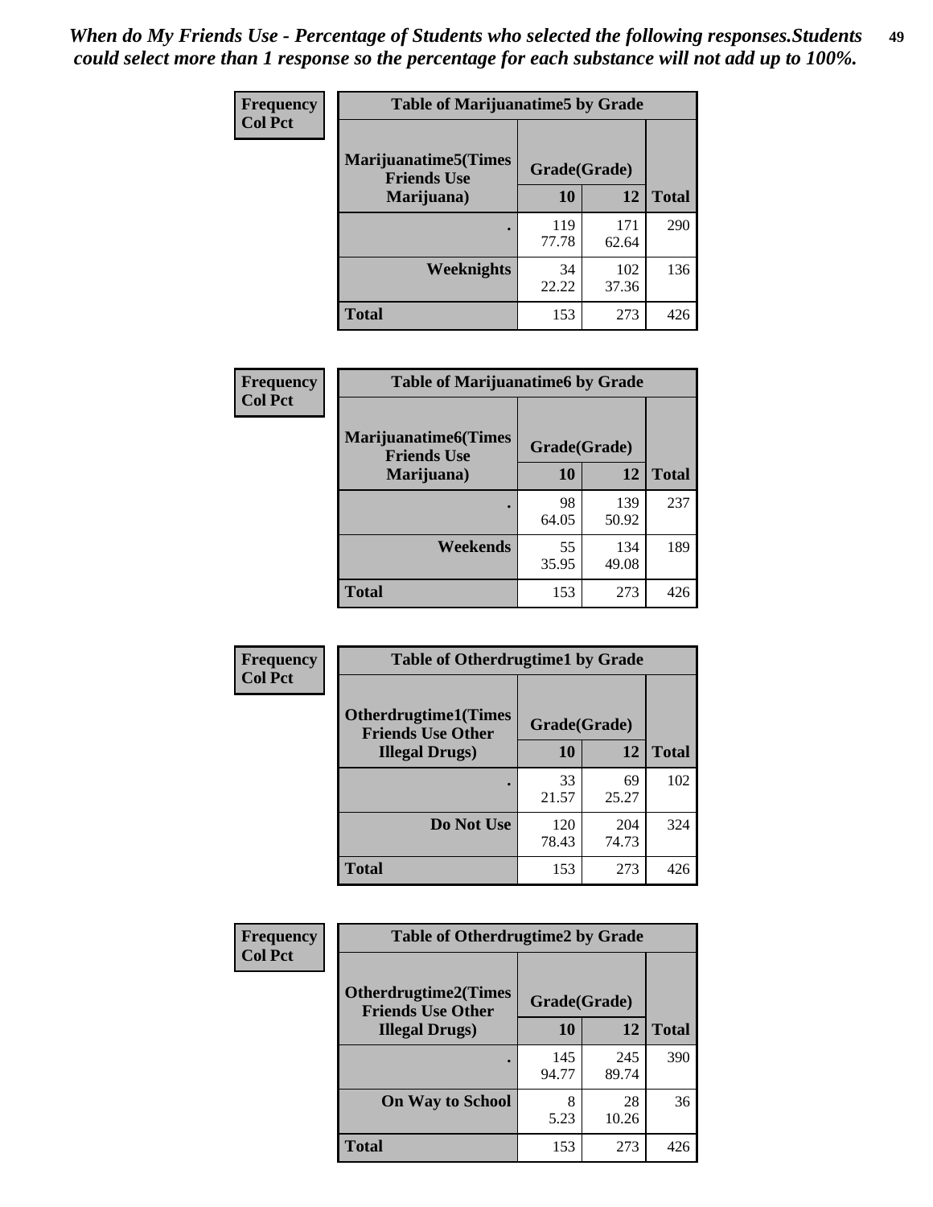*When do My Friends Use - Percentage of Students who selected the following responses.Students could select more than 1 response so the percentage for each substance will not add up to 100%.*

**Frequency**
**Col Pct**

| Table of Marijuanatime5 by Grade | | | |
|---|---|---|---|
| **Marijuanatime5(Times Friends Use Marijuana)** | **Grade(Grade)** | | **Total** |
| | **10** | **12** | |
| **.** | 119<br>77.78 | 171<br>62.64 | 290 |
| **Weeknights** | 34<br>22.22 | 102<br>37.36 | 136 |
| **Total** | 153 | 273 | 426 |

**Frequency**
**Col Pct**

| Table of Marijuanatime6 by Grade | | | |
|---|---|---|---|
| **Marijuanatime6(Times Friends Use Marijuana)** | **Grade(Grade)** | | **Total** |
| | **10** | **12** | |
| **.** | 98<br>64.05 | 139<br>50.92 | 237 |
| **Weekends** | 55<br>35.95 | 134<br>49.08 | 189 |
| **Total** | 153 | 273 | 426 |

**Frequency**
**Col Pct**

| Table of Otherdrugtime1 by Grade | | | |
|---|---|---|---|
| **Otherdrugtime1(Times Friends Use Other Illegal Drugs)** | **Grade(Grade)** | | **Total** |
| | **10** | **12** | |
| **.** | 33<br>21.57 | 69<br>25.27 | 102 |
| **Do Not Use** | 120<br>78.43 | 204<br>74.73 | 324 |
| **Total** | 153 | 273 | 426 |

**Frequency**
**Col Pct**

| Table of Otherdrugtime2 by Grade | | | |
|---|---|---|---|
| **Otherdrugtime2(Times Friends Use Other Illegal Drugs)** | **Grade(Grade)** | | **Total** |
| | **10** | **12** | |
| **.** | 145<br>94.77 | 245<br>89.74 | 390 |
| **On Way to School** | 8<br>5.23 | 28<br>10.26 | 36 |
| **Total** | 153 | 273 | 426 |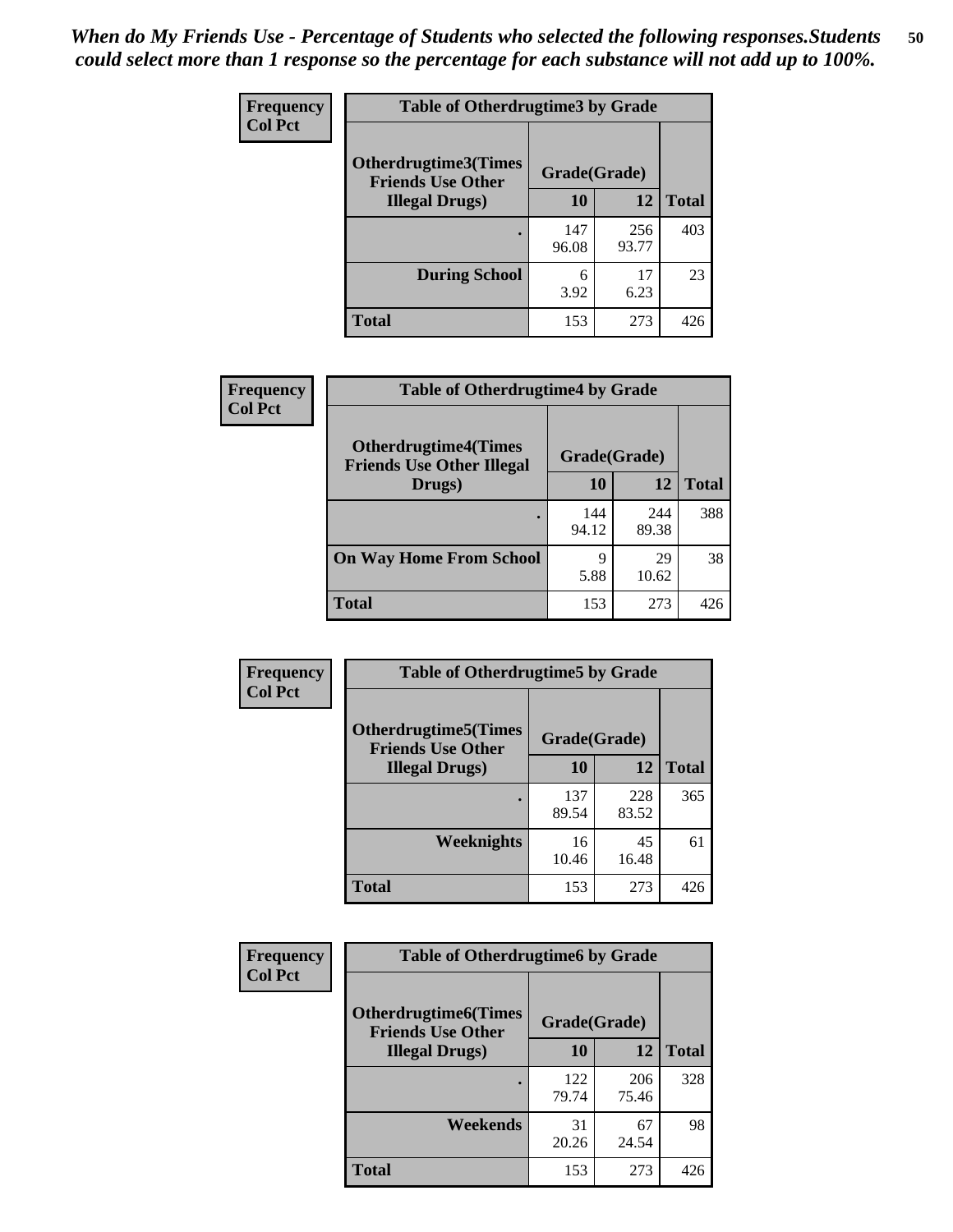*When do My Friends Use - Percentage of Students who selected the following responses.Students could select more than 1 response so the percentage for each substance will not add up to 100%.*

**Frequency**
**Col Pct**

| Table of Otherdrugtime3 by Grade | | | |
|---|---|---|---|
| **Otherdrugtime3(Times Friends Use Other Illegal Drugs)** | **Grade(Grade)** | | **Total** |
| | **10** | **12** | |
| **.** | 147<br>96.08 | 256<br>93.77 | 403 |
| **During School** | 6<br>3.92 | 17<br>6.23 | 23 |
| **Total** | 153 | 273 | 426 |

**Frequency**
**Col Pct**

| Table of Otherdrugtime4 by Grade | | | |
|---|---|---|---|
| **Otherdrugtime4(Times Friends Use Other Illegal Drugs)** | **Grade(Grade)** | | **Total** |
| | **10** | **12** | |
| **.** | 144<br>94.12 | 244<br>89.38 | 388 |
| **On Way Home From School** | 9<br>5.88 | 29<br>10.62 | 38 |
| **Total** | 153 | 273 | 426 |

**Frequency**
**Col Pct**

| Table of Otherdrugtime5 by Grade | | | |
|---|---|---|---|
| **Otherdrugtime5(Times Friends Use Other Illegal Drugs)** | **Grade(Grade)** | | **Total** |
| | **10** | **12** | |
| **.** | 137<br>89.54 | 228<br>83.52 | 365 |
| **Weeknights** | 16<br>10.46 | 45<br>16.48 | 61 |
| **Total** | 153 | 273 | 426 |

**Frequency**
**Col Pct**

| Table of Otherdrugtime6 by Grade | | | |
|---|---|---|---|
| **Otherdrugtime6(Times Friends Use Other Illegal Drugs)** | **Grade(Grade)** | | **Total** |
| | **10** | **12** | |
| **.** | 122<br>79.74 | 206<br>75.46 | 328 |
| **Weekends** | 31<br>20.26 | 67<br>24.54 | 98 |
| **Total** | 153 | 273 | 426 |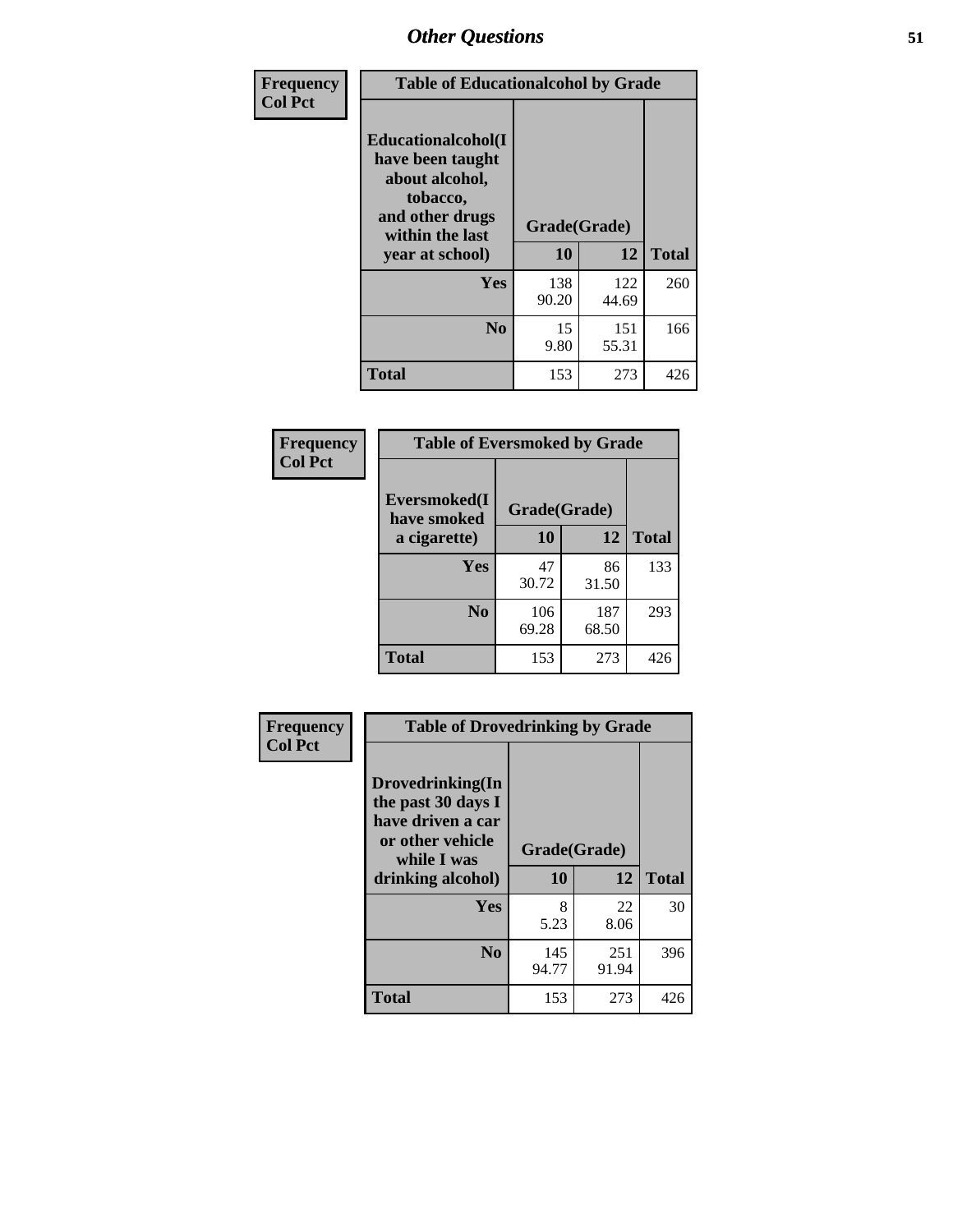| Frequency<br>Col Pct | Table of Educationalalcohol by Grade | | |
|---|---|---|---|
| Educationalalcohol(I have been taught about alcohol, tobacco, and other drugs within the last year at school) | Grade(Grade) | | |
| | 10 | 12 | Total |
| Yes | 138<br>90.20 | 122<br>44.69 | 260 |
| No | 15<br>9.80 | 151<br>55.31 | 166 |
| Total | 153 | 273 | 426 |

| Frequency<br>Col Pct | Table of Eversmoked by Grade | | |
|---|---|---|---|
| Eversmoked(I have smoked a cigarette) | Grade(Grade) | | |
| | 10 | 12 | Total |
| Yes | 47<br>30.72 | 86<br>31.50 | 133 |
| No | 106<br>69.28 | 187<br>68.50 | 293 |
| Total | 153 | 273 | 426 |

| Frequency<br>Col Pct | Table of Drovedrinking by Grade | | |
|---|---|---|---|
| Drovedrinking(In the past 30 days I have driven a car or other vehicle while I was drinking alcohol) | Grade(Grade) | | |
| | 10 | 12 | Total |
| Yes | 8<br>5.23 | 22<br>8.06 | 30 |
| No | 145<br>94.77 | 251<br>91.94 | 396 |
| Total | 153 | 273 | 426 |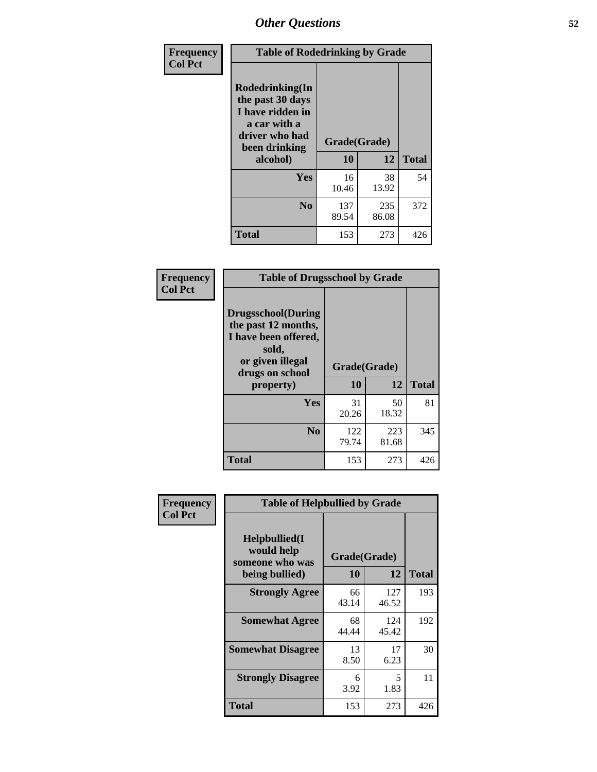# Other Questions

**Frequency**
**Col Pct**

**Table of Rodedrinking by Grade**

| Rodedrinking(In the past 30 days I have ridden in a car with a driver who had been drinking alcohol) | Grade(Grade) | | Total |
|---|---|---|---|
| | 10 | 12 | |
| Yes | 16<br>10.46 | 38<br>13.92 | 54 |
| No | 137<br>89.54 | 235<br>86.08 | 372 |
| Total | 153 | 273 | 426 |

**Frequency**
**Col Pct**

**Table of Drugsschool by Grade**

| Drugsschool(During the past 12 months, I have been offered, sold, or given illegal drugs on school property) | Grade(Grade) | | Total |
|---|---|---|---|
| | 10 | 12 | |
| Yes | 31<br>20.26 | 50<br>18.32 | 81 |
| No | 122<br>79.74 | 223<br>81.68 | 345 |
| Total | 153 | 273 | 426 |

**Frequency**
**Col Pct**

**Table of Helpbullied by Grade**

| Helpbullied(I would help someone who was being bullied) | Grade(Grade) | | Total |
|---|---|---|---|
| | 10 | 12 | |
| Strongly Agree | 66<br>43.14 | 127<br>46.52 | 193 |
| Somewhat Agree | 68<br>44.44 | 124<br>45.42 | 192 |
| Somewhat Disagree | 13<br>8.50 | 17<br>6.23 | 30 |
| Strongly Disagree | 6<br>3.92 | 5<br>1.83 | 11 |
| Total | 153 | 273 | 426 |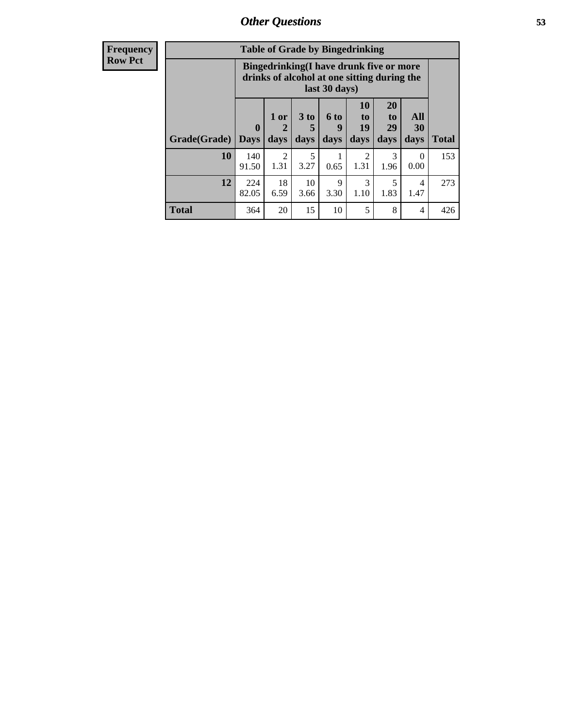**Frequency**
**Row Pct**

| Table of Grade by Bingedrinking | | | | | | | | |
|---|---|---|---|---|---|---|---|---|
| | Bingedrinking(I have drunk five or more drinks of alcohol at one sitting during the last 30 days) | | | | | | | |
| Grade(Grade) | 0 Days | 1 or 2 days | 3 to 5 days | 6 to 9 days | 10 to 19 days | 20 to 29 days | All 30 days | Total |
| 10 | 140<br>91.50 | 2<br>1.31 | 5<br>3.27 | 1<br>0.65 | 2<br>1.31 | 3<br>1.96 | 0<br>0.00 | 153 |
| 12 | 224<br>82.05 | 18<br>6.59 | 10<br>3.66 | 9<br>3.30 | 3<br>1.10 | 5<br>1.83 | 4<br>1.47 | 273 |
| Total | 364 | 20 | 15 | 10 | 5 | 8 | 4 | 426 |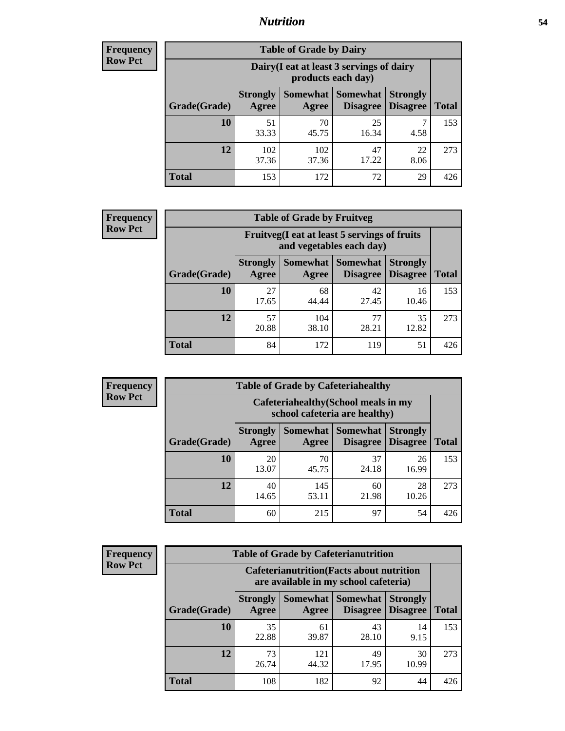**Frequency**
**Row Pct**

| Table of Grade by Dairy | | | | | |
|---|---|---|---|---|---|
| | Dairy(I eat at least 3 servings of dairy products each day) | | | | |
| Grade(Grade) | Strongly Agree | Somewhat Agree | Somewhat Disagree | Strongly Disagree | Total |
| 10 | 51<br>33.33 | 70<br>45.75 | 25<br>16.34 | 7<br>4.58 | 153 |
| 12 | 102<br>37.36 | 102<br>37.36 | 47<br>17.22 | 22<br>8.06 | 273 |
| Total | 153 | 172 | 72 | 29 | 426 |

**Frequency**
**Row Pct**

| Table of Grade by Fruitveg | | | | | |
|---|---|---|---|---|---|
| | Fruitveg(I eat at least 5 servings of fruits and vegetables each day) | | | | |
| Grade(Grade) | Strongly Agree | Somewhat Agree | Somewhat Disagree | Strongly Disagree | Total |
| 10 | 27<br>17.65 | 68<br>44.44 | 42<br>27.45 | 16<br>10.46 | 153 |
| 12 | 57<br>20.88 | 104<br>38.10 | 77<br>28.21 | 35<br>12.82 | 273 |
| Total | 84 | 172 | 119 | 51 | 426 |

**Frequency**
**Row Pct**

| Table of Grade by Cafeteriahealthy | | | | | |
|---|---|---|---|---|---|
| | Cafeteriahealthy(School meals in my school cafeteria are healthy) | | | | |
| Grade(Grade) | Strongly Agree | Somewhat Agree | Somewhat Disagree | Strongly Disagree | Total |
| 10 | 20<br>13.07 | 70<br>45.75 | 37<br>24.18 | 26<br>16.99 | 153 |
| 12 | 40<br>14.65 | 145<br>53.11 | 60<br>21.98 | 28<br>10.26 | 273 |
| Total | 60 | 215 | 97 | 54 | 426 |

**Frequency**
**Row Pct**

| Table of Grade by Cafeterianutrition | | | | | |
|---|---|---|---|---|---|
| | Cafeterianutrition(Facts about nutrition are available in my school cafeteria) | | | | |
| Grade(Grade) | Strongly Agree | Somewhat Agree | Somewhat Disagree | Strongly Disagree | Total |
| 10 | 35<br>22.88 | 61<br>39.87 | 43<br>28.10 | 14<br>9.15 | 153 |
| 12 | 73<br>26.74 | 121<br>44.32 | 49<br>17.95 | 30<br>10.99 | 273 |
| Total | 108 | 182 | 92 | 44 | 426 |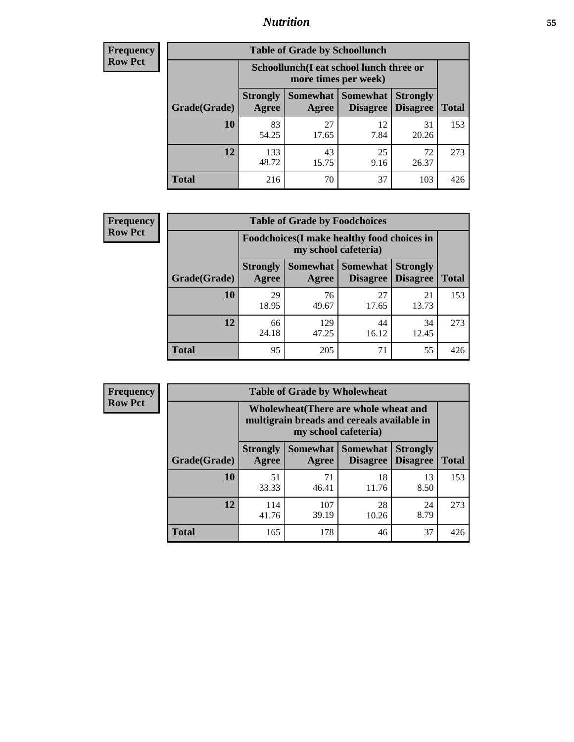## Nutrition

**Frequency**
**Row Pct**

**Table of Grade by Schoollunch**

| Grade(Grade) | Schoollunch(I eat school lunch three or more times per week) | | | | Total |
|---|---|---|---|---|---|
| | Strongly Agree | Somewhat Agree | Somewhat Disagree | Strongly Disagree | |
| 10 | 83<br>54.25 | 27<br>17.65 | 12<br>7.84 | 31<br>20.26 | 153 |
| 12 | 133<br>48.72 | 43<br>15.75 | 25<br>9.16 | 72<br>26.37 | 273 |
| Total | 216 | 70 | 37 | 103 | 426 |

**Frequency**
**Row Pct**

**Table of Grade by Foodchoices**

| Grade(Grade) | Foodchoices(I make healthy food choices in my school cafeteria) | | | | Total |
|---|---|---|---|---|---|
| | Strongly Agree | Somewhat Agree | Somewhat Disagree | Strongly Disagree | |
| 10 | 29<br>18.95 | 76<br>49.67 | 27<br>17.65 | 21<br>13.73 | 153 |
| 12 | 66<br>24.18 | 129<br>47.25 | 44<br>16.12 | 34<br>12.45 | 273 |
| Total | 95 | 205 | 71 | 55 | 426 |

**Frequency**
**Row Pct**

**Table of Grade by Wholewheat**

| Grade(Grade) | Wholewheat(There are whole wheat and multigrain breads and cereals available in my school cafeteria) | | | | Total |
|---|---|---|---|---|---|
| | Strongly Agree | Somewhat Agree | Somewhat Disagree | Strongly Disagree | |
| 10 | 51<br>33.33 | 71<br>46.41 | 18<br>11.76 | 13<br>8.50 | 153 |
| 12 | 114<br>41.76 | 107<br>39.19 | 28<br>10.26 | 24<br>8.79 | 273 |
| Total | 165 | 178 | 46 | 37 | 426 |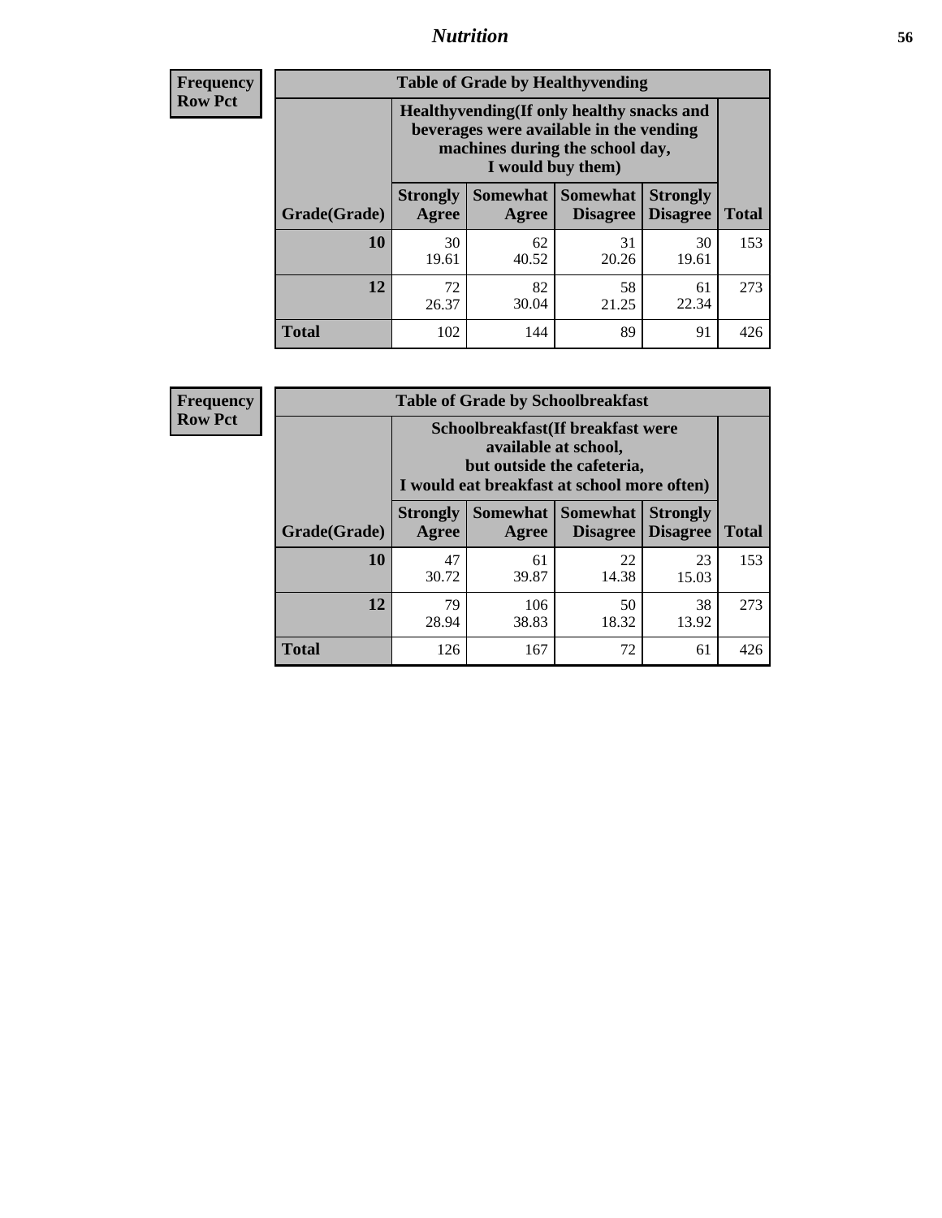## Nutrition

**Frequency**
**Row Pct**

| Table of Grade by Healthyvending | | | | | |
|---|---|---|---|---|---|
| | Healthyvending(If only healthy snacks and beverages were available in the vending machines during the school day, I would buy them) | | | | |
| Grade(Grade) | Strongly Agree | Somewhat Agree | Somewhat Disagree | Strongly Disagree | Total |
| **10** | 30<br>19.61 | 62<br>40.52 | 31<br>20.26 | 30<br>19.61 | 153 |
| **12** | 72<br>26.37 | 82<br>30.04 | 58<br>21.25 | 61<br>22.34 | 273 |
| **Total** | 102 | 144 | 89 | 91 | 426 |

**Frequency**
**Row Pct**

| Table of Grade by Schoolbreakfast | | | | | |
|---|---|---|---|---|---|
| | Schoolbreakfast(If breakfast were available at school, but outside the cafeteria, I would eat breakfast at school more often) | | | | |
| Grade(Grade) | Strongly Agree | Somewhat Agree | Somewhat Disagree | Strongly Disagree | Total |
| **10** | 47<br>30.72 | 61<br>39.87 | 22<br>14.38 | 23<br>15.03 | 153 |
| **12** | 79<br>28.94 | 106<br>38.83 | 50<br>18.32 | 38<br>13.92 | 273 |
| **Total** | 126 | 167 | 72 | 61 | 426 |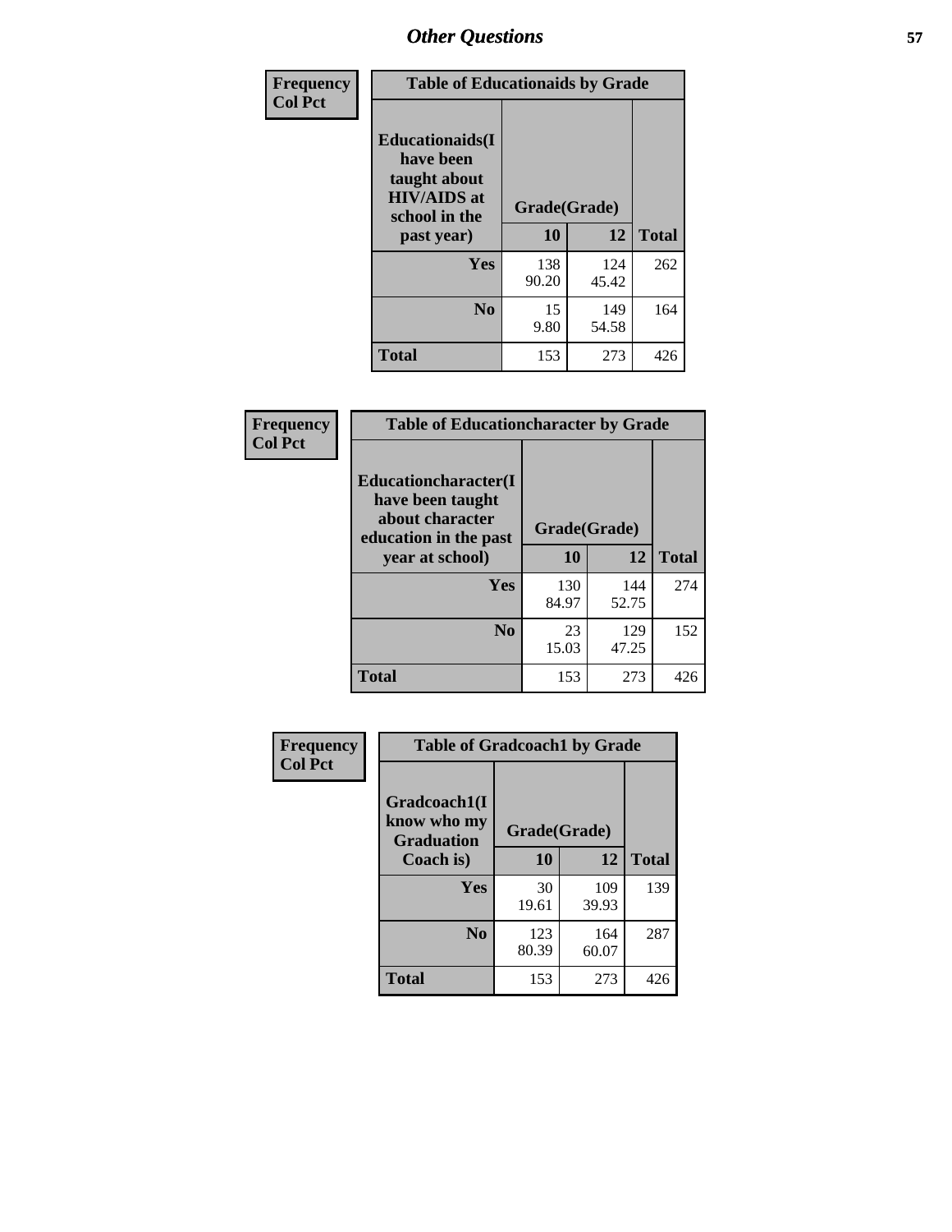## Other Questions

**Frequency**
**Col Pct**

| Table of Educationaids by Grade | | | |
|---|---|---|---|
| **Educationaids(I have been taught about HIV/AIDS at school in the past year)** | **Grade(Grade)** | | |
| | **10** | **12** | **Total** |
| **Yes** | 138<br>90.20 | 124<br>45.42 | 262 |
| **No** | 15<br>9.80 | 149<br>54.58 | 164 |
| **Total** | 153 | 273 | 426 |

**Frequency**
**Col Pct**

| Table of Educationcharacter by Grade | | | |
|---|---|---|---|
| **Educationcharacter(I have been taught about character education in the past year at school)** | **Grade(Grade)** | | |
| | **10** | **12** | **Total** |
| **Yes** | 130<br>84.97 | 144<br>52.75 | 274 |
| **No** | 23<br>15.03 | 129<br>47.25 | 152 |
| **Total** | 153 | 273 | 426 |

**Frequency**
**Col Pct**

| Table of Gradcoach1 by Grade | | | |
|---|---|---|---|
| **Gradcoach1(I know who my Graduation Coach is)** | **Grade(Grade)** | | |
| | **10** | **12** | **Total** |
| **Yes** | 30<br>19.61 | 109<br>39.93 | 139 |
| **No** | 123<br>80.39 | 164<br>60.07 | 287 |
| **Total** | 153 | 273 | 426 |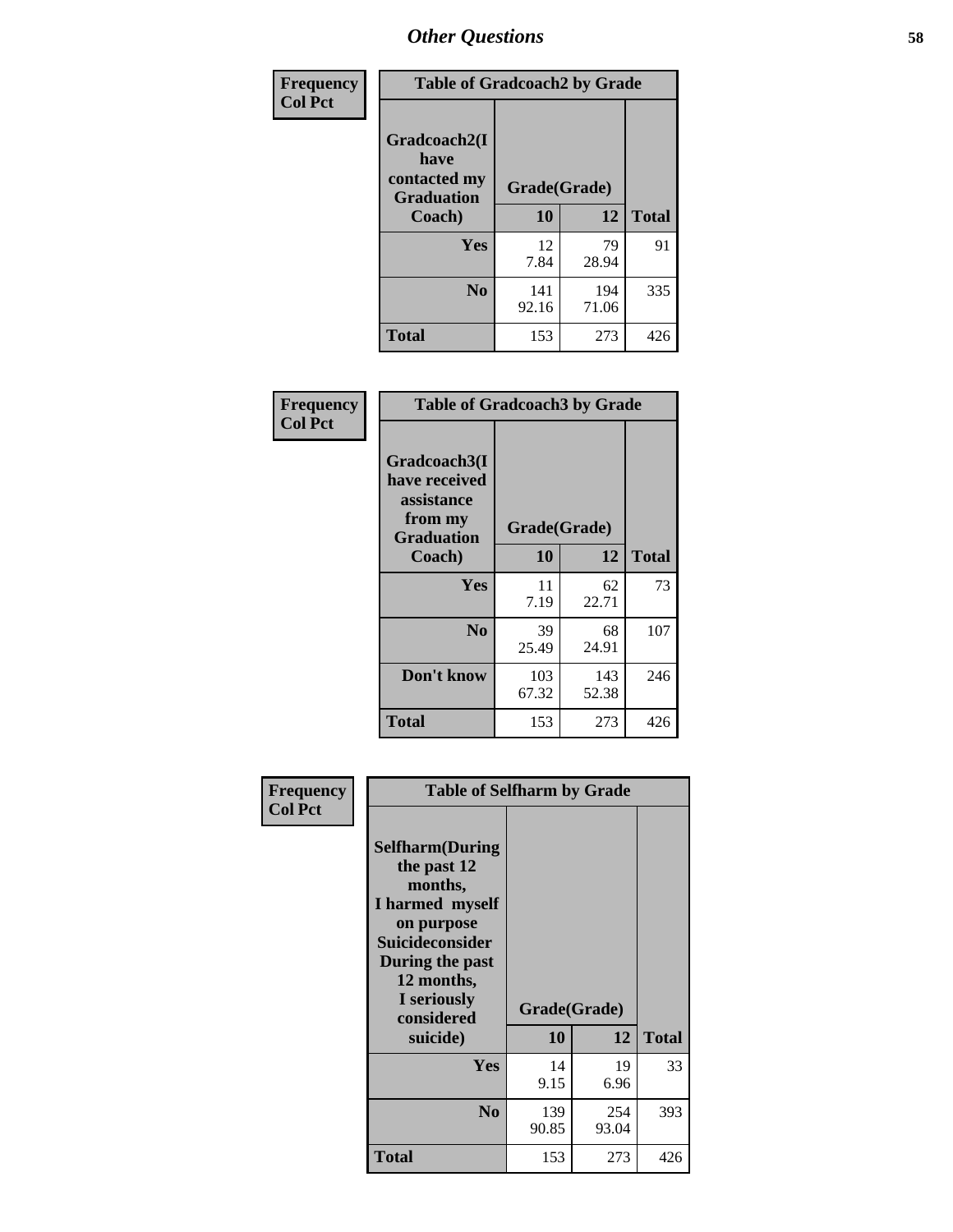# Other Questions

**Frequency**
**Col Pct**

| Table of Gradcoach2 by Grade | | | |
|---|---|---|---|
| Gradcoach2(I have contacted my Graduation Coach) | Grade(Grade) | | |
| | 10 | 12 | Total |
| Yes | 12<br>7.84 | 79<br>28.94 | 91 |
| No | 141<br>92.16 | 194<br>71.06 | 335 |
| Total | 153 | 273 | 426 |

**Frequency**
**Col Pct**

| Table of Gradcoach3 by Grade | | | |
|---|---|---|---|
| Gradcoach3(I have received assistance from my Graduation Coach) | Grade(Grade) | | |
| | 10 | 12 | Total |
| Yes | 11<br>7.19 | 62<br>22.71 | 73 |
| No | 39<br>25.49 | 68<br>24.91 | 107 |
| Don't know | 103<br>67.32 | 143<br>52.38 | 246 |
| Total | 153 | 273 | 426 |

**Frequency**
**Col Pct**

| Table of Selfharm by Grade | | | |
|---|---|---|---|
| Selfharm(During the past 12 months, I harmed myself on purpose Suicideconsider During the past 12 months, I seriously considered suicide) | Grade(Grade) | | |
| | 10 | 12 | Total |
| Yes | 14<br>9.15 | 19<br>6.96 | 33 |
| No | 139<br>90.85 | 254<br>93.04 | 393 |
| Total | 153 | 273 | 426 |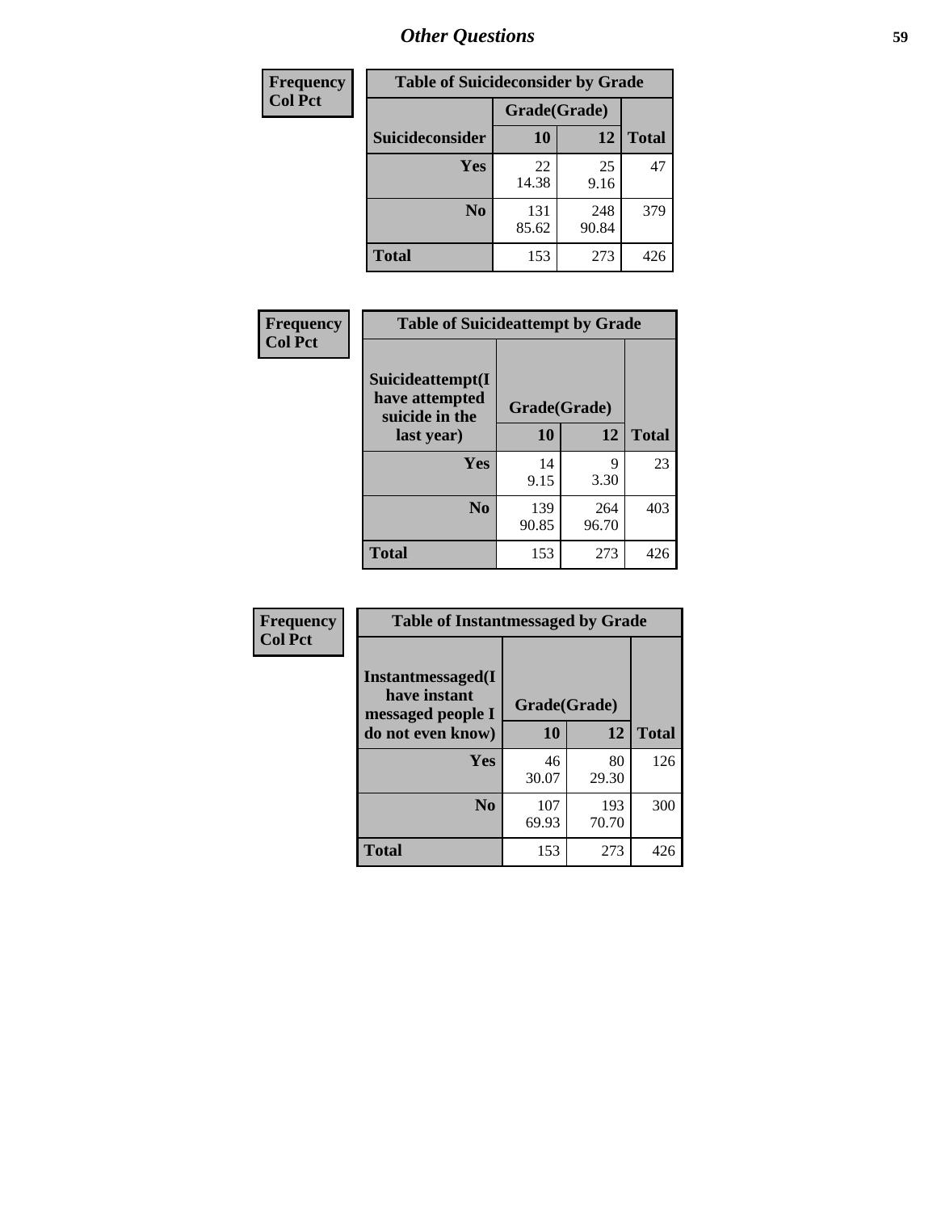| Frequency |
|---|
| Col Pct |

| Table of Suicideconsider by Grade | | | |
|---|---|---|---|
| | Grade(Grade) | | |
| Suicideconsider | 10 | 12 | Total |
| Yes | 22<br>14.38 | 25<br>9.16 | 47 |
| No | 131<br>85.62 | 248<br>90.84 | 379 |
| Total | 153 | 273 | 426 |

| Frequency |
|---|
| Col Pct |

| Table of Suicideattempt by Grade | | | |
|---|---|---|---|
| Suicideattempt(I have attempted suicide in the last year) | Grade(Grade) | | |
| | 10 | 12 | Total |
| Yes | 14<br>9.15 | 9<br>3.30 | 23 |
| No | 139<br>90.85 | 264<br>96.70 | 403 |
| Total | 153 | 273 | 426 |

| Frequency |
|---|
| Col Pct |

| Table of Instantmessaged by Grade | | | |
|---|---|---|---|
| Instantmessaged(I have instant messaged people I do not even know) | Grade(Grade) | | |
| | 10 | 12 | Total |
| Yes | 46<br>30.07 | 80<br>29.30 | 126 |
| No | 107<br>69.93 | 193<br>70.70 | 300 |
| Total | 153 | 273 | 426 |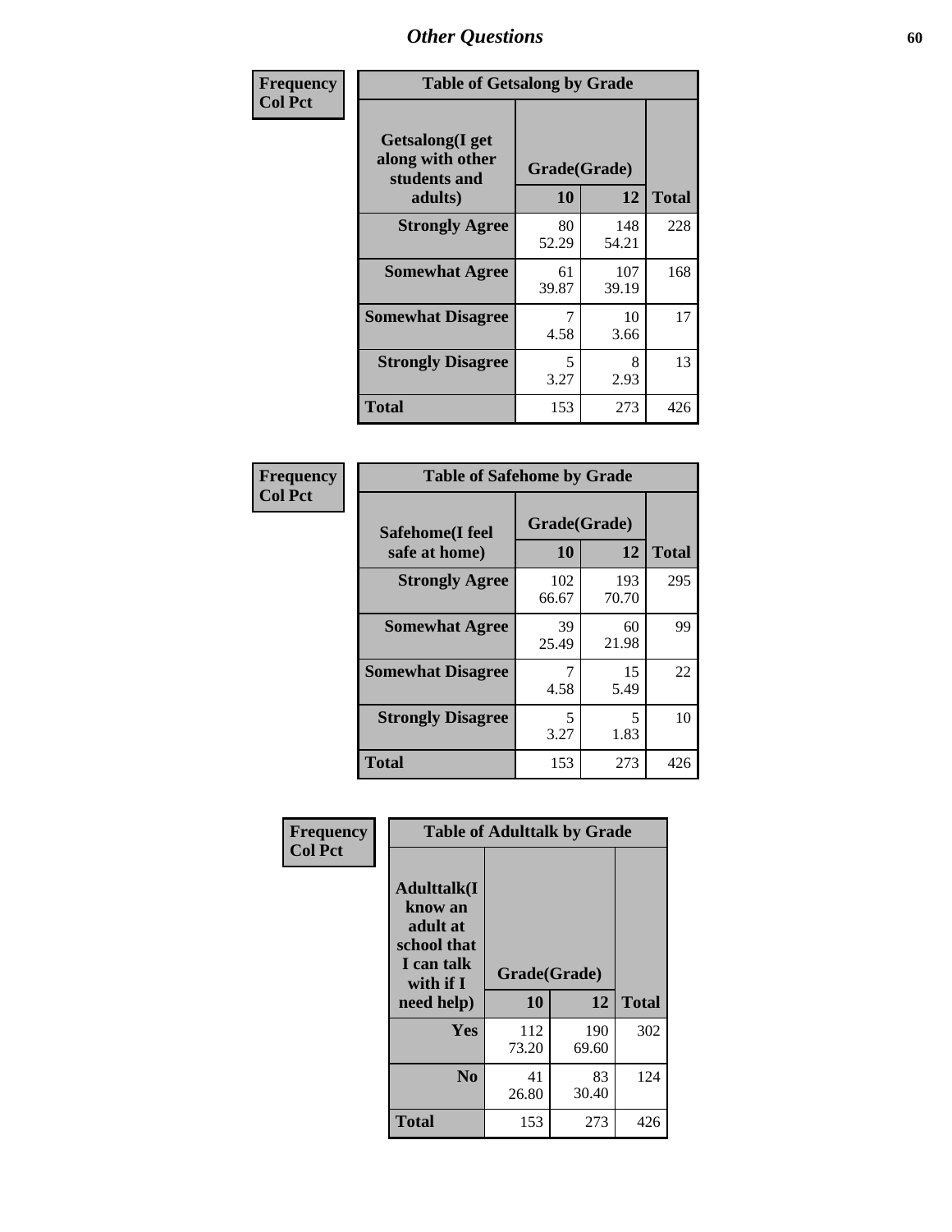## Other Questions

**Frequency**
**Col Pct**

| Getsalong(I get along with other students and adults) | Grade(Grade) 10 | 12 | Total |
|---|---|---|---|
| **Strongly Agree** | 80<br>52.29 | 148<br>54.21 | 228 |
| **Somewhat Agree** | 61<br>39.87 | 107<br>39.19 | 168 |
| **Somewhat Disagree** | 7<br>4.58 | 10<br>3.66 | 17 |
| **Strongly Disagree** | 5<br>3.27 | 8<br>2.93 | 13 |
| **Total** | 153 | 273 | 426 |

Table of Getsalong by Grade

**Frequency**
**Col Pct**

| Safehome(I feel safe at home) | Grade(Grade) 10 | 12 | Total |
|---|---|---|---|
| **Strongly Agree** | 102<br>66.67 | 193<br>70.70 | 295 |
| **Somewhat Agree** | 39<br>25.49 | 60<br>21.98 | 99 |
| **Somewhat Disagree** | 7<br>4.58 | 15<br>5.49 | 22 |
| **Strongly Disagree** | 5<br>3.27 | 5<br>1.83 | 10 |
| **Total** | 153 | 273 | 426 |

Table of Safehome by Grade

**Frequency**
**Col Pct**

| Adulttalk(I know an adult at school that I can talk with if I need help) | Grade(Grade) 10 | 12 | Total |
|---|---|---|---|
| **Yes** | 112<br>73.20 | 190<br>69.60 | 302 |
| **No** | 41<br>26.80 | 83<br>30.40 | 124 |
| **Total** | 153 | 273 | 426 |

Table of Adulttalk by Grade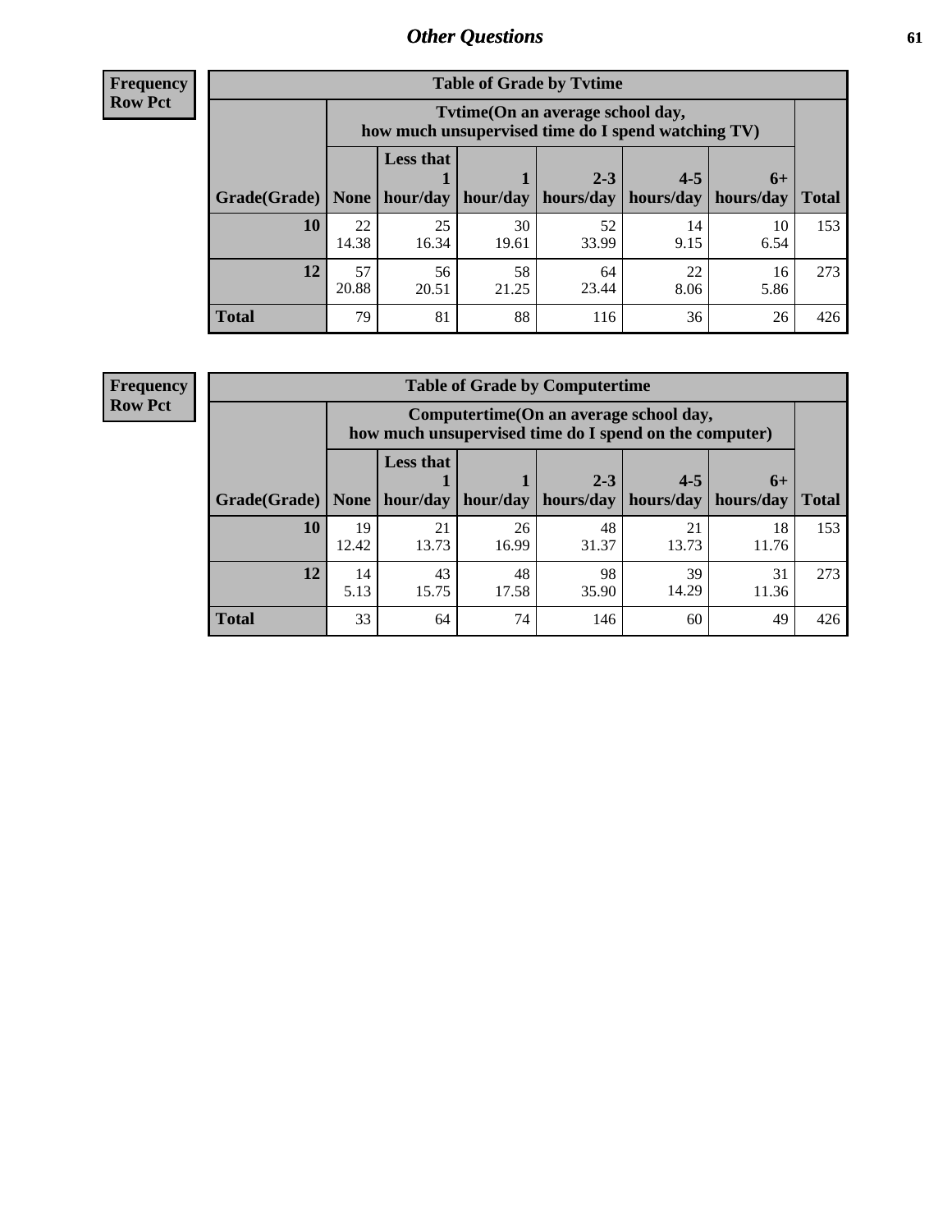## Other Questions

**Frequency**
**Row Pct**

| Table of Grade by Tvtime | | | | | | | |
|---|---|---|---|---|---|---|---|
| | Tvtime(On an average school day, how much unsupervised time do I spend watching TV) | | | | | | |
| Grade(Grade) | None | Less that 1 hour/day | 1 hour/day | 2-3 hours/day | 4-5 hours/day | 6+ hours/day | Total |
| **10** | 22<br>14.38 | 25<br>16.34 | 30<br>19.61 | 52<br>33.99 | 14<br>9.15 | 10<br>6.54 | 153 |
| **12** | 57<br>20.88 | 56<br>20.51 | 58<br>21.25 | 64<br>23.44 | 22<br>8.06 | 16<br>5.86 | 273 |
| **Total** | 79 | 81 | 88 | 116 | 36 | 26 | 426 |

**Frequency**
**Row Pct**

| Table of Grade by Computertime | | | | | | | |
|---|---|---|---|---|---|---|---|
| | Computertime(On an average school day, how much unsupervised time do I spend on the computer) | | | | | | |
| Grade(Grade) | None | Less that 1 hour/day | 1 hour/day | 2-3 hours/day | 4-5 hours/day | 6+ hours/day | Total |
| **10** | 19<br>12.42 | 21<br>13.73 | 26<br>16.99 | 48<br>31.37 | 21<br>13.73 | 18<br>11.76 | 153 |
| **12** | 14<br>5.13 | 43<br>15.75 | 48<br>17.58 | 98<br>35.90 | 39<br>14.29 | 31<br>11.36 | 273 |
| **Total** | 33 | 64 | 74 | 146 | 60 | 49 | 426 |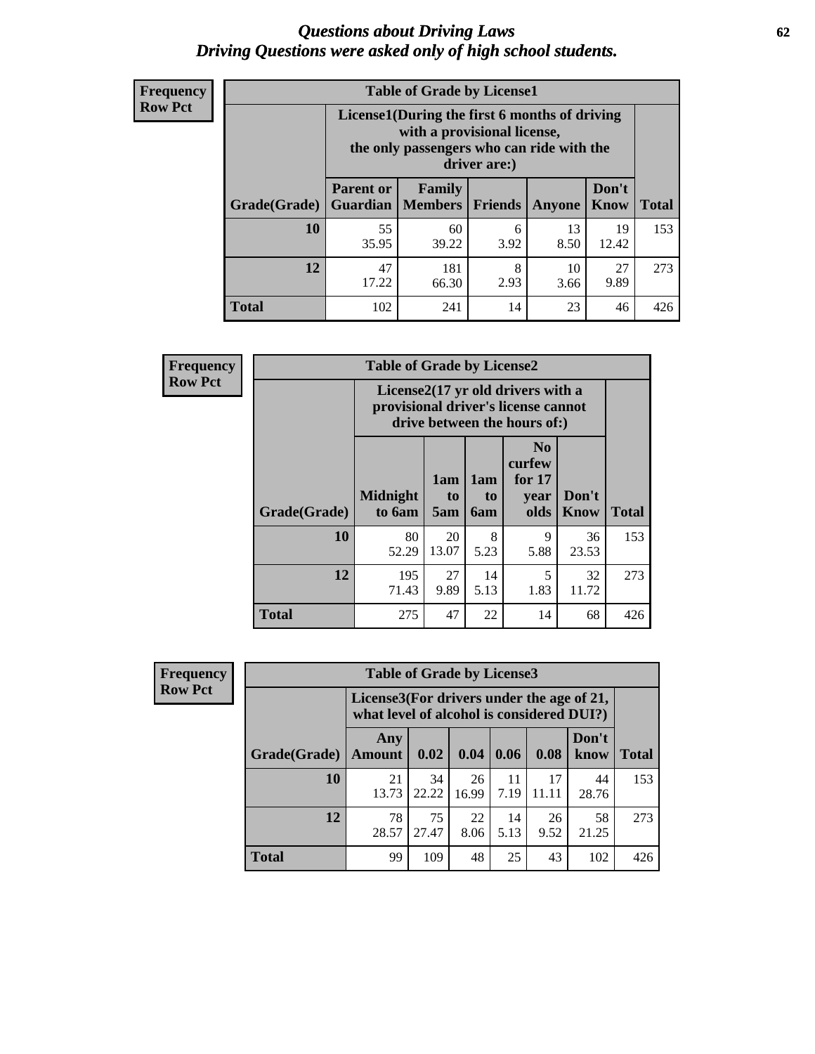# *Questions about Driving Laws*
## *Driving Questions were asked only of high school students.*

**Frequency**
**Row Pct**

| Table of Grade by License1 | | | | | | |
|---|---|---|---|---|---|---|
| | License1(During the first 6 months of driving with a provisional license, the only passengers who can ride with the driver are:) | | | | | |
| Grade(Grade) | Parent or Guardian | Family Members | Friends | Anyone | Don't Know | Total |
| 10 | 55<br>35.95 | 60<br>39.22 | 6<br>3.92 | 13<br>8.50 | 19<br>12.42 | 153 |
| 12 | 47<br>17.22 | 181<br>66.30 | 8<br>2.93 | 10<br>3.66 | 27<br>9.89 | 273 |
| Total | 102 | 241 | 14 | 23 | 46 | 426 |

**Frequency**
**Row Pct**

| Table of Grade by License2 | | | | | | |
|---|---|---|---|---|---|---|
| | License2(17 yr old drivers with a provisional driver's license cannot drive between the hours of:) | | | | | |
| Grade(Grade) | Midnight to 6am | 1am to 5am | 1am to 6am | No curfew for 17 year olds | Don't Know | Total |
| 10 | 80<br>52.29 | 20<br>13.07 | 8<br>5.23 | 9<br>5.88 | 36<br>23.53 | 153 |
| 12 | 195<br>71.43 | 27<br>9.89 | 14<br>5.13 | 5<br>1.83 | 32<br>11.72 | 273 |
| Total | 275 | 47 | 22 | 14 | 68 | 426 |

**Frequency**
**Row Pct**

| Table of Grade by License3 | | | | | | | |
|---|---|---|---|---|---|---|---|
| | License3(For drivers under the age of 21, what level of alcohol is considered DUI?) | | | | | | |
| Grade(Grade) | Any Amount | 0.02 | 0.04 | 0.06 | 0.08 | Don't know | Total |
| 10 | 21<br>13.73 | 34<br>22.22 | 26<br>16.99 | 11<br>7.19 | 17<br>11.11 | 44<br>28.76 | 153 |
| 12 | 78<br>28.57 | 75<br>27.47 | 22<br>8.06 | 14<br>5.13 | 26<br>9.52 | 58<br>21.25 | 273 |
| Total | 99 | 109 | 48 | 25 | 43 | 102 | 426 |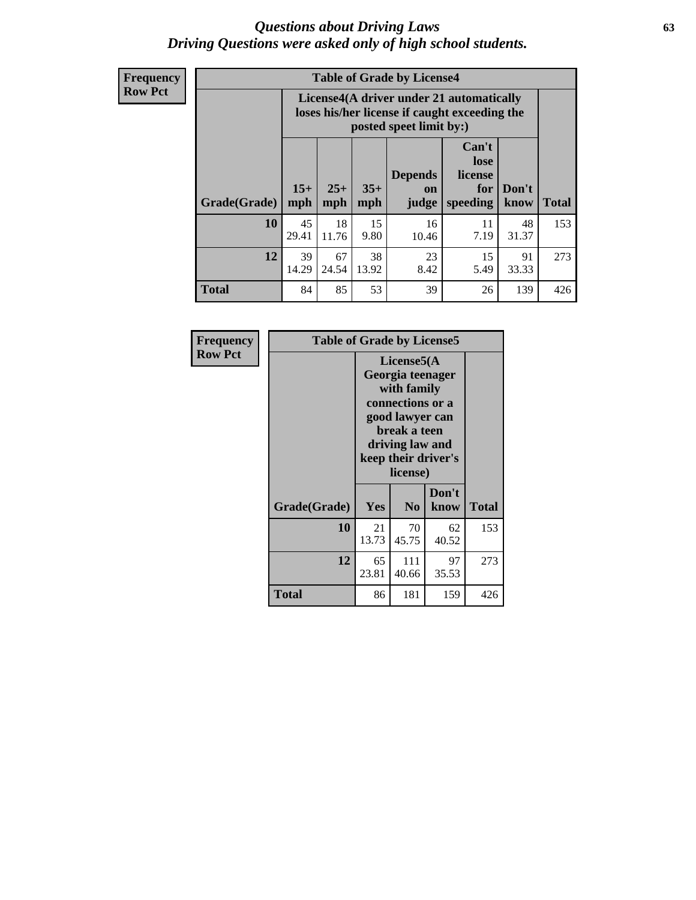# Questions about Driving Laws
## Driving Questions were asked only of high school students.

**Frequency**
**Row Pct**

**Table of Grade by License4**

| Grade(Grade) | License4(A driver under 21 automatically loses his/her license if caught exceeding the posted speet limit by:) | | | | | | Total |
|---|---|---|---|---|---|---|---|
| | 15+ mph | 25+ mph | 35+ mph | Depends on judge | Can't lose license for speeding | Don't know | |
| **10** | 45<br>29.41 | 18<br>11.76 | 15<br>9.80 | 16<br>10.46 | 11<br>7.19 | 48<br>31.37 | 153 |
| **12** | 39<br>14.29 | 67<br>24.54 | 38<br>13.92 | 23<br>8.42 | 15<br>5.49 | 91<br>33.33 | 273 |
| **Total** | 84 | 85 | 53 | 39 | 26 | 139 | 426 |

**Frequency**
**Row Pct**

**Table of Grade by License5**

| Grade(Grade) | License5(A Georgia teenager with family connections or a good lawyer can break a teen driving law and keep their driver's license) | | | Total |
|---|---|---|---|---|
| | Yes | No | Don't know | |
| **10** | 21<br>13.73 | 70<br>45.75 | 62<br>40.52 | 153 |
| **12** | 65<br>23.81 | 111<br>40.66 | 97<br>35.53 | 273 |
| **Total** | 86 | 181 | 159 | 426 |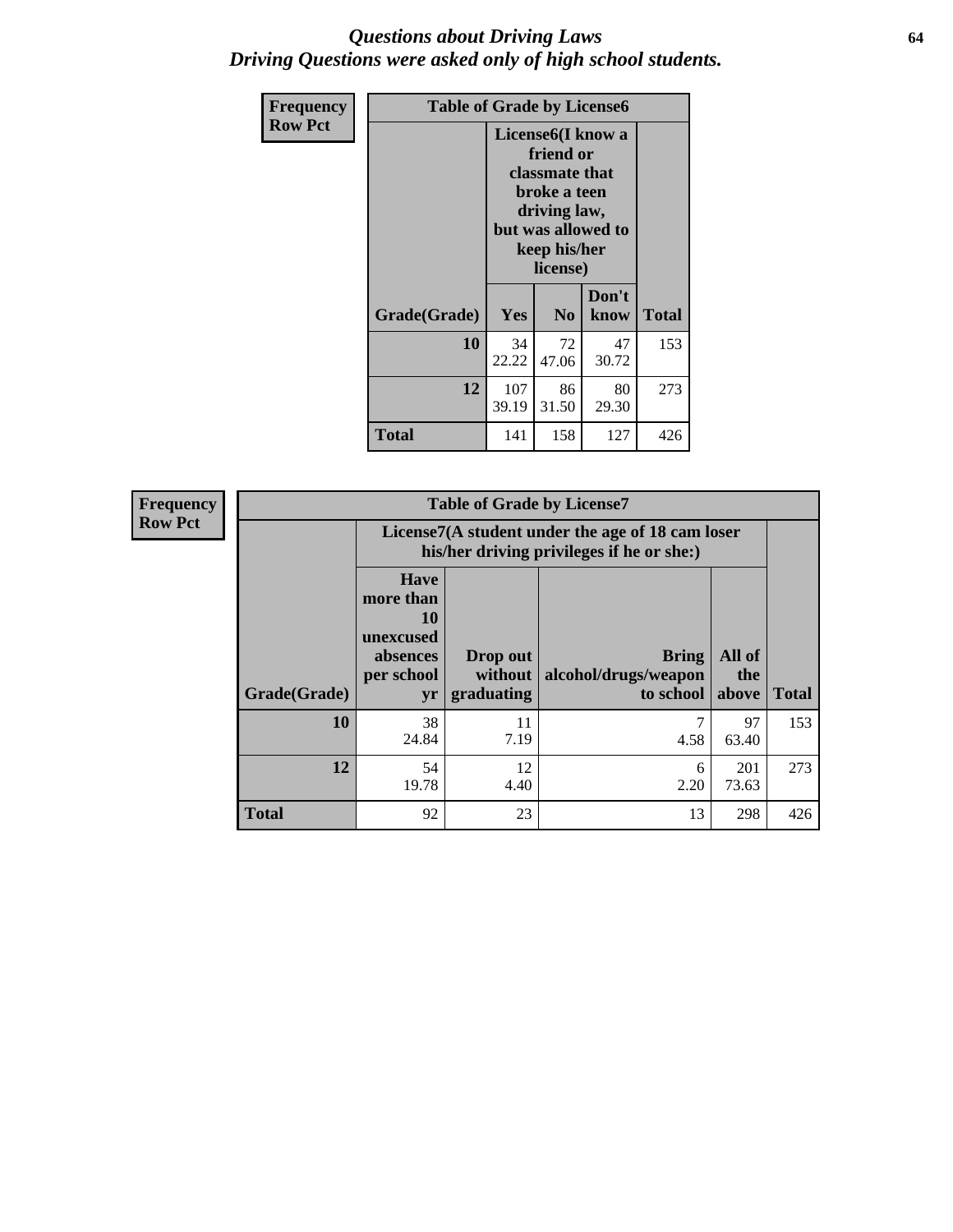# *Questions about Driving Laws*
## *Driving Questions were asked only of high school students.*

**Frequency**
**Row Pct**

| Table of Grade by License6 | | | | |
|---|---|---|---|---|
| | License6(I know a friend or classmate that broke a teen driving law, but was allowed to keep his/her license) | | | |
| Grade(Grade) | Yes | No | Don't know | Total |
| 10 | 34<br>22.22 | 72<br>47.06 | 47<br>30.72 | 153 |
| 12 | 107<br>39.19 | 86<br>31.50 | 80<br>29.30 | 273 |
| Total | 141 | 158 | 127 | 426 |

**Frequency**
**Row Pct**

| Table of Grade by License7 | | | | | |
|---|---|---|---|---|---|
| | License7(A student under the age of 18 cam loser his/her driving privileges if he or she:) | | | | |
| Grade(Grade) | Have more than 10 unexcused absences per school yr | Drop out without graduating | Bring alcohol/drugs/weapon to school | All of the above | Total |
| 10 | 38<br>24.84 | 11<br>7.19 | 7<br>4.58 | 97<br>63.40 | 153 |
| 12 | 54<br>19.78 | 12<br>4.40 | 6<br>2.20 | 201<br>73.63 | 273 |
| Total | 92 | 23 | 13 | 298 | 426 |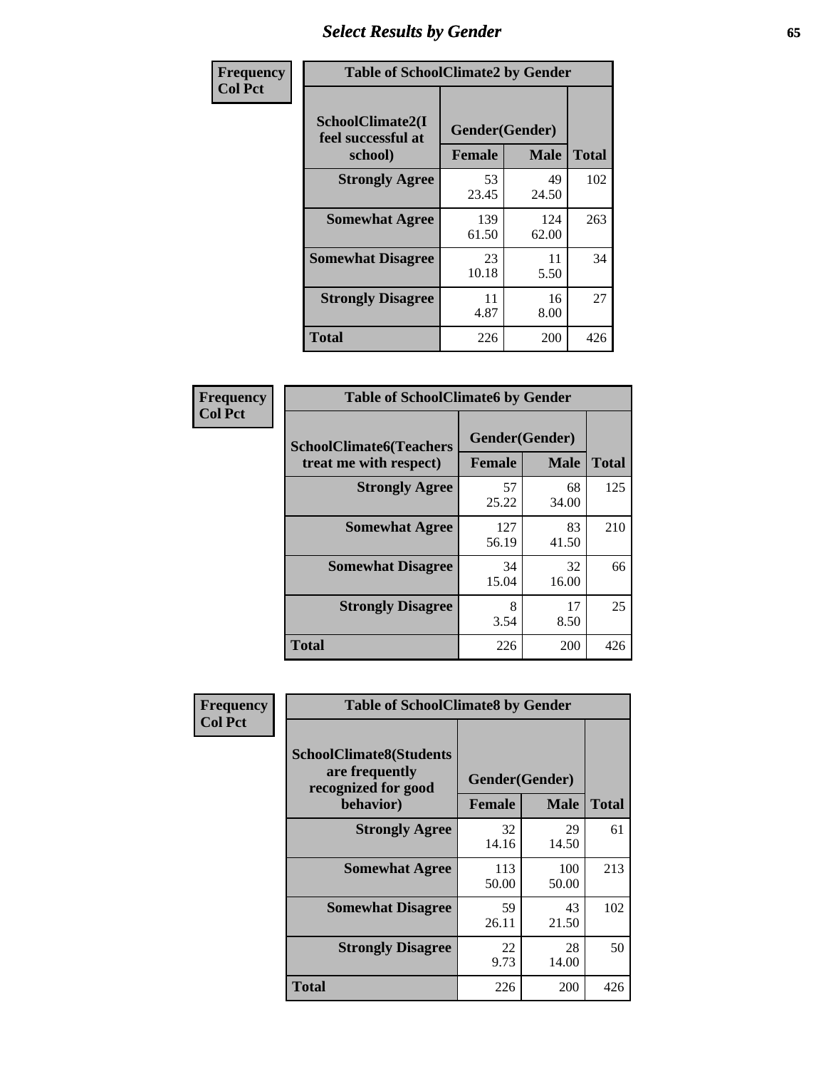# Select Results by Gender

**Frequency**
**Col Pct**

| Table of SchoolClimate2 by Gender | | | |
|---|---|---|---|
| SchoolClimate2(I feel successful at school) | Gender(Gender) | | |
| | Female | Male | Total |
| Strongly Agree | 53<br>23.45 | 49<br>24.50 | 102 |
| Somewhat Agree | 139<br>61.50 | 124<br>62.00 | 263 |
| Somewhat Disagree | 23<br>10.18 | 11<br>5.50 | 34 |
| Strongly Disagree | 11<br>4.87 | 16<br>8.00 | 27 |
| Total | 226 | 200 | 426 |

**Frequency**
**Col Pct**

| Table of SchoolClimate6 by Gender | | | |
|---|---|---|---|
| SchoolClimate6(Teachers treat me with respect) | Gender(Gender) | | |
| | Female | Male | Total |
| Strongly Agree | 57<br>25.22 | 68<br>34.00 | 125 |
| Somewhat Agree | 127<br>56.19 | 83<br>41.50 | 210 |
| Somewhat Disagree | 34<br>15.04 | 32<br>16.00 | 66 |
| Strongly Disagree | 8<br>3.54 | 17<br>8.50 | 25 |
| Total | 226 | 200 | 426 |

**Frequency**
**Col Pct**

| Table of SchoolClimate8 by Gender | | | |
|---|---|---|---|
| SchoolClimate8(Students are frequently recognized for good behavior) | Gender(Gender) | | |
| | Female | Male | Total |
| Strongly Agree | 32<br>14.16 | 29<br>14.50 | 61 |
| Somewhat Agree | 113<br>50.00 | 100<br>50.00 | 213 |
| Somewhat Disagree | 59<br>26.11 | 43<br>21.50 | 102 |
| Strongly Disagree | 22<br>9.73 | 28<br>14.00 | 50 |
| Total | 226 | 200 | 426 |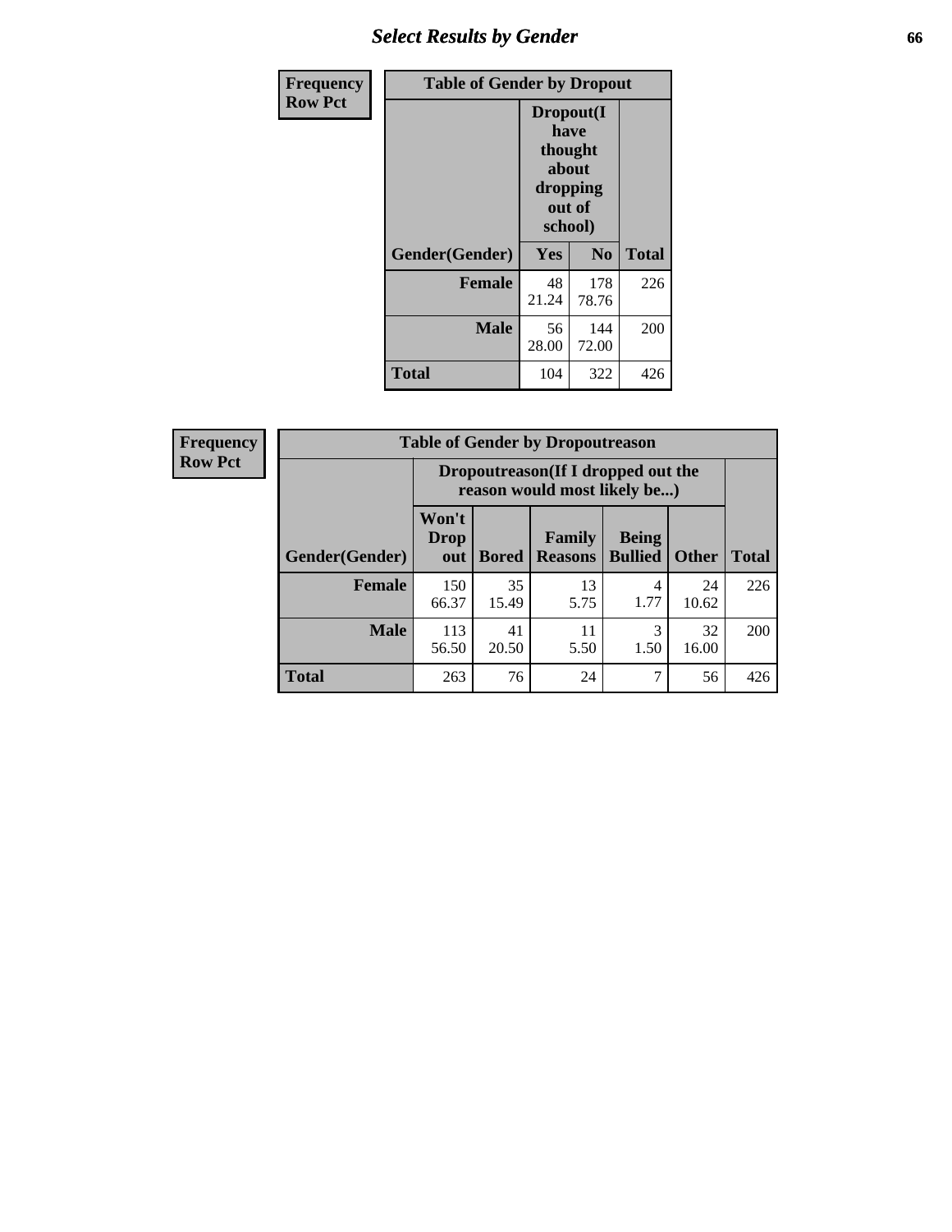## Select Results by Gender

Frequency
Row Pct

| Table of Gender by Dropout | | | |
|---|---|---|---|
| | Dropout(I have thought about dropping out of school) | | |
| Gender(Gender) | Yes | No | Total |
| Female | 48<br>21.24 | 178<br>78.76 | 226 |
| Male | 56<br>28.00 | 144<br>72.00 | 200 |
| Total | 104 | 322 | 426 |

Frequency
Row Pct

| Table of Gender by Dropoutreason | | | | | | |
|---|---|---|---|---|---|---|
| | Dropoutreason(If I dropped out the reason would most likely be...) | | | | | |
| Gender(Gender) | Won't Drop out | Bored | Family Reasons | Being Bullied | Other | Total |
| Female | 150<br>66.37 | 35<br>15.49 | 13<br>5.75 | 4<br>1.77 | 24<br>10.62 | 226 |
| Male | 113<br>56.50 | 41<br>20.50 | 11<br>5.50 | 3<br>1.50 | 32<br>16.00 | 200 |
| Total | 263 | 76 | 24 | 7 | 56 | 426 |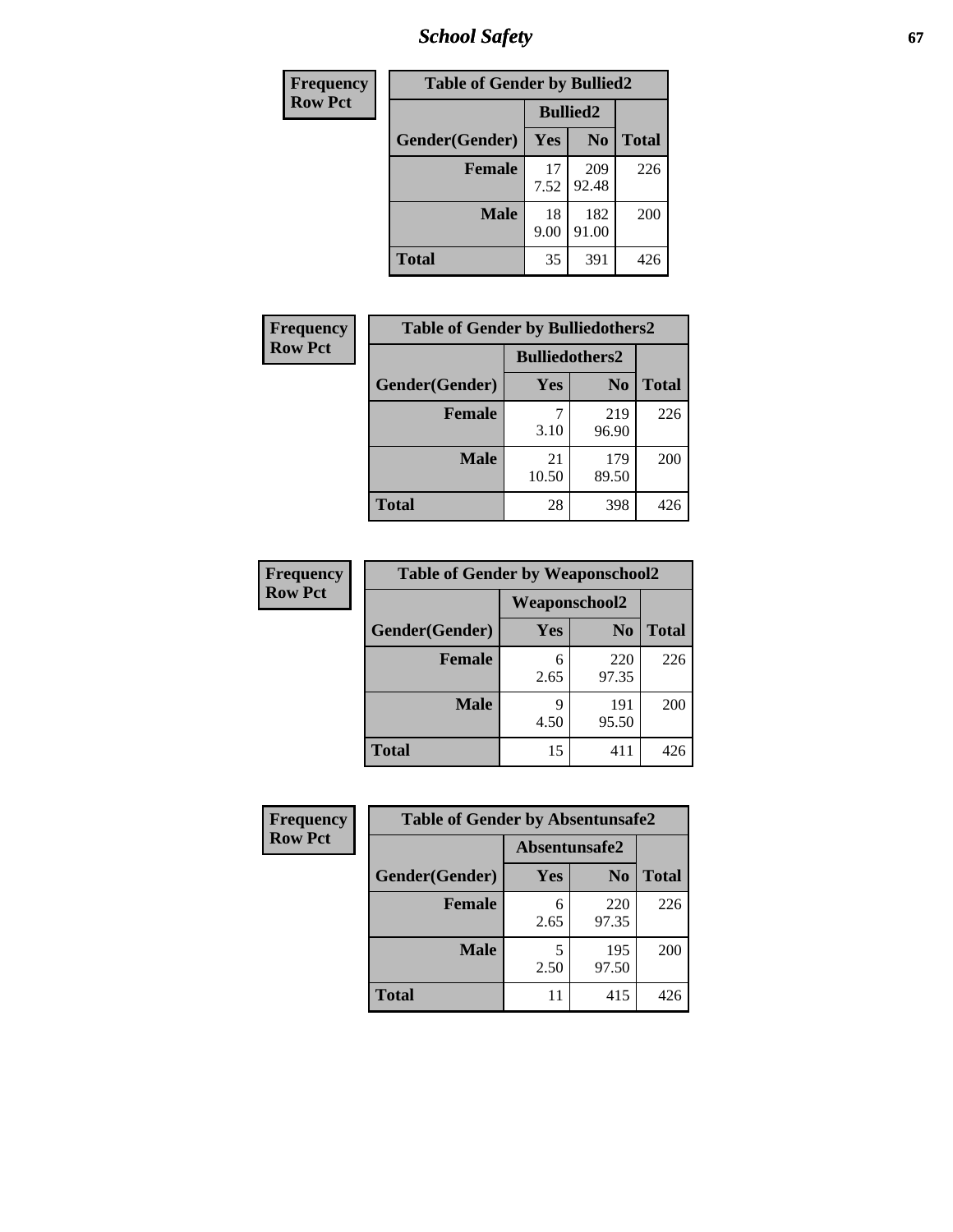| Frequency<br>Row Pct |
|---|

**Table of Gender by Bullied2**

| Gender(Gender) | Bullied2 Yes | Bullied2 No | Total |
|---|---|---|---|
| Female | 17<br>7.52 | 209<br>92.48 | 226 |
| Male | 18<br>9.00 | 182<br>91.00 | 200 |
| Total | 35 | 391 | 426 |

| Frequency<br>Row Pct |
|---|

**Table of Gender by Bulliedothers2**

| Gender(Gender) | Bulliedothers2 Yes | Bulliedothers2 No | Total |
|---|---|---|---|
| Female | 7<br>3.10 | 219<br>96.90 | 226 |
| Male | 21<br>10.50 | 179<br>89.50 | 200 |
| Total | 28 | 398 | 426 |

| Frequency<br>Row Pct |
|---|

**Table of Gender by Weaponschool2**

| Gender(Gender) | Weaponschool2 Yes | Weaponschool2 No | Total |
|---|---|---|---|
| Female | 6<br>2.65 | 220<br>97.35 | 226 |
| Male | 9<br>4.50 | 191<br>95.50 | 200 |
| Total | 15 | 411 | 426 |

| Frequency<br>Row Pct |
|---|

**Table of Gender by Absentunsafe2**

| Gender(Gender) | Absentunsafe2 Yes | Absentunsafe2 No | Total |
|---|---|---|---|
| Female | 6<br>2.65 | 220<br>97.35 | 226 |
| Male | 5<br>2.50 | 195<br>97.50 | 200 |
| Total | 11 | 415 | 426 |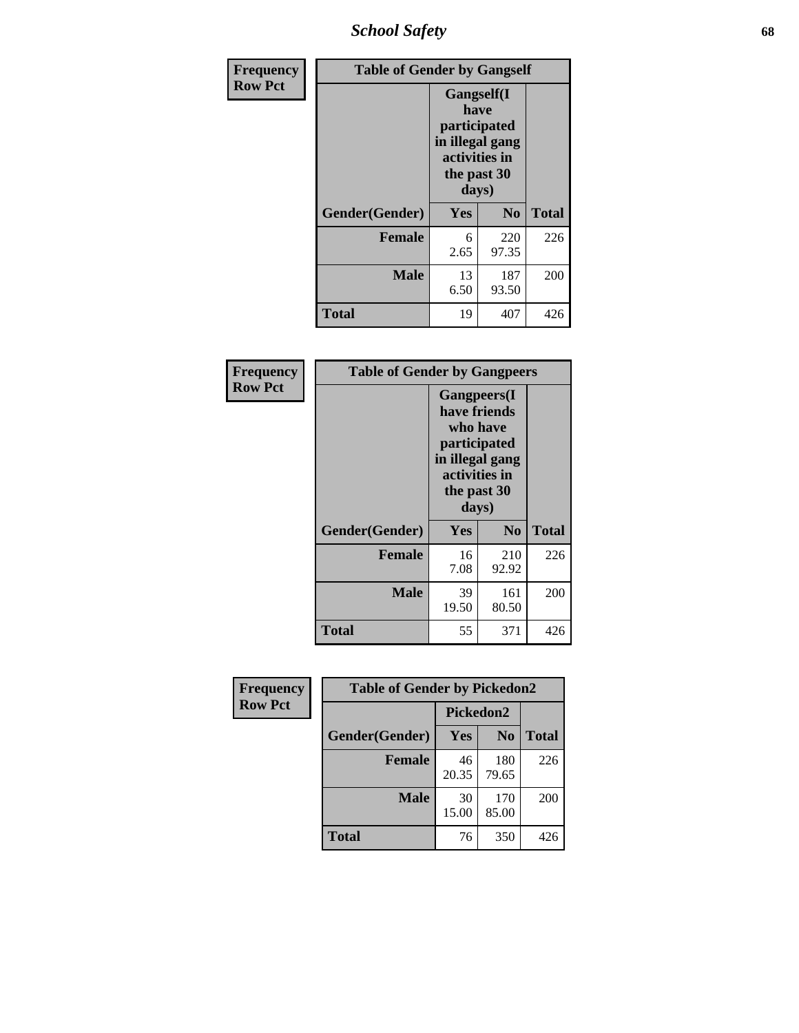| Frequency<br>Row Pct | Table of Gender by Gangself | | |
|---|---|---|---|
| | Gangself(I have participated in illegal gang activities in the past 30 days) | | |
| Gender(Gender) | Yes | No | Total |
| Female | 6<br>2.65 | 220<br>97.35 | 226 |
| Male | 13<br>6.50 | 187<br>93.50 | 200 |
| Total | 19 | 407 | 426 |

| Frequency<br>Row Pct | Table of Gender by Gangpeers | | |
|---|---|---|---|
| | Gangpeers(I have friends who have participated in illegal gang activities in the past 30 days) | | |
| Gender(Gender) | Yes | No | Total |
| Female | 16<br>7.08 | 210<br>92.92 | 226 |
| Male | 39<br>19.50 | 161<br>80.50 | 200 |
| Total | 55 | 371 | 426 |

| Frequency<br>Row Pct | Table of Gender by Pickedon2 | | |
|---|---|---|---|
| | Pickedon2 | | |
| Gender(Gender) | Yes | No | Total |
| Female | 46<br>20.35 | 180<br>79.65 | 226 |
| Male | 30<br>15.00 | 170<br>85.00 | 200 |
| Total | 76 | 350 | 426 |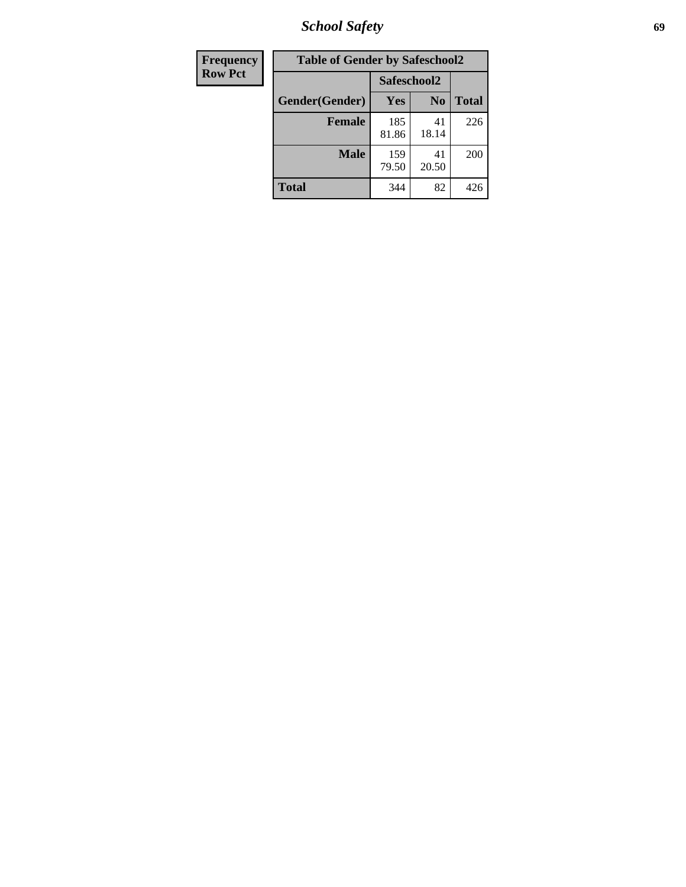| Frequency Row Pct |
|---|

| Table of Gender by Safeschool2 | | | |
|---|---|---|---|
| | Safeschool2 | | |
| Gender(Gender) | Yes | No | Total |
| Female | 185 81.86 | 41 18.14 | 226 |
| Male | 159 79.50 | 41 20.50 | 200 |
| Total | 344 | 82 | 426 |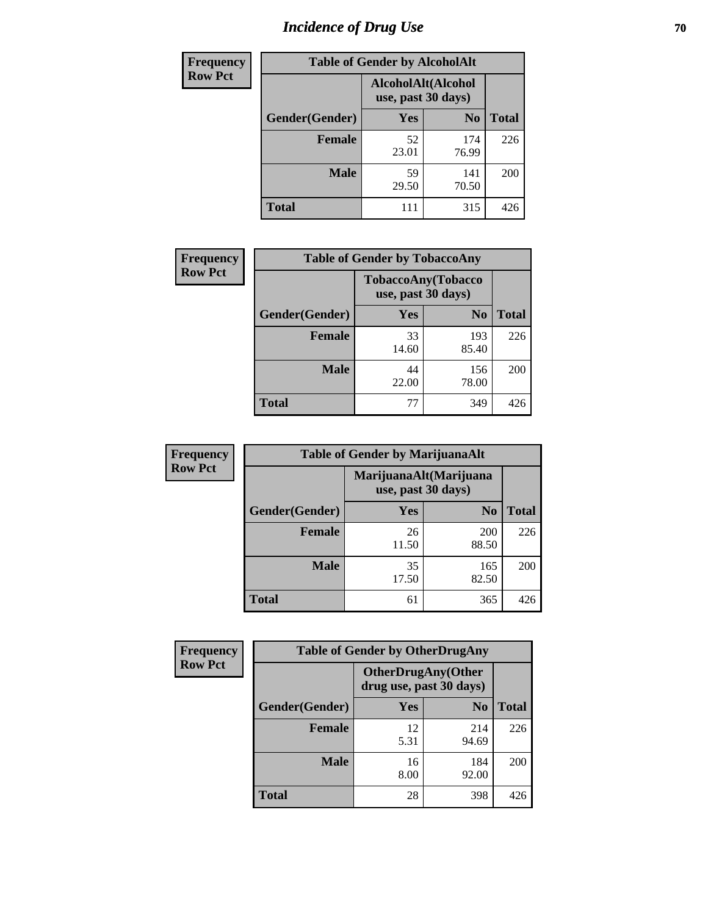# Incidence of Drug Use

**Frequency**
**Row Pct**

| Table of Gender by AlcoholAlt | | | |
|---|---|---|---|
| | AlcoholAlt(Alcohol use, past 30 days) | | |
| Gender(Gender) | Yes | No | Total |
| Female | 52<br>23.01 | 174<br>76.99 | 226 |
| Male | 59<br>29.50 | 141<br>70.50 | 200 |
| Total | 111 | 315 | 426 |

**Frequency**
**Row Pct**

| Table of Gender by TobaccoAny | | | |
|---|---|---|---|
| | TobaccoAny(Tobacco use, past 30 days) | | |
| Gender(Gender) | Yes | No | Total |
| Female | 33<br>14.60 | 193<br>85.40 | 226 |
| Male | 44<br>22.00 | 156<br>78.00 | 200 |
| Total | 77 | 349 | 426 |

**Frequency**
**Row Pct**

| Table of Gender by MarijuanaAlt | | | |
|---|---|---|---|
| | MarijuanaAlt(Marijuana use, past 30 days) | | |
| Gender(Gender) | Yes | No | Total |
| Female | 26<br>11.50 | 200<br>88.50 | 226 |
| Male | 35<br>17.50 | 165<br>82.50 | 200 |
| Total | 61 | 365 | 426 |

**Frequency**
**Row Pct**

| Table of Gender by OtherDrugAny | | | |
|---|---|---|---|
| | OtherDrugAny(Other drug use, past 30 days) | | |
| Gender(Gender) | Yes | No | Total |
| Female | 12<br>5.31 | 214<br>94.69 | 226 |
| Male | 16<br>8.00 | 184<br>92.00 | 200 |
| Total | 28 | 398 | 426 |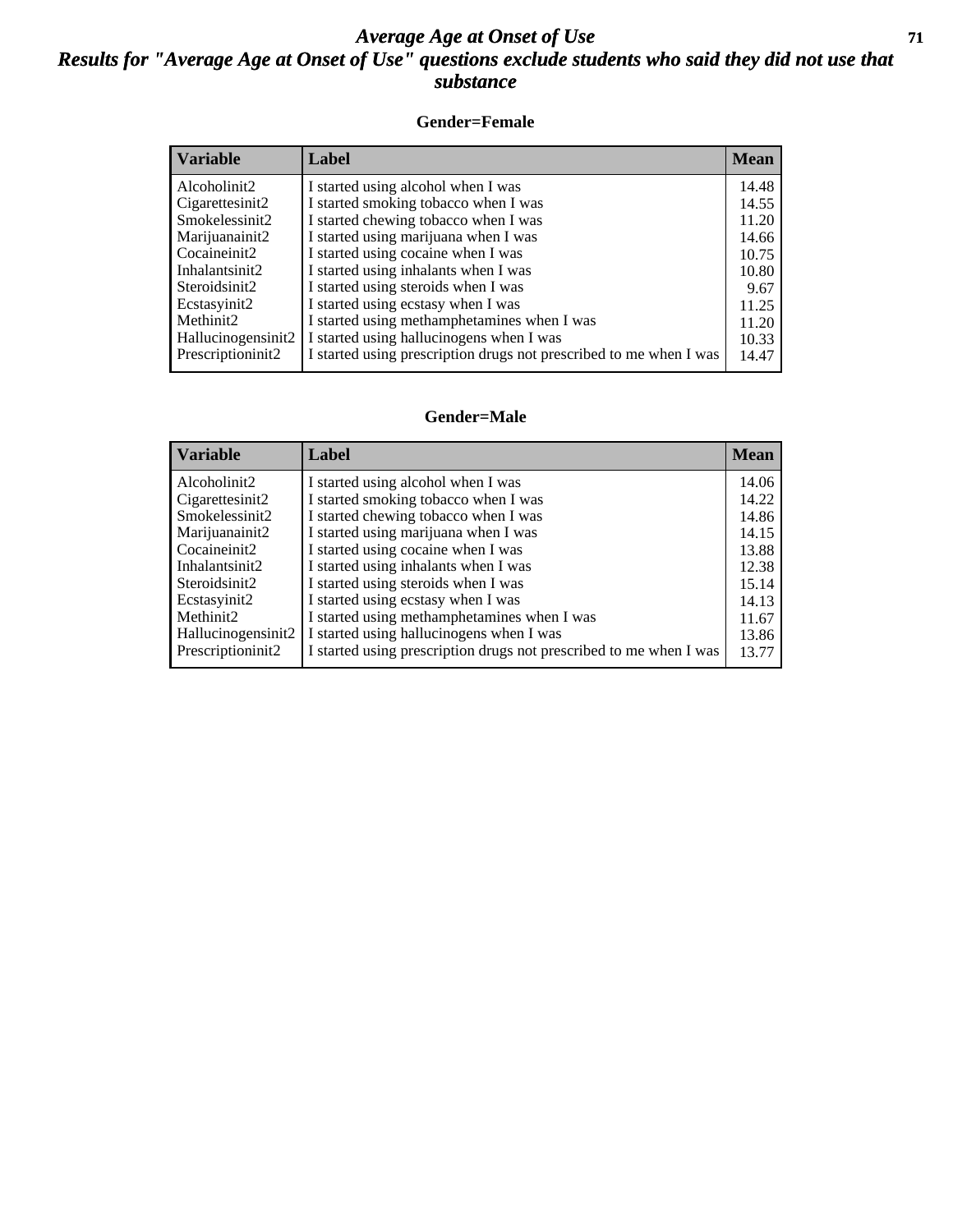# *Average Age at Onset of Use*

## *Results for "Average Age at Onset of Use" questions exclude students who said they did not use that substance*

### Gender=Female

| Variable | Label | Mean |
|---|---|---|
| Alcoholinit2 | I started using alcohol when I was | 14.48 |
| Cigarettesinit2 | I started smoking tobacco when I was | 14.55 |
| Smokelessinit2 | I started chewing tobacco when I was | 11.20 |
| Marijuanainit2 | I started using marijuana when I was | 14.66 |
| Cocaineinit2 | I started using cocaine when I was | 10.75 |
| Inhalantsinit2 | I started using inhalants when I was | 10.80 |
| Steroidsinit2 | I started using steroids when I was | 9.67 |
| Ecstasyinit2 | I started using ecstasy when I was | 11.25 |
| Methinit2 | I started using methamphetamines when I was | 11.20 |
| Hallucinogensinit2 | I started using hallucinogens when I was | 10.33 |
| Prescriptioninit2 | I started using prescription drugs not prescribed to me when I was | 14.47 |

### Gender=Male

| Variable | Label | Mean |
|---|---|---|
| Alcoholinit2 | I started using alcohol when I was | 14.06 |
| Cigarettesinit2 | I started smoking tobacco when I was | 14.22 |
| Smokelessinit2 | I started chewing tobacco when I was | 14.86 |
| Marijuanainit2 | I started using marijuana when I was | 14.15 |
| Cocaineinit2 | I started using cocaine when I was | 13.88 |
| Inhalantsinit2 | I started using inhalants when I was | 12.38 |
| Steroidsinit2 | I started using steroids when I was | 15.14 |
| Ecstasyinit2 | I started using ecstasy when I was | 14.13 |
| Methinit2 | I started using methamphetamines when I was | 11.67 |
| Hallucinogensinit2 | I started using hallucinogens when I was | 13.86 |
| Prescriptioninit2 | I started using prescription drugs not prescribed to me when I was | 13.77 |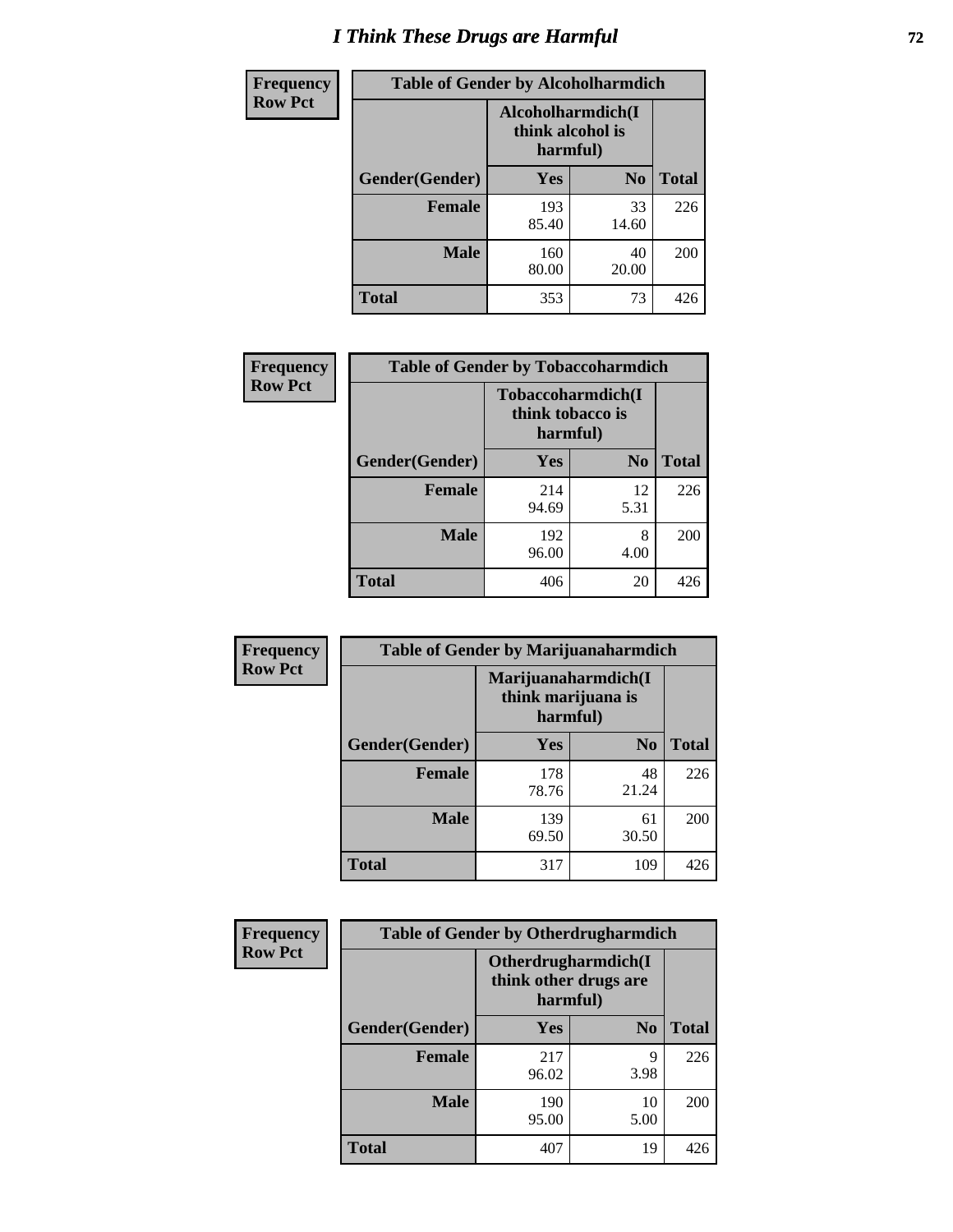# I Think These Drugs are Harmful

| Frequency<br>Row Pct |
|---|

**Table of Gender by Alcoholharmdich**

| Gender(Gender) | Alcoholharmdich(I think alcohol is harmful) Yes | No | Total |
|---|---|---|---|
| **Female** | 193<br>85.40 | 33<br>14.60 | 226 |
| **Male** | 160<br>80.00 | 40<br>20.00 | 200 |
| **Total** | 353 | 73 | 426 |

| Frequency<br>Row Pct |
|---|

**Table of Gender by Tobaccoharmdich**

| Gender(Gender) | Tobaccoharmdich(I think tobacco is harmful) Yes | No | Total |
|---|---|---|---|
| **Female** | 214<br>94.69 | 12<br>5.31 | 226 |
| **Male** | 192<br>96.00 | 8<br>4.00 | 200 |
| **Total** | 406 | 20 | 426 |

| Frequency<br>Row Pct |
|---|

**Table of Gender by Marijuanaharmdich**

| Gender(Gender) | Marijuanaharmdich(I think marijuana is harmful) Yes | No | Total |
|---|---|---|---|
| **Female** | 178<br>78.76 | 48<br>21.24 | 226 |
| **Male** | 139<br>69.50 | 61<br>30.50 | 200 |
| **Total** | 317 | 109 | 426 |

| Frequency<br>Row Pct |
|---|

**Table of Gender by Otherdrugharmdich**

| Gender(Gender) | Otherdrugharmdich(I think other drugs are harmful) Yes | No | Total |
|---|---|---|---|
| **Female** | 217<br>96.02 | 9<br>3.98 | 226 |
| **Male** | 190<br>95.00 | 10<br>5.00 | 200 |
| **Total** | 407 | 19 | 426 |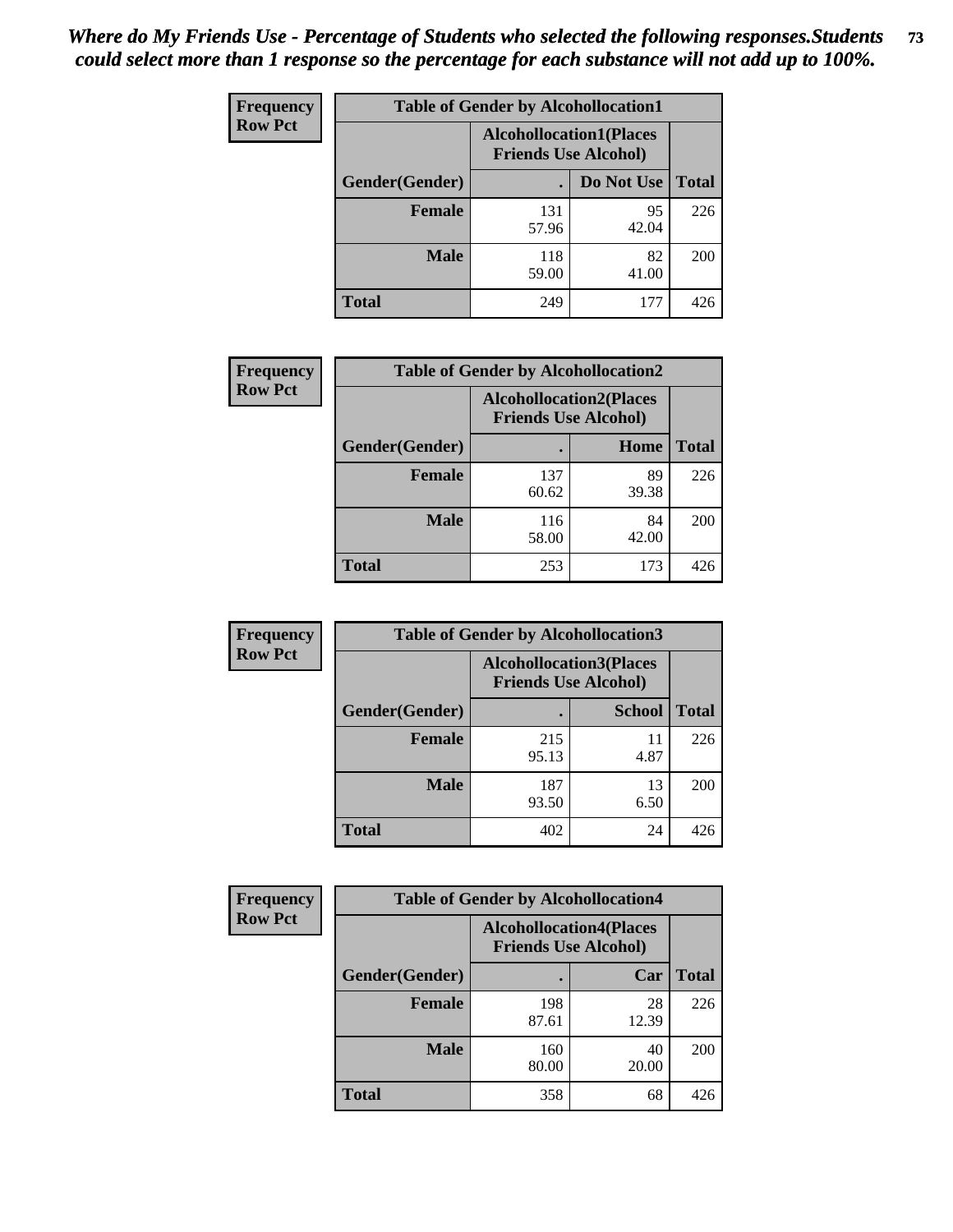*Where do My Friends Use - Percentage of Students who selected the following responses.Students could select more than 1 response so the percentage for each substance will not add up to 100%.*

**Frequency**
**Row Pct**

| Table of Gender by Alcohollocation1 | | | |
|---|---|---|---|
| | Alcohollocation1(Places Friends Use Alcohol) | | |
| Gender(Gender) | . | Do Not Use | Total |
| Female | 131<br>57.96 | 95<br>42.04 | 226 |
| Male | 118<br>59.00 | 82<br>41.00 | 200 |
| Total | 249 | 177 | 426 |

**Frequency**
**Row Pct**

| Table of Gender by Alcohollocation2 | | | |
|---|---|---|---|
| | Alcohollocation2(Places Friends Use Alcohol) | | |
| Gender(Gender) | . | Home | Total |
| Female | 137<br>60.62 | 89<br>39.38 | 226 |
| Male | 116<br>58.00 | 84<br>42.00 | 200 |
| Total | 253 | 173 | 426 |

**Frequency**
**Row Pct**

| Table of Gender by Alcohollocation3 | | | |
|---|---|---|---|
| | Alcohollocation3(Places Friends Use Alcohol) | | |
| Gender(Gender) | . | School | Total |
| Female | 215<br>95.13 | 11<br>4.87 | 226 |
| Male | 187<br>93.50 | 13<br>6.50 | 200 |
| Total | 402 | 24 | 426 |

**Frequency**
**Row Pct**

| Table of Gender by Alcohollocation4 | | | |
|---|---|---|---|
| | Alcohollocation4(Places Friends Use Alcohol) | | |
| Gender(Gender) | . | Car | Total |
| Female | 198<br>87.61 | 28<br>12.39 | 226 |
| Male | 160<br>80.00 | 40<br>20.00 | 200 |
| Total | 358 | 68 | 426 |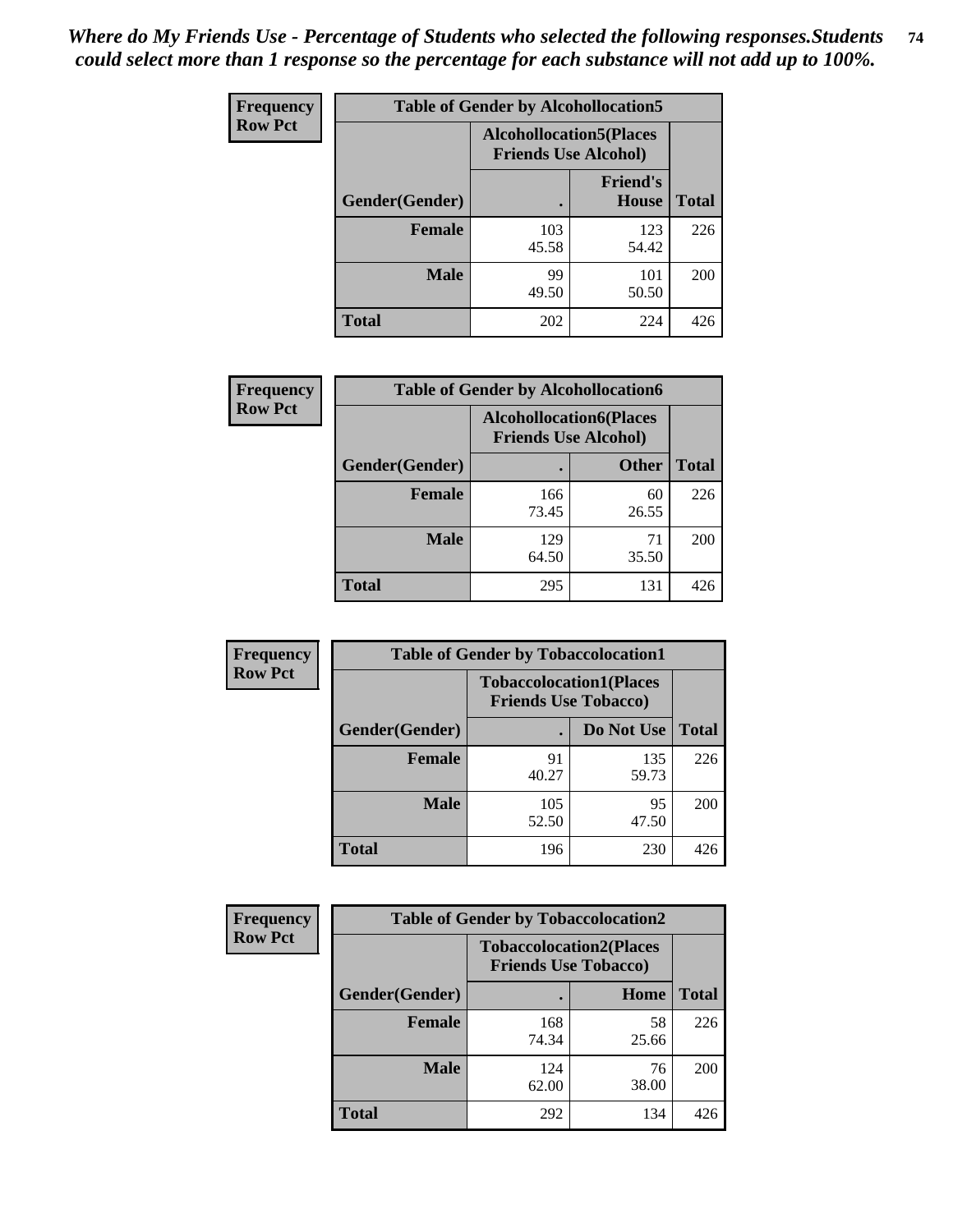*Where do My Friends Use - Percentage of Students who selected the following responses.Students could select more than 1 response so the percentage for each substance will not add up to 100%.*

**Frequency / Row Pct**

| Table of Gender by Alcohollocation5 | | | |
|---|---|---|---|
| | Alcohollocation5(Places Friends Use Alcohol) | | |
| Gender(Gender) | . | Friend's House | Total |
| **Female** | 103<br>45.58 | 123<br>54.42 | 226 |
| **Male** | 99<br>49.50 | 101<br>50.50 | 200 |
| **Total** | 202 | 224 | 426 |

**Frequency / Row Pct**

| Table of Gender by Alcohollocation6 | | | |
|---|---|---|---|
| | Alcohollocation6(Places Friends Use Alcohol) | | |
| Gender(Gender) | . | Other | Total |
| **Female** | 166<br>73.45 | 60<br>26.55 | 226 |
| **Male** | 129<br>64.50 | 71<br>35.50 | 200 |
| **Total** | 295 | 131 | 426 |

**Frequency / Row Pct**

| Table of Gender by Tobaccolocation1 | | | |
|---|---|---|---|
| | Tobaccolocation1(Places Friends Use Tobacco) | | |
| Gender(Gender) | . | Do Not Use | Total |
| **Female** | 91<br>40.27 | 135<br>59.73 | 226 |
| **Male** | 105<br>52.50 | 95<br>47.50 | 200 |
| **Total** | 196 | 230 | 426 |

**Frequency / Row Pct**

| Table of Gender by Tobaccolocation2 | | | |
|---|---|---|---|
| | Tobaccolocation2(Places Friends Use Tobacco) | | |
| Gender(Gender) | . | Home | Total |
| **Female** | 168<br>74.34 | 58<br>25.66 | 226 |
| **Male** | 124<br>62.00 | 76<br>38.00 | 200 |
| **Total** | 292 | 134 | 426 |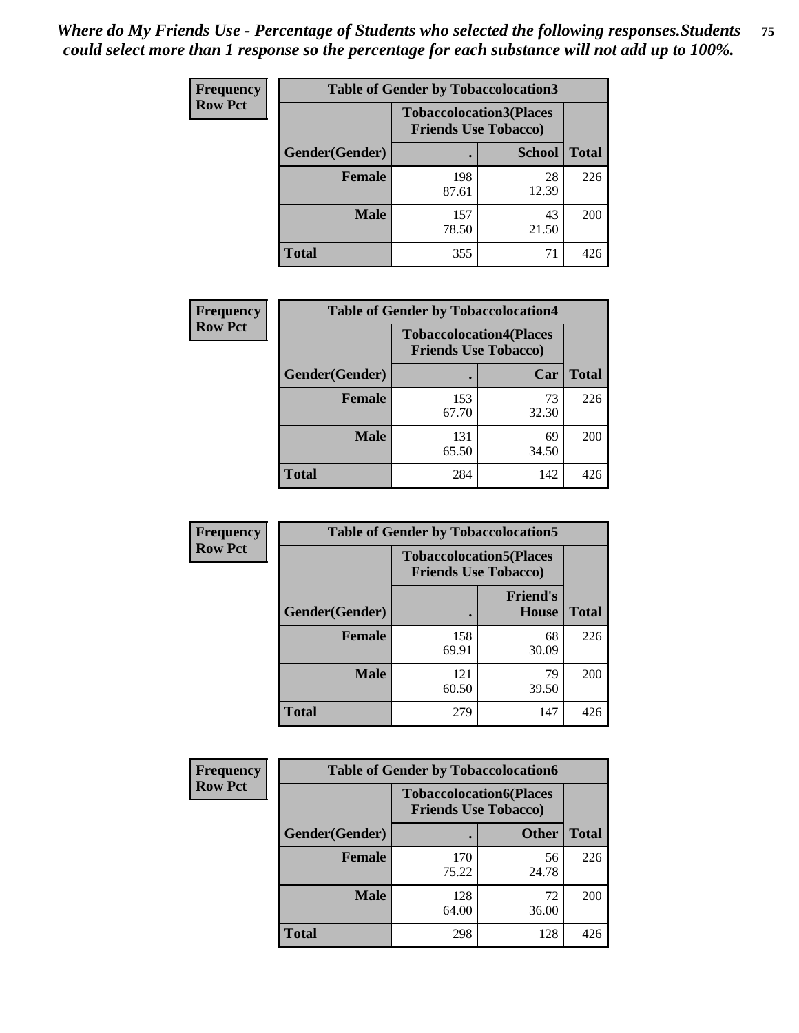*Where do My Friends Use - Percentage of Students who selected the following responses.Students could select more than 1 response so the percentage for each substance will not add up to 100%.*

**Frequency**
**Row Pct**

| Table of Gender by Tobaccolocation3 | | | |
|---|---|---|---|
| | Tobaccolocation3(Places Friends Use Tobacco) | | |
| Gender(Gender) | . | School | Total |
| Female | 198<br>87.61 | 28<br>12.39 | 226 |
| Male | 157<br>78.50 | 43<br>21.50 | 200 |
| Total | 355 | 71 | 426 |

**Frequency**
**Row Pct**

| Table of Gender by Tobaccolocation4 | | | |
|---|---|---|---|
| | Tobaccolocation4(Places Friends Use Tobacco) | | |
| Gender(Gender) | . | Car | Total |
| Female | 153<br>67.70 | 73<br>32.30 | 226 |
| Male | 131<br>65.50 | 69<br>34.50 | 200 |
| Total | 284 | 142 | 426 |

**Frequency**
**Row Pct**

| Table of Gender by Tobaccolocation5 | | | |
|---|---|---|---|
| | Tobaccolocation5(Places Friends Use Tobacco) | | |
| Gender(Gender) | . | Friend's House | Total |
| Female | 158<br>69.91 | 68<br>30.09 | 226 |
| Male | 121<br>60.50 | 79<br>39.50 | 200 |
| Total | 279 | 147 | 426 |

**Frequency**
**Row Pct**

| Table of Gender by Tobaccolocation6 | | | |
|---|---|---|---|
| | Tobaccolocation6(Places Friends Use Tobacco) | | |
| Gender(Gender) | . | Other | Total |
| Female | 170<br>75.22 | 56<br>24.78 | 226 |
| Male | 128<br>64.00 | 72<br>36.00 | 200 |
| Total | 298 | 128 | 426 |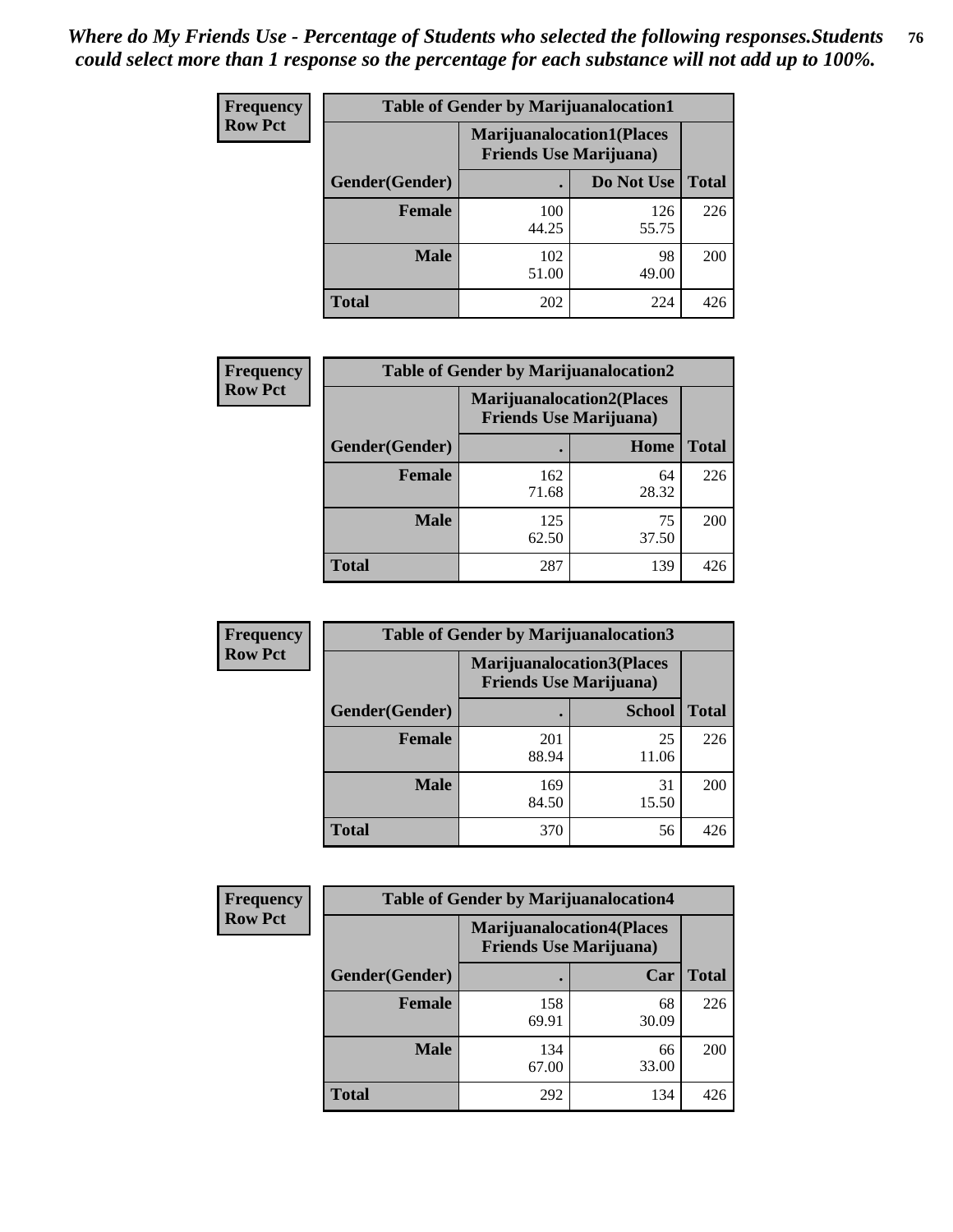*Where do My Friends Use - Percentage of Students who selected the following responses.Students could select more than 1 response so the percentage for each substance will not add up to 100%.*

**Frequency / Row Pct**

| Table of Gender by Marijuanalocation1 | | | |
|---|---|---|---|
| | Marijuanalocation1(Places Friends Use Marijuana) | | |
| Gender(Gender) | . | Do Not Use | Total |
| **Female** | 100<br>44.25 | 126<br>55.75 | 226 |
| **Male** | 102<br>51.00 | 98<br>49.00 | 200 |
| **Total** | 202 | 224 | 426 |

**Frequency / Row Pct**

| Table of Gender by Marijuanalocation2 | | | |
|---|---|---|---|
| | Marijuanalocation2(Places Friends Use Marijuana) | | |
| Gender(Gender) | . | Home | Total |
| **Female** | 162<br>71.68 | 64<br>28.32 | 226 |
| **Male** | 125<br>62.50 | 75<br>37.50 | 200 |
| **Total** | 287 | 139 | 426 |

**Frequency / Row Pct**

| Table of Gender by Marijuanalocation3 | | | |
|---|---|---|---|
| | Marijuanalocation3(Places Friends Use Marijuana) | | |
| Gender(Gender) | . | School | Total |
| **Female** | 201<br>88.94 | 25<br>11.06 | 226 |
| **Male** | 169<br>84.50 | 31<br>15.50 | 200 |
| **Total** | 370 | 56 | 426 |

**Frequency / Row Pct**

| Table of Gender by Marijuanalocation4 | | | |
|---|---|---|---|
| | Marijuanalocation4(Places Friends Use Marijuana) | | |
| Gender(Gender) | . | Car | Total |
| **Female** | 158<br>69.91 | 68<br>30.09 | 226 |
| **Male** | 134<br>67.00 | 66<br>33.00 | 200 |
| **Total** | 292 | 134 | 426 |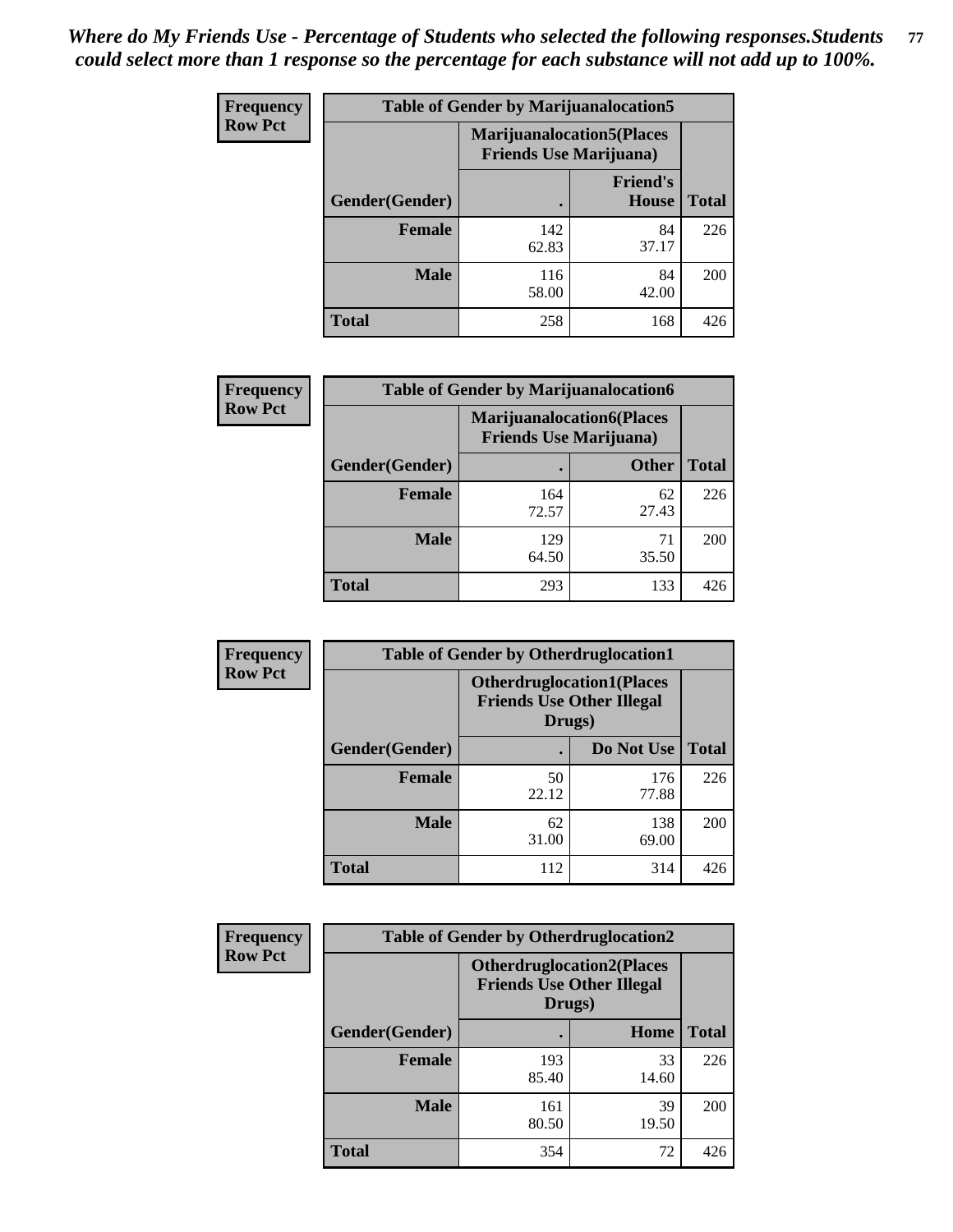*Where do My Friends Use - Percentage of Students who selected the following responses.Students could select more than 1 response so the percentage for each substance will not add up to 100%.*

**Frequency**
**Row Pct**

| Table of Gender by Marijuanalocation5 | | | |
|---|---|---|---|
| | Marijuanalocation5(Places Friends Use Marijuana) | | |
| Gender(Gender) | . | Friend's House | Total |
| **Female** | 142<br>62.83 | 84<br>37.17 | 226 |
| **Male** | 116<br>58.00 | 84<br>42.00 | 200 |
| **Total** | 258 | 168 | 426 |

**Frequency**
**Row Pct**

| Table of Gender by Marijuanalocation6 | | | |
|---|---|---|---|
| | Marijuanalocation6(Places Friends Use Marijuana) | | |
| Gender(Gender) | . | Other | Total |
| **Female** | 164<br>72.57 | 62<br>27.43 | 226 |
| **Male** | 129<br>64.50 | 71<br>35.50 | 200 |
| **Total** | 293 | 133 | 426 |

**Frequency**
**Row Pct**

| Table of Gender by Otherdruglocation1 | | | |
|---|---|---|---|
| | Otherdruglocation1(Places Friends Use Other Illegal Drugs) | | |
| Gender(Gender) | . | Do Not Use | Total |
| **Female** | 50<br>22.12 | 176<br>77.88 | 226 |
| **Male** | 62<br>31.00 | 138<br>69.00 | 200 |
| **Total** | 112 | 314 | 426 |

**Frequency**
**Row Pct**

| Table of Gender by Otherdruglocation2 | | | |
|---|---|---|---|
| | Otherdruglocation2(Places Friends Use Other Illegal Drugs) | | |
| Gender(Gender) | . | Home | Total |
| **Female** | 193<br>85.40 | 33<br>14.60 | 226 |
| **Male** | 161<br>80.50 | 39<br>19.50 | 200 |
| **Total** | 354 | 72 | 426 |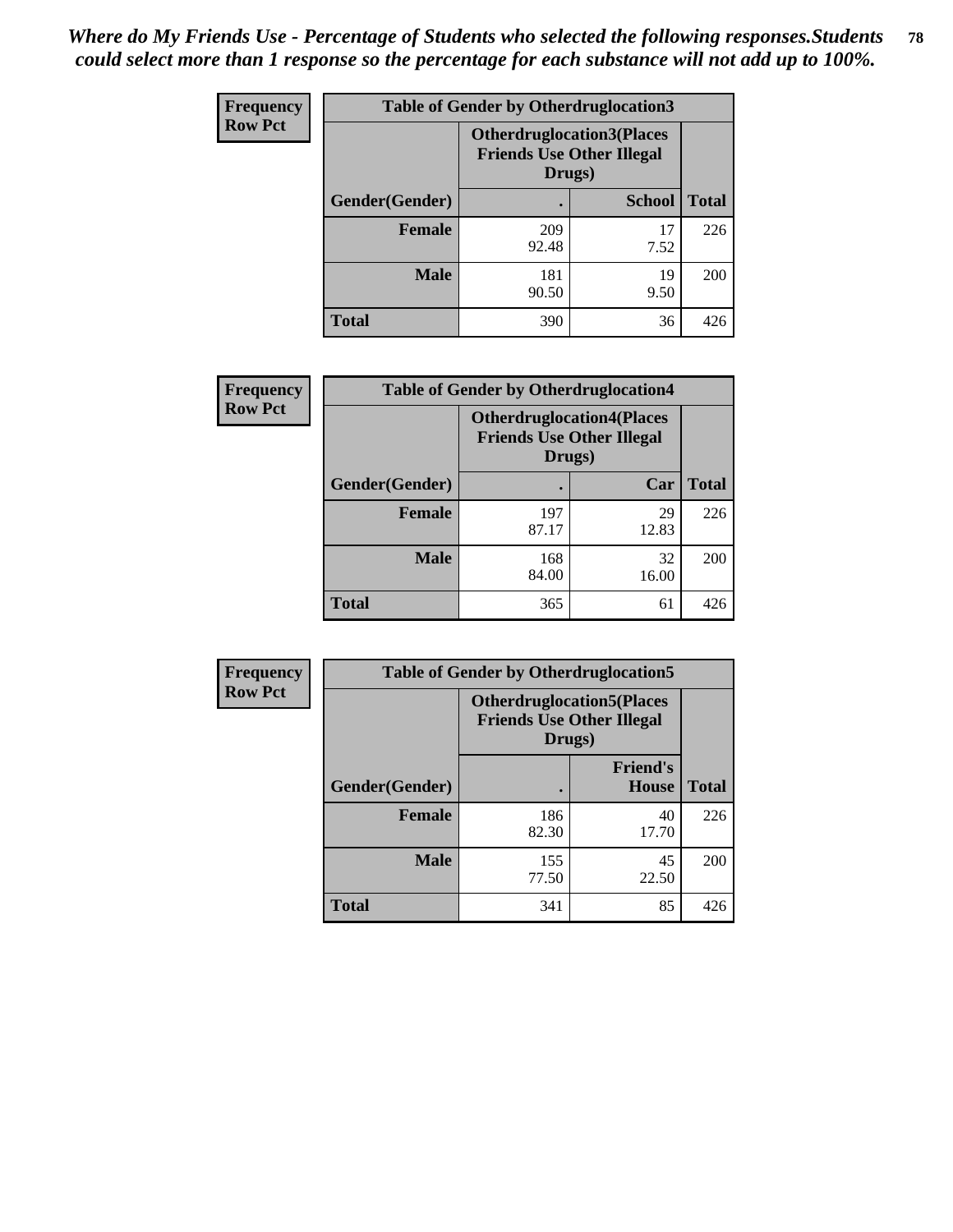*Where do My Friends Use - Percentage of Students who selected the following responses.Students could select more than 1 response so the percentage for each substance will not add up to 100%.*

**Frequency**
**Row Pct**

| Table of Gender by Otherdruglocation3 | | | |
|---|---|---|---|
| | Otherdruglocation3(Places Friends Use Other Illegal Drugs) | | |
| Gender(Gender) | . | School | Total |
| Female | 209<br>92.48 | 17<br>7.52 | 226 |
| Male | 181<br>90.50 | 19<br>9.50 | 200 |
| Total | 390 | 36 | 426 |

**Frequency**
**Row Pct**

| Table of Gender by Otherdruglocation4 | | | |
|---|---|---|---|
| | Otherdruglocation4(Places Friends Use Other Illegal Drugs) | | |
| Gender(Gender) | . | Car | Total |
| Female | 197<br>87.17 | 29<br>12.83 | 226 |
| Male | 168<br>84.00 | 32<br>16.00 | 200 |
| Total | 365 | 61 | 426 |

**Frequency**
**Row Pct**

| Table of Gender by Otherdruglocation5 | | | |
|---|---|---|---|
| | Otherdruglocation5(Places Friends Use Other Illegal Drugs) | | |
| Gender(Gender) | . | Friend's House | Total |
| Female | 186<br>82.30 | 40<br>17.70 | 226 |
| Male | 155<br>77.50 | 45<br>22.50 | 200 |
| Total | 341 | 85 | 426 |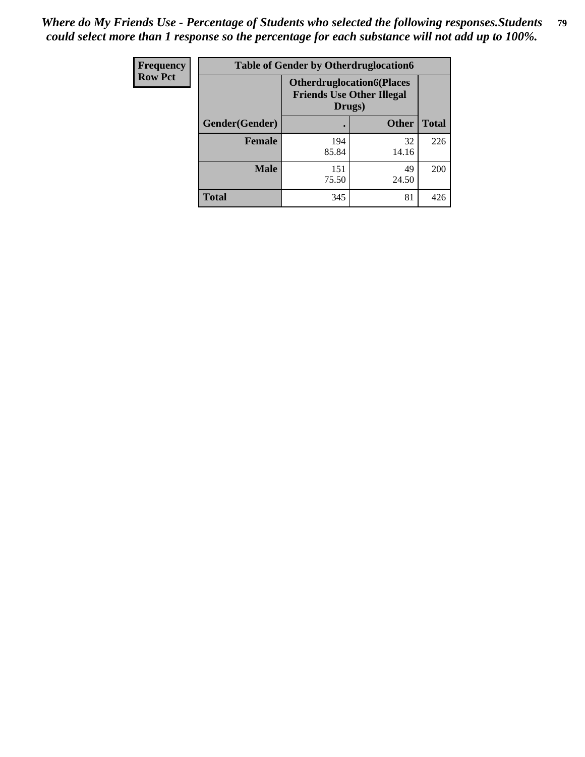*Where do My Friends Use - Percentage of Students who selected the following responses.Students could select more than 1 response so the percentage for each substance will not add up to 100%.*

| Frequency<br>Row Pct | Table of Gender by Otherdruglocation6 | | |
|---|---|---|---|
| | Otherdruglocation6(Places Friends Use Other Illegal Drugs) | | |
| Gender(Gender) | . | Other | Total |
| Female | 194<br>85.84 | 32<br>14.16 | 226 |
| Male | 151<br>75.50 | 49<br>24.50 | 200 |
| Total | 345 | 81 | 426 |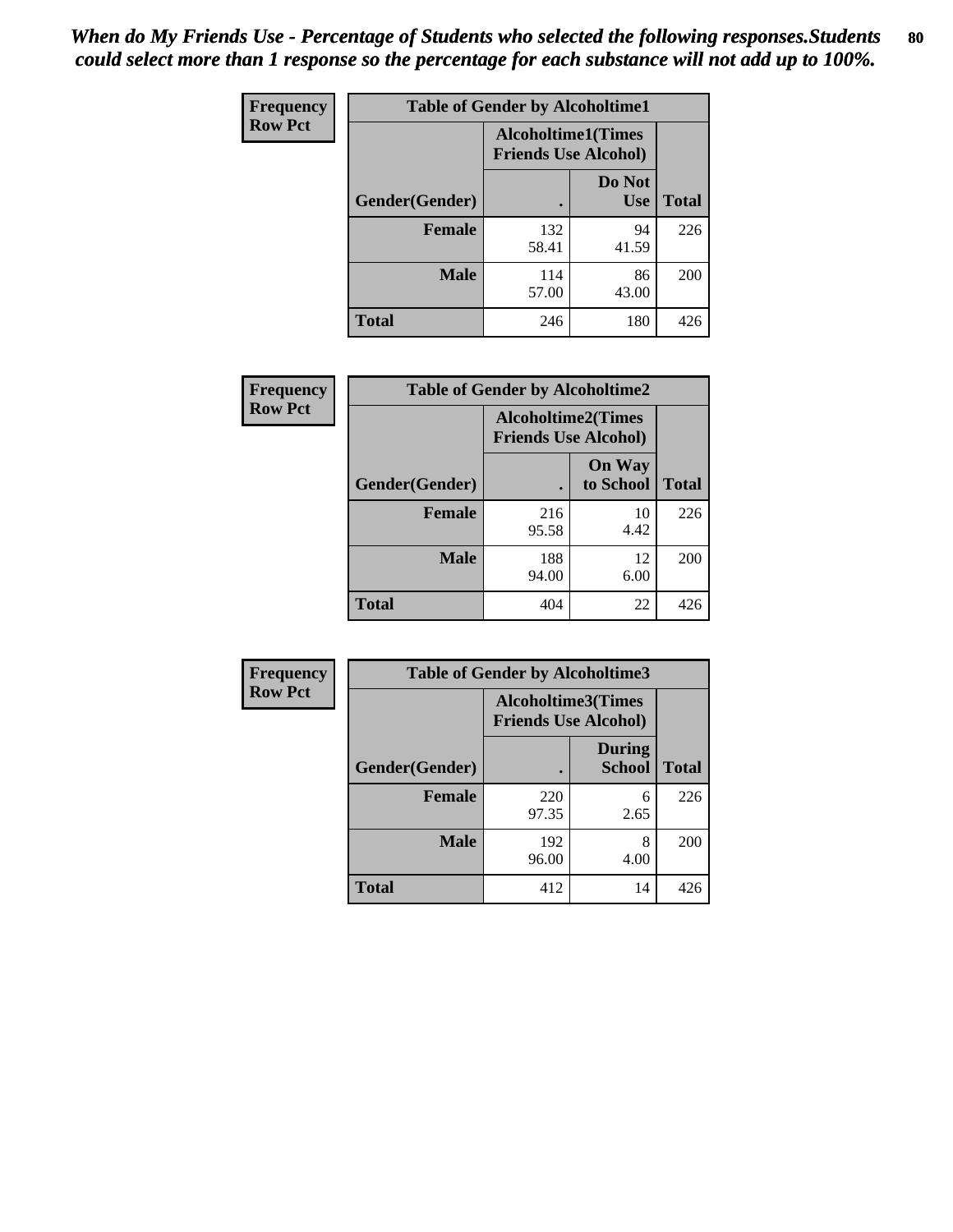*When do My Friends Use - Percentage of Students who selected the following responses.Students could select more than 1 response so the percentage for each substance will not add up to 100%.*

**Frequency**
**Row Pct**

| Table of Gender by Alcoholtime1 | | | |
|---|---|---|---|
| | Alcoholtime1(Times Friends Use Alcohol) | | |
| Gender(Gender) | . | Do Not Use | Total |
| **Female** | 132<br>58.41 | 94<br>41.59 | 226 |
| **Male** | 114<br>57.00 | 86<br>43.00 | 200 |
| **Total** | 246 | 180 | 426 |

**Frequency**
**Row Pct**

| Table of Gender by Alcoholtime2 | | | |
|---|---|---|---|
| | Alcoholtime2(Times Friends Use Alcohol) | | |
| Gender(Gender) | . | On Way to School | Total |
| **Female** | 216<br>95.58 | 10<br>4.42 | 226 |
| **Male** | 188<br>94.00 | 12<br>6.00 | 200 |
| **Total** | 404 | 22 | 426 |

**Frequency**
**Row Pct**

| Table of Gender by Alcoholtime3 | | | |
|---|---|---|---|
| | Alcoholtime3(Times Friends Use Alcohol) | | |
| Gender(Gender) | . | During School | Total |
| **Female** | 220<br>97.35 | 6<br>2.65 | 226 |
| **Male** | 192<br>96.00 | 8<br>4.00 | 200 |
| **Total** | 412 | 14 | 426 |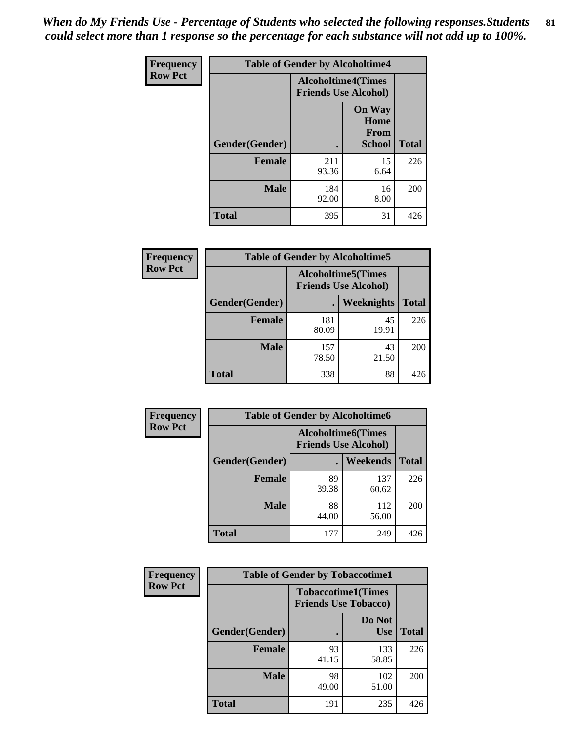*When do My Friends Use - Percentage of Students who selected the following responses.Students could select more than 1 response so the percentage for each substance will not add up to 100%.*

**Frequency**
**Row Pct**

| Table of Gender by Alcoholtime4 | | | |
|---|---|---|---|
| | Alcoholtime4(Times Friends Use Alcohol) | | |
| Gender(Gender) | . | On Way Home From School | Total |
| **Female** | 211<br>93.36 | 15<br>6.64 | 226 |
| **Male** | 184<br>92.00 | 16<br>8.00 | 200 |
| **Total** | 395 | 31 | 426 |

**Frequency**
**Row Pct**

| Table of Gender by Alcoholtime5 | | | |
|---|---|---|---|
| | Alcoholtime5(Times Friends Use Alcohol) | | |
| Gender(Gender) | . | Weeknights | Total |
| **Female** | 181<br>80.09 | 45<br>19.91 | 226 |
| **Male** | 157<br>78.50 | 43<br>21.50 | 200 |
| **Total** | 338 | 88 | 426 |

**Frequency**
**Row Pct**

| Table of Gender by Alcoholtime6 | | | |
|---|---|---|---|
| | Alcoholtime6(Times Friends Use Alcohol) | | |
| Gender(Gender) | . | Weekends | Total |
| **Female** | 89<br>39.38 | 137<br>60.62 | 226 |
| **Male** | 88<br>44.00 | 112<br>56.00 | 200 |
| **Total** | 177 | 249 | 426 |

**Frequency**
**Row Pct**

| Table of Gender by Tobaccotime1 | | | |
|---|---|---|---|
| | Tobaccotime1(Times Friends Use Tobacco) | | |
| Gender(Gender) | . | Do Not Use | Total |
| **Female** | 93<br>41.15 | 133<br>58.85 | 226 |
| **Male** | 98<br>49.00 | 102<br>51.00 | 200 |
| **Total** | 191 | 235 | 426 |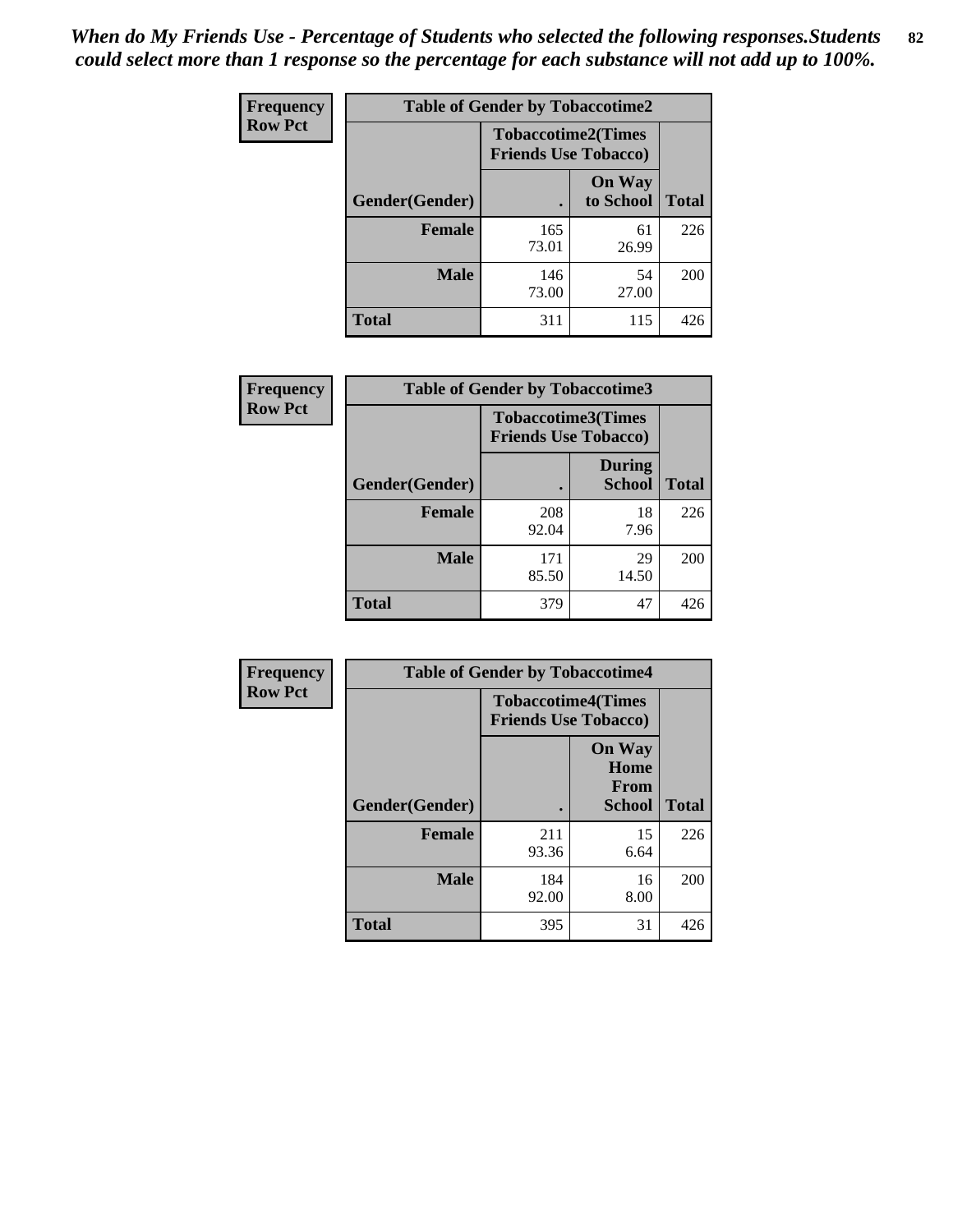*When do My Friends Use - Percentage of Students who selected the following responses.Students could select more than 1 response so the percentage for each substance will not add up to 100%.*

**Frequency**
**Row Pct**

**Table of Gender by Tobaccotime2**

| Gender(Gender) | Tobaccotime2(Times Friends Use Tobacco) . | On Way to School | Total |
|---|---|---|---|
| **Female** | 165<br>73.01 | 61<br>26.99 | 226 |
| **Male** | 146<br>73.00 | 54<br>27.00 | 200 |
| **Total** | 311 | 115 | 426 |

**Frequency**
**Row Pct**

**Table of Gender by Tobaccotime3**

| Gender(Gender) | Tobaccotime3(Times Friends Use Tobacco) . | During School | Total |
|---|---|---|---|
| **Female** | 208<br>92.04 | 18<br>7.96 | 226 |
| **Male** | 171<br>85.50 | 29<br>14.50 | 200 |
| **Total** | 379 | 47 | 426 |

**Frequency**
**Row Pct**

**Table of Gender by Tobaccotime4**

| Gender(Gender) | Tobaccotime4(Times Friends Use Tobacco) . | On Way Home From School | Total |
|---|---|---|---|
| **Female** | 211<br>93.36 | 15<br>6.64 | 226 |
| **Male** | 184<br>92.00 | 16<br>8.00 | 200 |
| **Total** | 395 | 31 | 426 |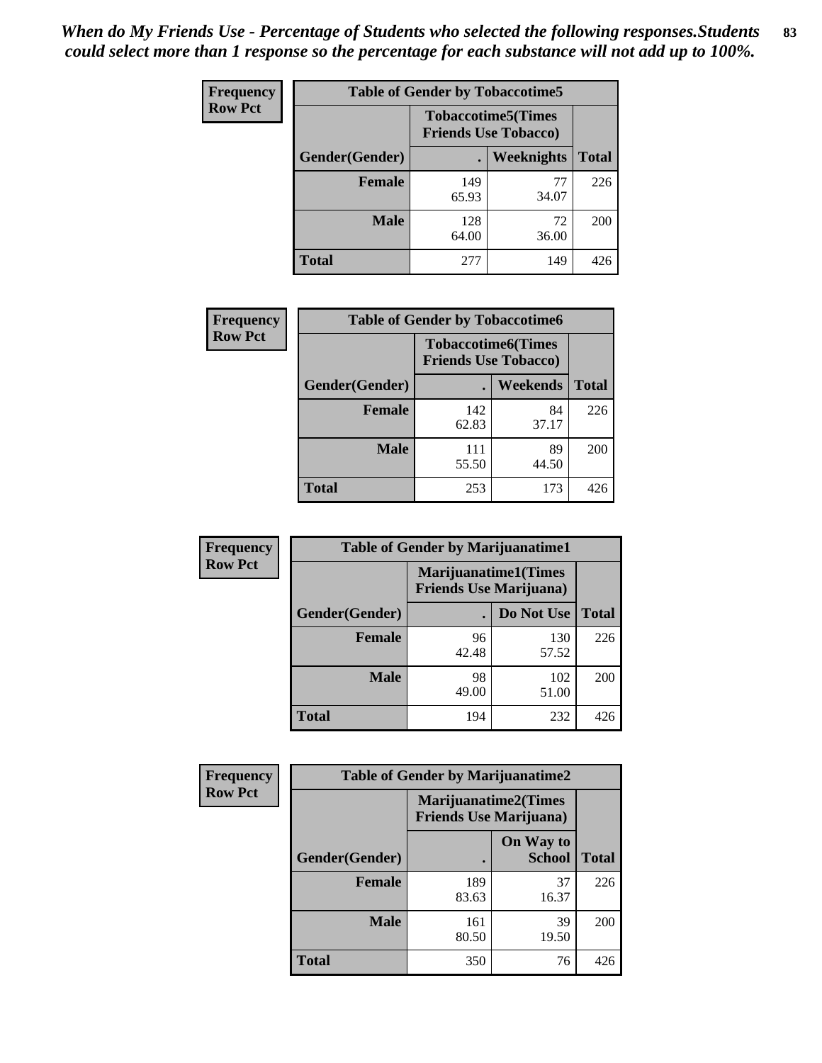*When do My Friends Use - Percentage of Students who selected the following responses.Students could select more than 1 response so the percentage for each substance will not add up to 100%.*

**Frequency**
**Row Pct**

| Table of Gender by Tobaccotime5 | | | |
|---|---|---|---|
| | Tobaccotime5(Times Friends Use Tobacco) | | |
| Gender(Gender) | . | Weeknights | Total |
| Female | 149<br>65.93 | 77<br>34.07 | 226 |
| Male | 128<br>64.00 | 72<br>36.00 | 200 |
| Total | 277 | 149 | 426 |

**Frequency**
**Row Pct**

| Table of Gender by Tobaccotime6 | | | |
|---|---|---|---|
| | Tobaccotime6(Times Friends Use Tobacco) | | |
| Gender(Gender) | . | Weekends | Total |
| Female | 142<br>62.83 | 84<br>37.17 | 226 |
| Male | 111<br>55.50 | 89<br>44.50 | 200 |
| Total | 253 | 173 | 426 |

**Frequency**
**Row Pct**

| Table of Gender by Marijuanatime1 | | | |
|---|---|---|---|
| | Marijuanatime1(Times Friends Use Marijuana) | | |
| Gender(Gender) | . | Do Not Use | Total |
| Female | 96<br>42.48 | 130<br>57.52 | 226 |
| Male | 98<br>49.00 | 102<br>51.00 | 200 |
| Total | 194 | 232 | 426 |

**Frequency**
**Row Pct**

| Table of Gender by Marijuanatime2 | | | |
|---|---|---|---|
| | Marijuanatime2(Times Friends Use Marijuana) | | |
| Gender(Gender) | . | On Way to School | Total |
| Female | 189<br>83.63 | 37<br>16.37 | 226 |
| Male | 161<br>80.50 | 39<br>19.50 | 200 |
| Total | 350 | 76 | 426 |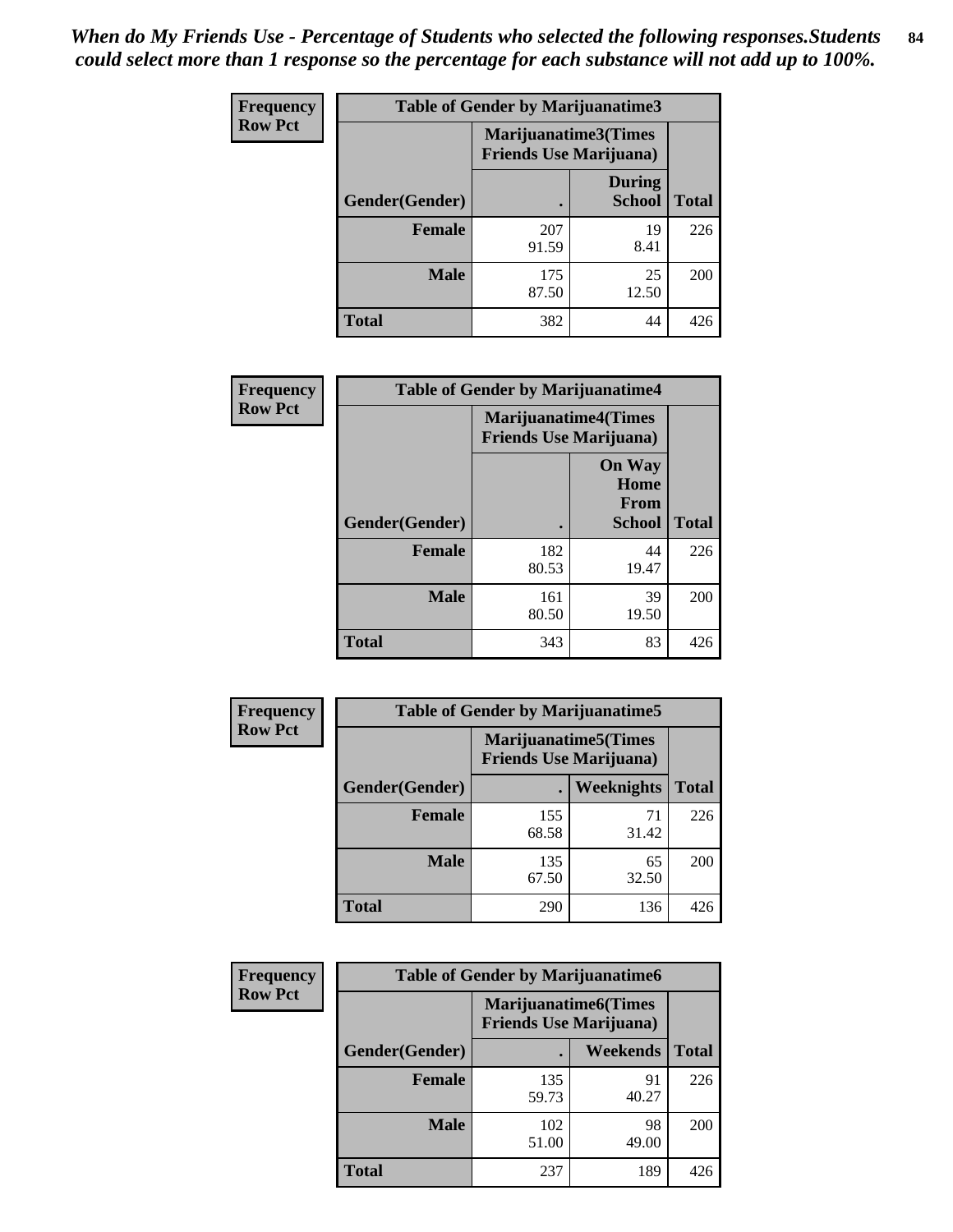*When do My Friends Use - Percentage of Students who selected the following responses.Students could select more than 1 response so the percentage for each substance will not add up to 100%.*

**Frequency**
**Row Pct**

| Table of Gender by Marijuanatime3 | | | |
|---|---|---|---|
| | Marijuanatime3(Times Friends Use Marijuana) | | |
| Gender(Gender) | . | During School | Total |
| **Female** | 207<br>91.59 | 19<br>8.41 | 226 |
| **Male** | 175<br>87.50 | 25<br>12.50 | 200 |
| **Total** | 382 | 44 | 426 |

**Frequency**
**Row Pct**

| Table of Gender by Marijuanatime4 | | | |
|---|---|---|---|
| | Marijuanatime4(Times Friends Use Marijuana) | | |
| Gender(Gender) | . | On Way Home From School | Total |
| **Female** | 182<br>80.53 | 44<br>19.47 | 226 |
| **Male** | 161<br>80.50 | 39<br>19.50 | 200 |
| **Total** | 343 | 83 | 426 |

**Frequency**
**Row Pct**

| Table of Gender by Marijuanatime5 | | | |
|---|---|---|---|
| | Marijuanatime5(Times Friends Use Marijuana) | | |
| Gender(Gender) | . | Weeknights | Total |
| **Female** | 155<br>68.58 | 71<br>31.42 | 226 |
| **Male** | 135<br>67.50 | 65<br>32.50 | 200 |
| **Total** | 290 | 136 | 426 |

**Frequency**
**Row Pct**

| Table of Gender by Marijuanatime6 | | | |
|---|---|---|---|
| | Marijuanatime6(Times Friends Use Marijuana) | | |
| Gender(Gender) | . | Weekends | Total |
| **Female** | 135<br>59.73 | 91<br>40.27 | 226 |
| **Male** | 102<br>51.00 | 98<br>49.00 | 200 |
| **Total** | 237 | 189 | 426 |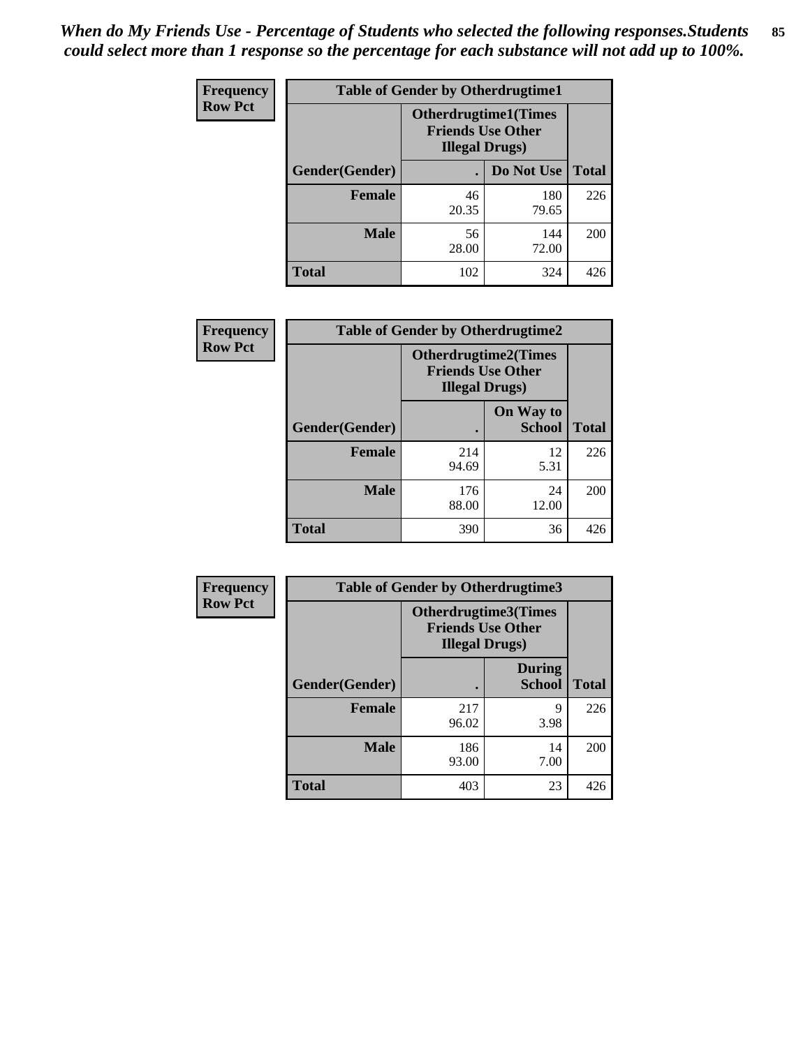*When do My Friends Use - Percentage of Students who selected the following responses.Students could select more than 1 response so the percentage for each substance will not add up to 100%.*

**Frequency**
**Row Pct**

| Table of Gender by Otherdrugtime1 | | | |
|---|---|---|---|
| | Otherdrugtime1(Times Friends Use Other Illegal Drugs) | | |
| Gender(Gender) | . | Do Not Use | Total |
| **Female** | 46<br>20.35 | 180<br>79.65 | 226 |
| **Male** | 56<br>28.00 | 144<br>72.00 | 200 |
| **Total** | 102 | 324 | 426 |

**Frequency**
**Row Pct**

| Table of Gender by Otherdrugtime2 | | | |
|---|---|---|---|
| | Otherdrugtime2(Times Friends Use Other Illegal Drugs) | | |
| Gender(Gender) | . | On Way to School | Total |
| **Female** | 214<br>94.69 | 12<br>5.31 | 226 |
| **Male** | 176<br>88.00 | 24<br>12.00 | 200 |
| **Total** | 390 | 36 | 426 |

**Frequency**
**Row Pct**

| Table of Gender by Otherdrugtime3 | | | |
|---|---|---|---|
| | Otherdrugtime3(Times Friends Use Other Illegal Drugs) | | |
| Gender(Gender) | . | During School | Total |
| **Female** | 217<br>96.02 | 9<br>3.98 | 226 |
| **Male** | 186<br>93.00 | 14<br>7.00 | 200 |
| **Total** | 403 | 23 | 426 |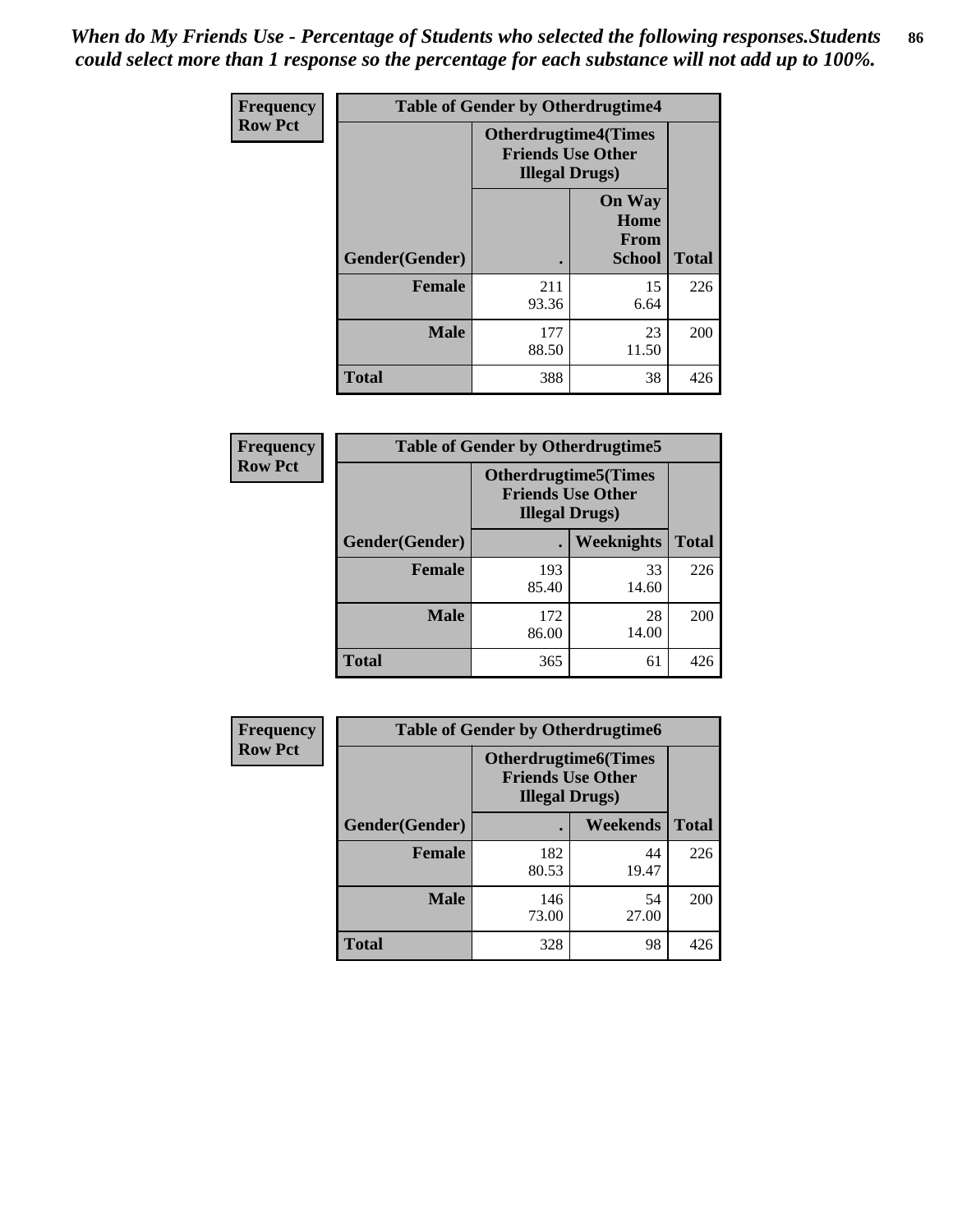*When do My Friends Use - Percentage of Students who selected the following responses.Students could select more than 1 response so the percentage for each substance will not add up to 100%.*

**Frequency**
**Row Pct**

| Table of Gender by Otherdrugtime4 | | | |
|---|---|---|---|
| | Otherdrugtime4(Times Friends Use Other Illegal Drugs) | | |
| Gender(Gender) | . | On Way Home From School | Total |
| **Female** | 211<br>93.36 | 15<br>6.64 | 226 |
| **Male** | 177<br>88.50 | 23<br>11.50 | 200 |
| **Total** | 388 | 38 | 426 |

**Frequency**
**Row Pct**

| Table of Gender by Otherdrugtime5 | | | |
|---|---|---|---|
| | Otherdrugtime5(Times Friends Use Other Illegal Drugs) | | |
| Gender(Gender) | . | Weeknights | Total |
| **Female** | 193<br>85.40 | 33<br>14.60 | 226 |
| **Male** | 172<br>86.00 | 28<br>14.00 | 200 |
| **Total** | 365 | 61 | 426 |

**Frequency**
**Row Pct**

| Table of Gender by Otherdrugtime6 | | | |
|---|---|---|---|
| | Otherdrugtime6(Times Friends Use Other Illegal Drugs) | | |
| Gender(Gender) | . | Weekends | Total |
| **Female** | 182<br>80.53 | 44<br>19.47 | 226 |
| **Male** | 146<br>73.00 | 54<br>27.00 | 200 |
| **Total** | 328 | 98 | 426 |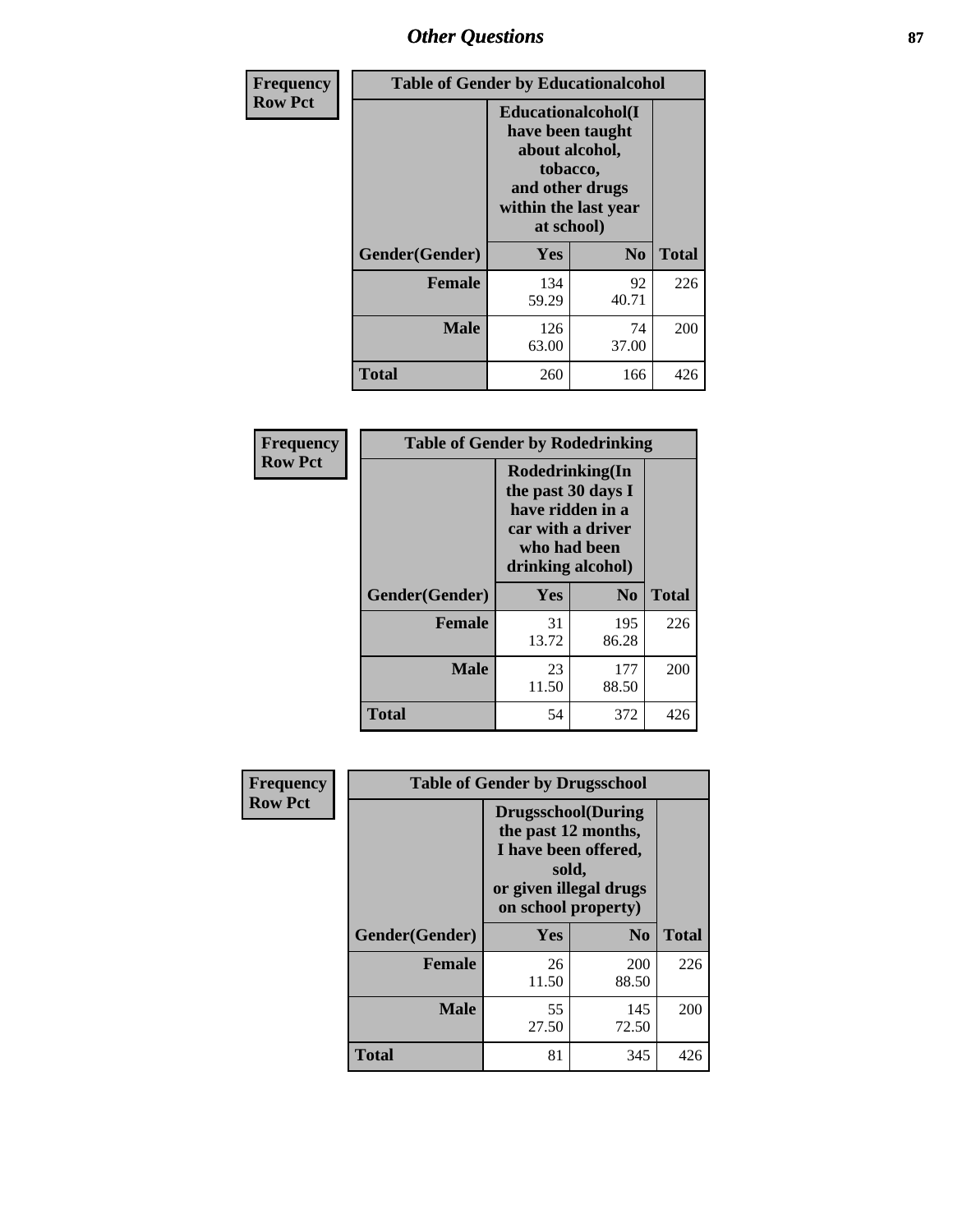# Other Questions

| Frequency Row Pct | Table of Gender by Educationalcohol | | |
|---|---|---|---|
| | Educationalcohol(I have been taught about alcohol, tobacco, and other drugs within the last year at school) | | |
| Gender(Gender) | Yes | No | Total |
| Female | 134<br>59.29 | 92<br>40.71 | 226 |
| Male | 126<br>63.00 | 74<br>37.00 | 200 |
| Total | 260 | 166 | 426 |

| Frequency Row Pct | Table of Gender by Rodedrinking | | |
|---|---|---|---|
| | Rodedrinking(In the past 30 days I have ridden in a car with a driver who had been drinking alcohol) | | |
| Gender(Gender) | Yes | No | Total |
| Female | 31<br>13.72 | 195<br>86.28 | 226 |
| Male | 23<br>11.50 | 177<br>88.50 | 200 |
| Total | 54 | 372 | 426 |

| Frequency Row Pct | Table of Gender by Drugsschool | | |
|---|---|---|---|
| | Drugsschool(During the past 12 months, I have been offered, sold, or given illegal drugs on school property) | | |
| Gender(Gender) | Yes | No | Total |
| Female | 26<br>11.50 | 200<br>88.50 | 226 |
| Male | 55<br>27.50 | 145<br>72.50 | 200 |
| Total | 81 | 345 | 426 |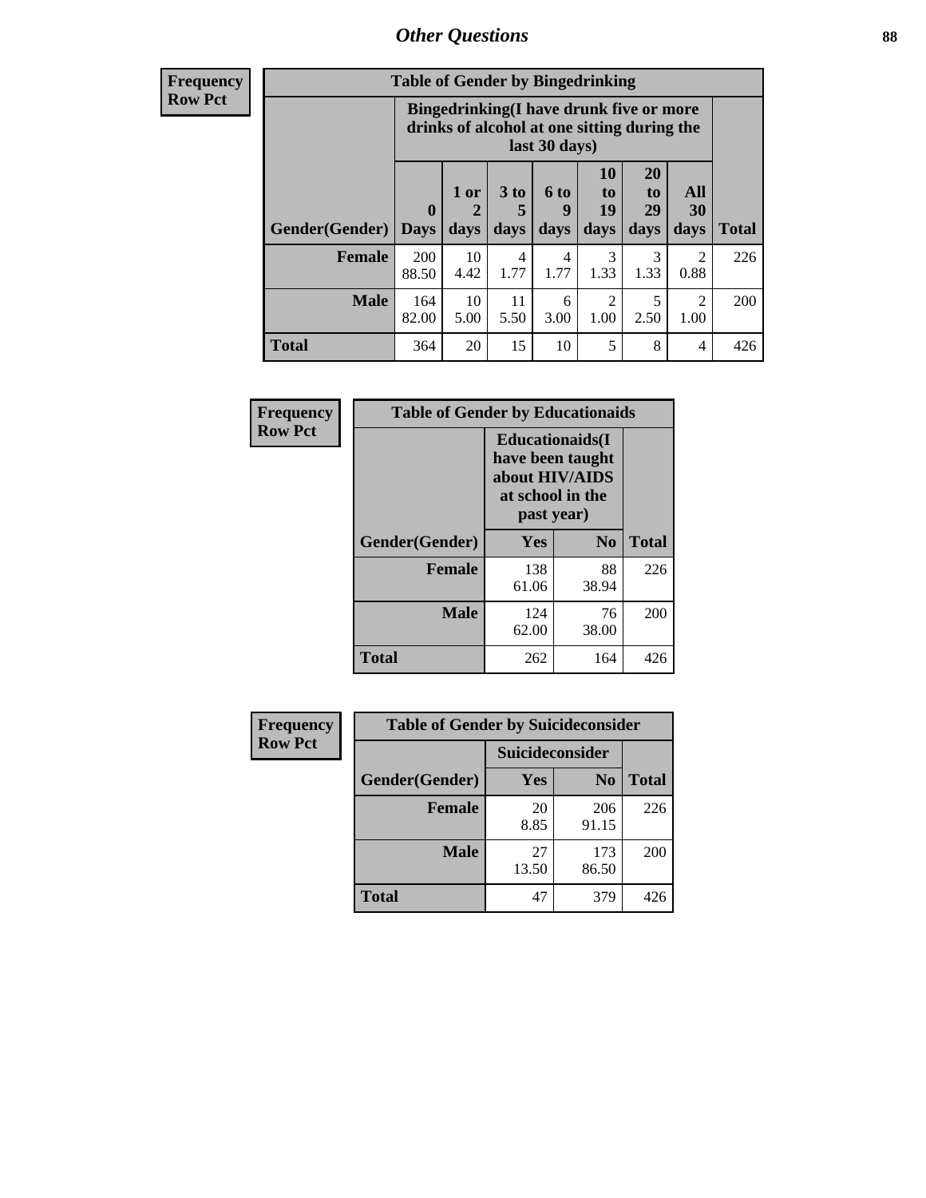## Other Questions

**Frequency**
**Row Pct**

| Table of Gender by Bingedrinking | | | | | | | | |
|---|---|---|---|---|---|---|---|---|
| | Bingedrinking(I have drunk five or more drinks of alcohol at one sitting during the last 30 days) | | | | | | | |
| Gender(Gender) | 0 Days | 1 or 2 days | 3 to 5 days | 6 to 9 days | 10 to 19 days | 20 to 29 days | All 30 days | Total |
| **Female** | 200<br>88.50 | 10<br>4.42 | 4<br>1.77 | 4<br>1.77 | 3<br>1.33 | 3<br>1.33 | 2<br>0.88 | 226 |
| **Male** | 164<br>82.00 | 10<br>5.00 | 11<br>5.50 | 6<br>3.00 | 2<br>1.00 | 5<br>2.50 | 2<br>1.00 | 200 |
| **Total** | 364 | 20 | 15 | 10 | 5 | 8 | 4 | 426 |

**Frequency**
**Row Pct**

| Table of Gender by Educationaids | | | |
|---|---|---|---|
| | Educationaids(I have been taught about HIV/AIDS at school in the past year) | | |
| Gender(Gender) | Yes | No | Total |
| **Female** | 138<br>61.06 | 88<br>38.94 | 226 |
| **Male** | 124<br>62.00 | 76<br>38.00 | 200 |
| **Total** | 262 | 164 | 426 |

**Frequency**
**Row Pct**

| Table of Gender by Suicideconsider | | | |
|---|---|---|---|
| | Suicideconsider | | |
| Gender(Gender) | Yes | No | Total |
| **Female** | 20<br>8.85 | 206<br>91.15 | 226 |
| **Male** | 27<br>13.50 | 173<br>86.50 | 200 |
| **Total** | 47 | 379 | 426 |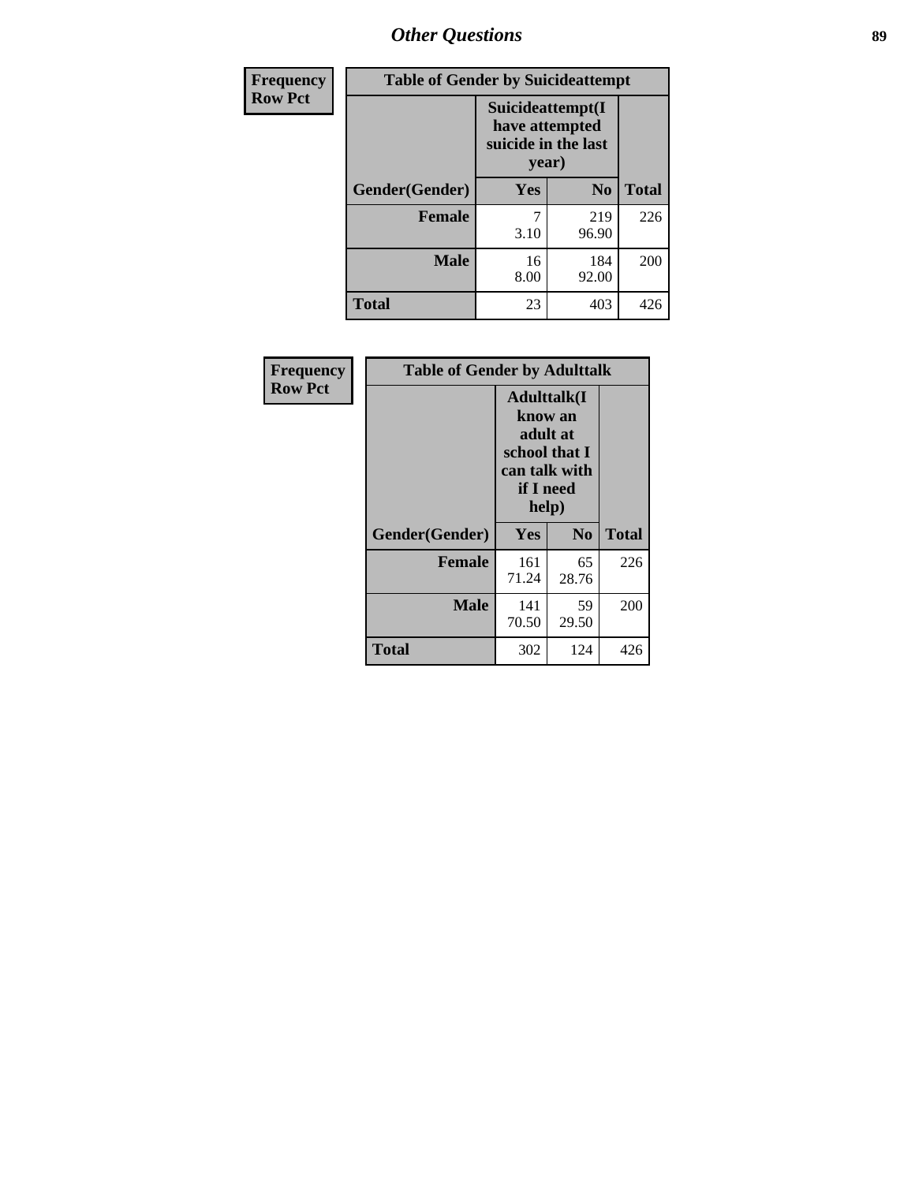# Other Questions

| Frequency Row Pct | Table of Gender by Suicideattempt | | |
|---|---|---|---|
| | Suicideattempt(I have attempted suicide in the last year) | | |
| Gender(Gender) | Yes | No | Total |
| Female | 7<br>3.10 | 219<br>96.90 | 226 |
| Male | 16<br>8.00 | 184<br>92.00 | 200 |
| Total | 23 | 403 | 426 |

| Frequency Row Pct | Table of Gender by Adulttalk | | |
|---|---|---|---|
| | Adulttalk(I know an adult at school that I can talk with if I need help) | | |
| Gender(Gender) | Yes | No | Total |
| Female | 161<br>71.24 | 65<br>28.76 | 226 |
| Male | 141<br>70.50 | 59<br>29.50 | 200 |
| Total | 302 | 124 | 426 |